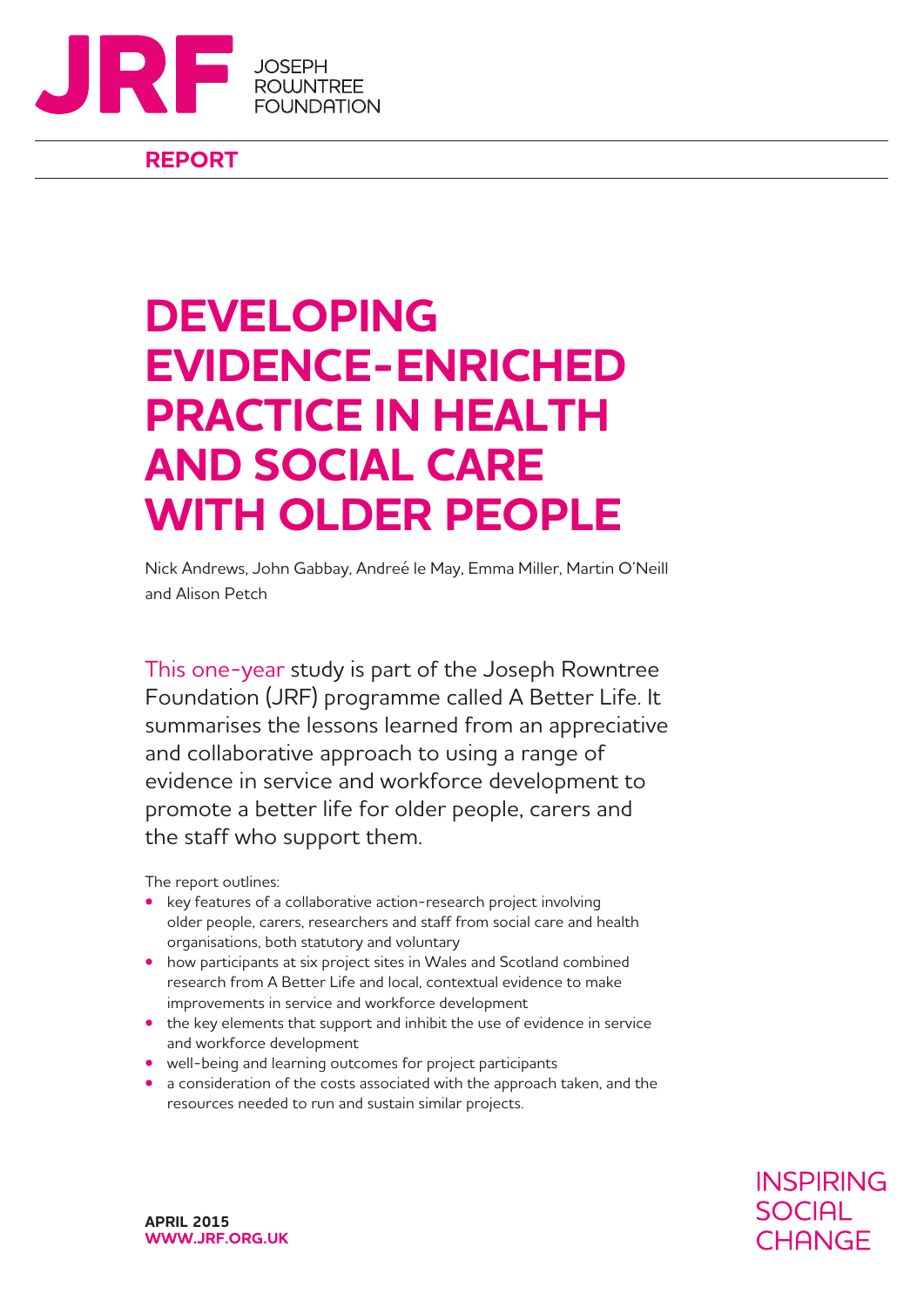JOSEPH ROWNTREE FOUNDATION

**REPORT**

# DEVELOPING EVIDENCE-ENRICHED PRACTICE IN HEALTH AND SOCIAL CARE WITH OLDER PEOPLE

Nick Andrews, John Gabbay, Andreé le May, Emma Miller, Martin O'Neill and Alison Petch

This one-year study is part of the Joseph Rowntree Foundation (JRF) programme called A Better Life. It summarises the lessons learned from an appreciative and collaborative approach to using a range of evidence in service and workforce development to promote a better life for older people, carers and the staff who support them.

The report outlines:

- key features of a collaborative action-research project involving older people, carers, researchers and staff from social care and health organisations, both statutory and voluntary
- how participants at six project sites in Wales and Scotland combined research from A Better Life and local, contextual evidence to make improvements in service and workforce development
- the key elements that support and inhibit the use of evidence in service and workforce development
- well-being and learning outcomes for project participants
- a consideration of the costs associated with the approach taken, and the resources needed to run and sustain similar projects.

**APRIL 2015**
**WWW.JRF.ORG.UK**

INSPIRING SOCIAL CHANGE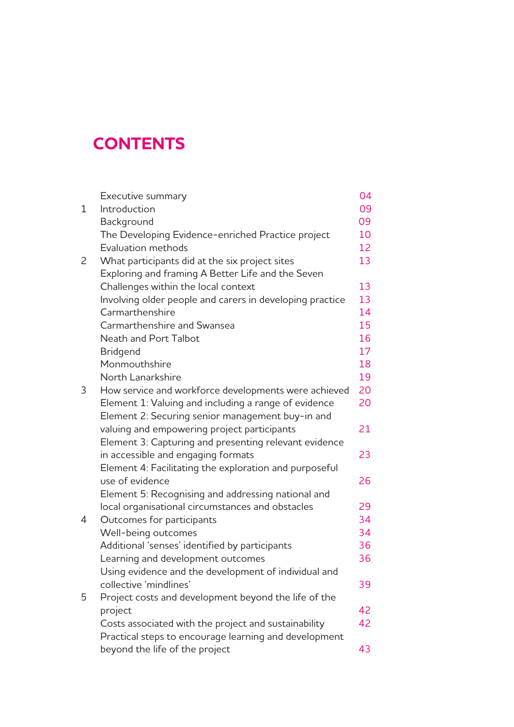# CONTENTS

| | | |
|---|---|---|
| | Executive summary | 04 |
| 1 | Introduction | 09 |
| | Background | 09 |
| | The Developing Evidence-enriched Practice project | 10 |
| | Evaluation methods | 12 |
| 2 | What participants did at the six project sites | 13 |
| | Exploring and framing A Better Life and the Seven Challenges within the local context | 13 |
| | Involving older people and carers in developing practice | 13 |
| | Carmarthenshire | 14 |
| | Carmarthenshire and Swansea | 15 |
| | Neath and Port Talbot | 16 |
| | Bridgend | 17 |
| | Monmouthshire | 18 |
| | North Lanarkshire | 19 |
| 3 | How service and workforce developments were achieved | 20 |
| | Element 1: Valuing and including a range of evidence | 20 |
| | Element 2: Securing senior management buy-in and valuing and empowering project participants | 21 |
| | Element 3: Capturing and presenting relevant evidence in accessible and engaging formats | 23 |
| | Element 4: Facilitating the exploration and purposeful use of evidence | 26 |
| | Element 5: Recognising and addressing national and local organisational circumstances and obstacles | 29 |
| 4 | Outcomes for participants | 34 |
| | Well-being outcomes | 34 |
| | Additional 'senses' identified by participants | 36 |
| | Learning and development outcomes | 36 |
| | Using evidence and the development of individual and collective 'mindlines' | 39 |
| 5 | Project costs and development beyond the life of the project | 42 |
| | Costs associated with the project and sustainability | 42 |
| | Practical steps to encourage learning and development beyond the life of the project | 43 |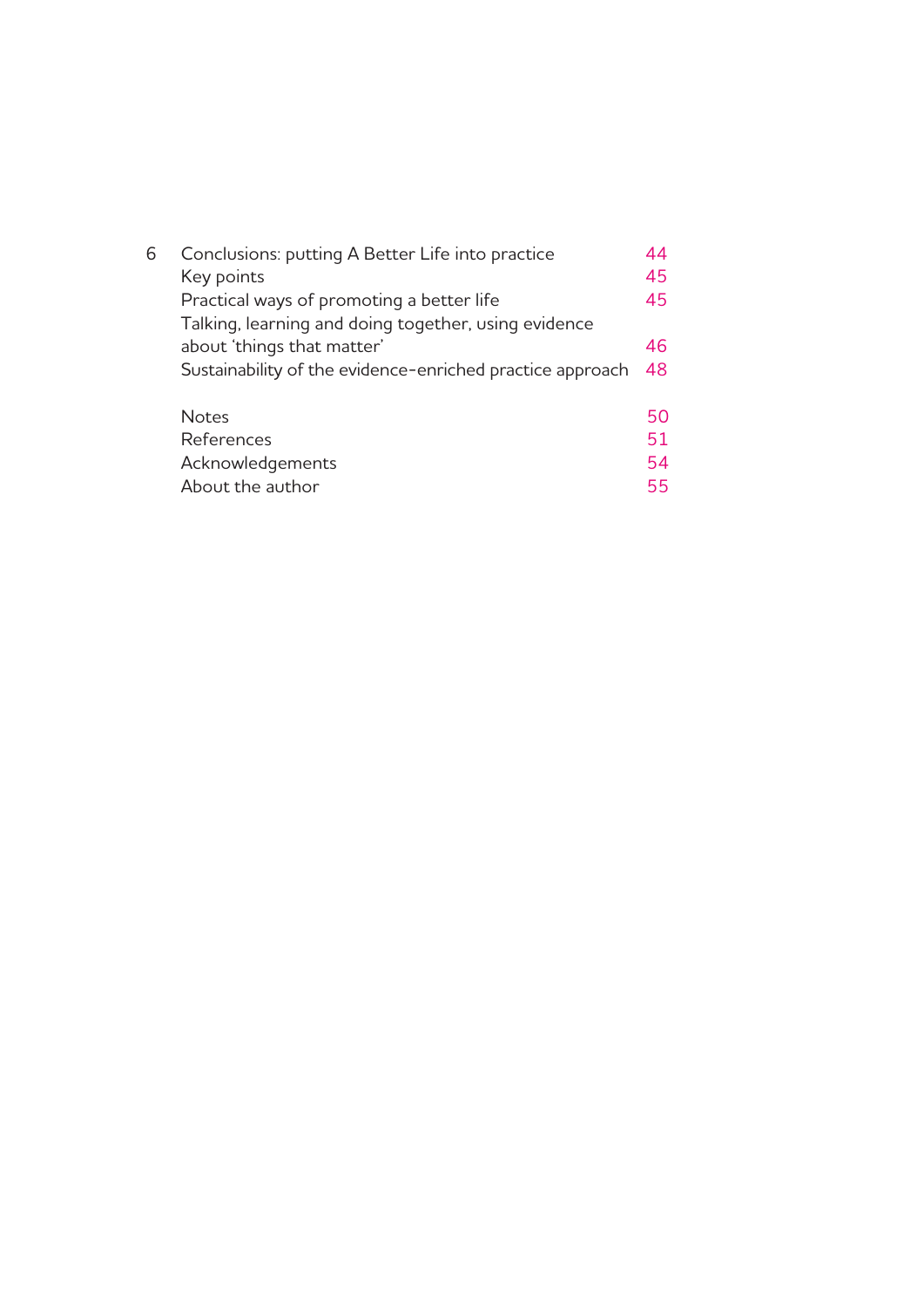| | | |
|---|---|---|
| 6 | Conclusions: putting A Better Life into practice | 44 |
| | Key points | 45 |
| | Practical ways of promoting a better life | 45 |
| | Talking, learning and doing together, using evidence about 'things that matter' | 46 |
| | Sustainability of the evidence-enriched practice approach | 48 |
| | | |
| | Notes | 50 |
| | References | 51 |
| | Acknowledgements | 54 |
| | About the author | 55 |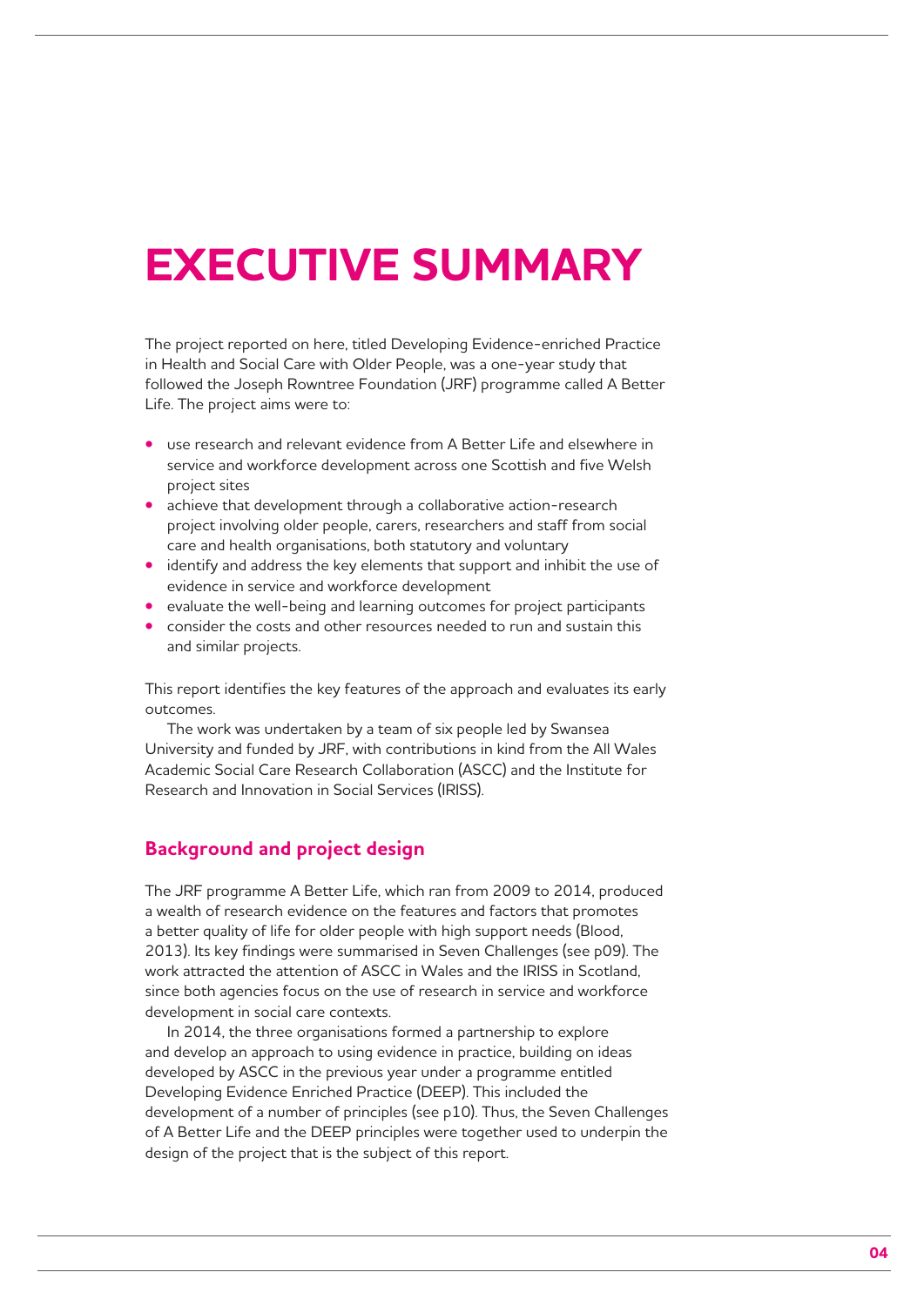# EXECUTIVE SUMMARY

The project reported on here, titled Developing Evidence-enriched Practice in Health and Social Care with Older People, was a one-year study that followed the Joseph Rowntree Foundation (JRF) programme called A Better Life. The project aims were to:

- use research and relevant evidence from A Better Life and elsewhere in service and workforce development across one Scottish and five Welsh project sites
- achieve that development through a collaborative action-research project involving older people, carers, researchers and staff from social care and health organisations, both statutory and voluntary
- identify and address the key elements that support and inhibit the use of evidence in service and workforce development
- evaluate the well-being and learning outcomes for project participants
- consider the costs and other resources needed to run and sustain this and similar projects.

This report identifies the key features of the approach and evaluates its early outcomes.

The work was undertaken by a team of six people led by Swansea University and funded by JRF, with contributions in kind from the All Wales Academic Social Care Research Collaboration (ASCC) and the Institute for Research and Innovation in Social Services (IRISS).

## Background and project design

The JRF programme A Better Life, which ran from 2009 to 2014, produced a wealth of research evidence on the features and factors that promotes a better quality of life for older people with high support needs (Blood, 2013). Its key findings were summarised in Seven Challenges (see p09). The work attracted the attention of ASCC in Wales and the IRISS in Scotland, since both agencies focus on the use of research in service and workforce development in social care contexts.

In 2014, the three organisations formed a partnership to explore and develop an approach to using evidence in practice, building on ideas developed by ASCC in the previous year under a programme entitled Developing Evidence Enriched Practice (DEEP). This included the development of a number of principles (see p10). Thus, the Seven Challenges of A Better Life and the DEEP principles were together used to underpin the design of the project that is the subject of this report.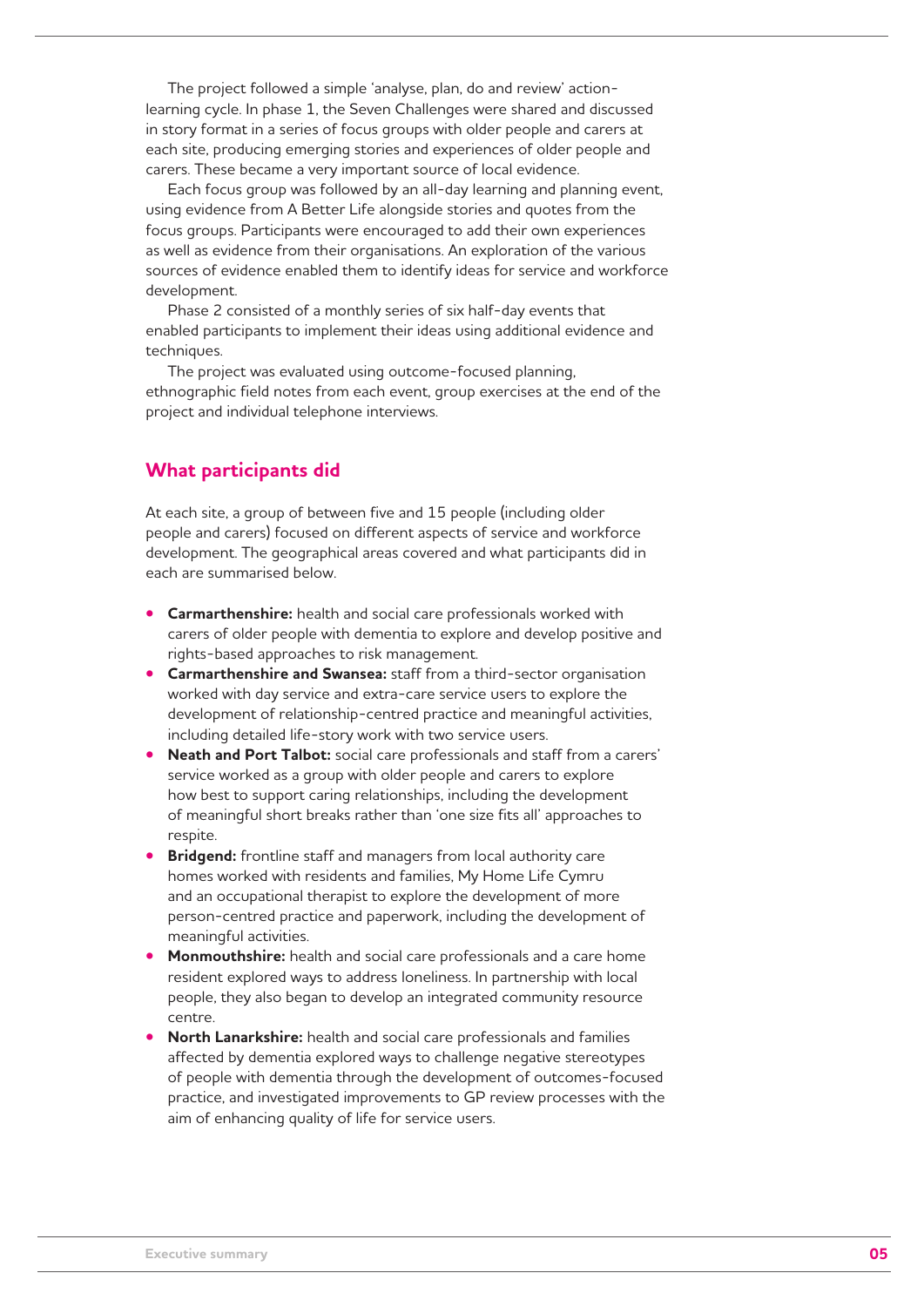The project followed a simple 'analyse, plan, do and review' action-learning cycle. In phase 1, the Seven Challenges were shared and discussed in story format in a series of focus groups with older people and carers at each site, producing emerging stories and experiences of older people and carers. These became a very important source of local evidence.

Each focus group was followed by an all-day learning and planning event, using evidence from A Better Life alongside stories and quotes from the focus groups. Participants were encouraged to add their own experiences as well as evidence from their organisations. An exploration of the various sources of evidence enabled them to identify ideas for service and workforce development.

Phase 2 consisted of a monthly series of six half-day events that enabled participants to implement their ideas using additional evidence and techniques.

The project was evaluated using outcome-focused planning, ethnographic field notes from each event, group exercises at the end of the project and individual telephone interviews.

## What participants did

At each site, a group of between five and 15 people (including older people and carers) focused on different aspects of service and workforce development. The geographical areas covered and what participants did in each are summarised below.

- **Carmarthenshire:** health and social care professionals worked with carers of older people with dementia to explore and develop positive and rights-based approaches to risk management.
- **Carmarthenshire and Swansea:** staff from a third-sector organisation worked with day service and extra-care service users to explore the development of relationship-centred practice and meaningful activities, including detailed life-story work with two service users.
- **Neath and Port Talbot:** social care professionals and staff from a carers' service worked as a group with older people and carers to explore how best to support caring relationships, including the development of meaningful short breaks rather than 'one size fits all' approaches to respite.
- **Bridgend:** frontline staff and managers from local authority care homes worked with residents and families, My Home Life Cymru and an occupational therapist to explore the development of more person-centred practice and paperwork, including the development of meaningful activities.
- **Monmouthshire:** health and social care professionals and a care home resident explored ways to address loneliness. In partnership with local people, they also began to develop an integrated community resource centre.
- **North Lanarkshire:** health and social care professionals and families affected by dementia explored ways to challenge negative stereotypes of people with dementia through the development of outcomes-focused practice, and investigated improvements to GP review processes with the aim of enhancing quality of life for service users.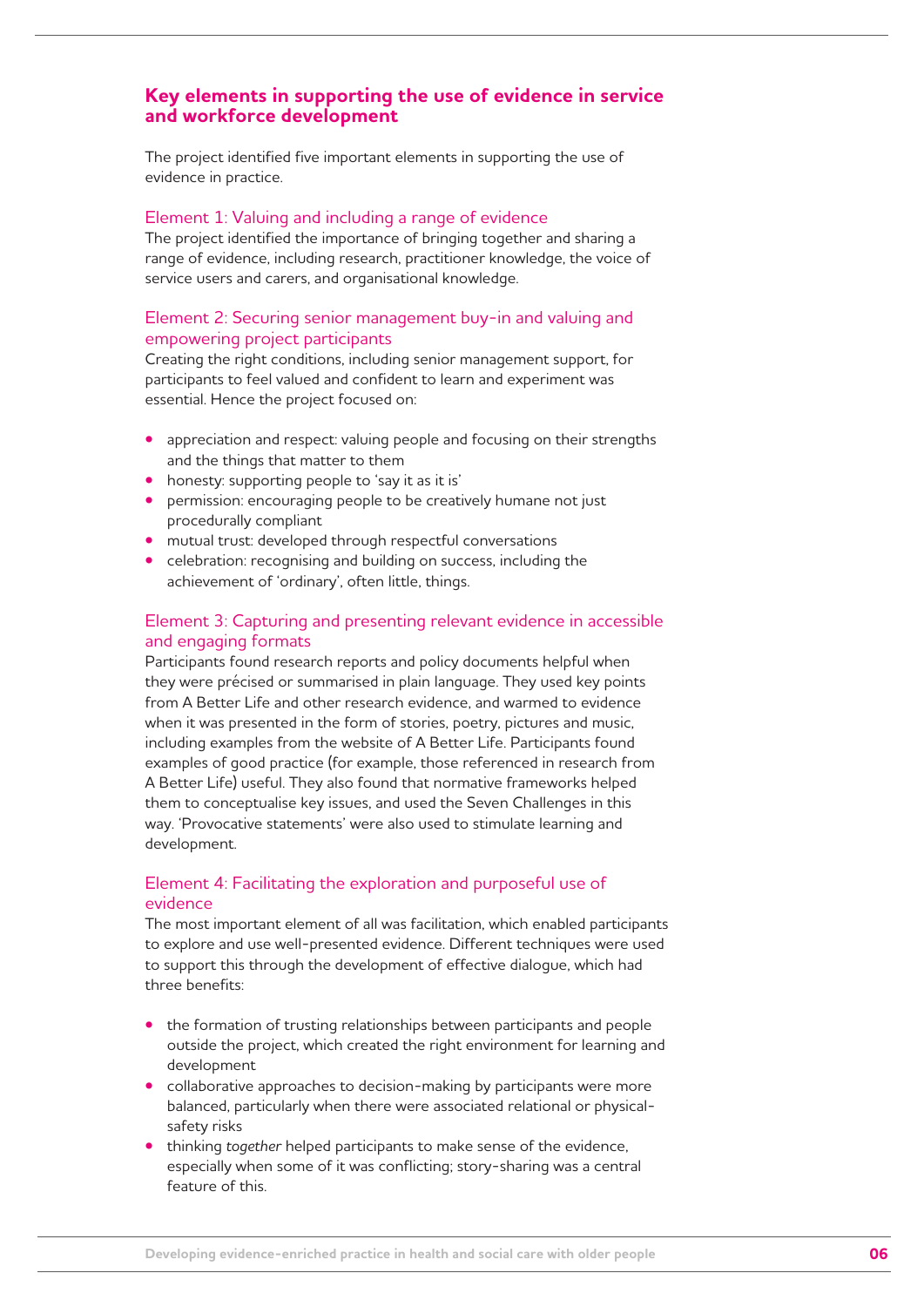## Key elements in supporting the use of evidence in service and workforce development

The project identified five important elements in supporting the use of evidence in practice.

### Element 1: Valuing and including a range of evidence

The project identified the importance of bringing together and sharing a range of evidence, including research, practitioner knowledge, the voice of service users and carers, and organisational knowledge.

### Element 2: Securing senior management buy-in and valuing and empowering project participants

Creating the right conditions, including senior management support, for participants to feel valued and confident to learn and experiment was essential. Hence the project focused on:

- appreciation and respect: valuing people and focusing on their strengths and the things that matter to them
- honesty: supporting people to 'say it as it is'
- permission: encouraging people to be creatively humane not just procedurally compliant
- mutual trust: developed through respectful conversations
- celebration: recognising and building on success, including the achievement of 'ordinary', often little, things.

### Element 3: Capturing and presenting relevant evidence in accessible and engaging formats

Participants found research reports and policy documents helpful when they were précised or summarised in plain language. They used key points from A Better Life and other research evidence, and warmed to evidence when it was presented in the form of stories, poetry, pictures and music, including examples from the website of A Better Life. Participants found examples of good practice (for example, those referenced in research from A Better Life) useful. They also found that normative frameworks helped them to conceptualise key issues, and used the Seven Challenges in this way. 'Provocative statements' were also used to stimulate learning and development.

### Element 4: Facilitating the exploration and purposeful use of evidence

The most important element of all was facilitation, which enabled participants to explore and use well-presented evidence. Different techniques were used to support this through the development of effective dialogue, which had three benefits:

- the formation of trusting relationships between participants and people outside the project, which created the right environment for learning and development
- collaborative approaches to decision-making by participants were more balanced, particularly when there were associated relational or physical-safety risks
- thinking *together* helped participants to make sense of the evidence, especially when some of it was conflicting; story-sharing was a central feature of this.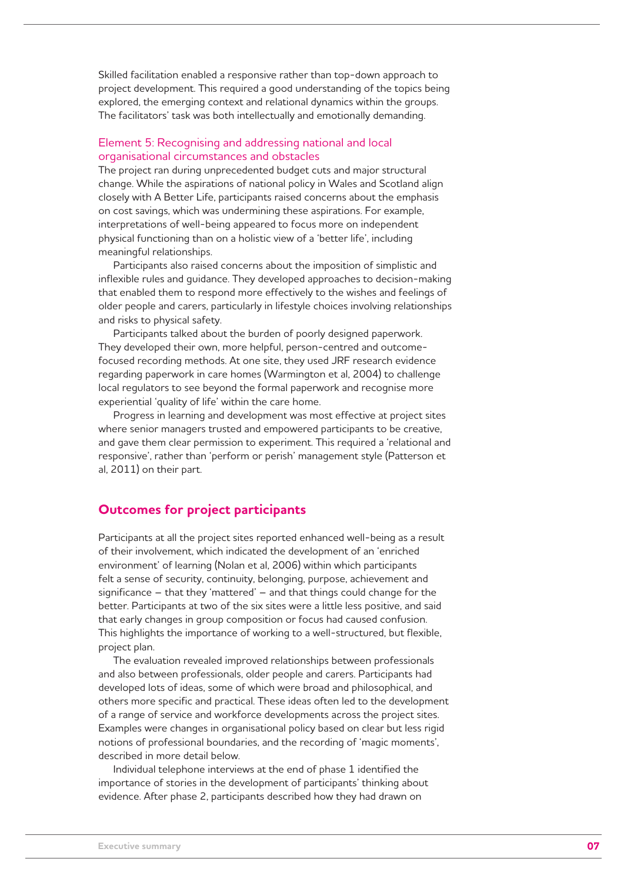Skilled facilitation enabled a responsive rather than top-down approach to project development. This required a good understanding of the topics being explored, the emerging context and relational dynamics within the groups. The facilitators' task was both intellectually and emotionally demanding.

### Element 5: Recognising and addressing national and local organisational circumstances and obstacles

The project ran during unprecedented budget cuts and major structural change. While the aspirations of national policy in Wales and Scotland align closely with A Better Life, participants raised concerns about the emphasis on cost savings, which was undermining these aspirations. For example, interpretations of well-being appeared to focus more on independent physical functioning than on a holistic view of a 'better life', including meaningful relationships.

Participants also raised concerns about the imposition of simplistic and inflexible rules and guidance. They developed approaches to decision-making that enabled them to respond more effectively to the wishes and feelings of older people and carers, particularly in lifestyle choices involving relationships and risks to physical safety.

Participants talked about the burden of poorly designed paperwork. They developed their own, more helpful, person-centred and outcome-focused recording methods. At one site, they used JRF research evidence regarding paperwork in care homes (Warmington et al, 2004) to challenge local regulators to see beyond the formal paperwork and recognise more experiential 'quality of life' within the care home.

Progress in learning and development was most effective at project sites where senior managers trusted and empowered participants to be creative, and gave them clear permission to experiment. This required a 'relational and responsive', rather than 'perform or perish' management style (Patterson et al, 2011) on their part.

## Outcomes for project participants

Participants at all the project sites reported enhanced well-being as a result of their involvement, which indicated the development of an 'enriched environment' of learning (Nolan et al, 2006) within which participants felt a sense of security, continuity, belonging, purpose, achievement and significance – that they 'mattered' – and that things could change for the better. Participants at two of the six sites were a little less positive, and said that early changes in group composition or focus had caused confusion. This highlights the importance of working to a well-structured, but flexible, project plan.

The evaluation revealed improved relationships between professionals and also between professionals, older people and carers. Participants had developed lots of ideas, some of which were broad and philosophical, and others more specific and practical. These ideas often led to the development of a range of service and workforce developments across the project sites. Examples were changes in organisational policy based on clear but less rigid notions of professional boundaries, and the recording of 'magic moments', described in more detail below.

Individual telephone interviews at the end of phase 1 identified the importance of stories in the development of participants' thinking about evidence. After phase 2, participants described how they had drawn on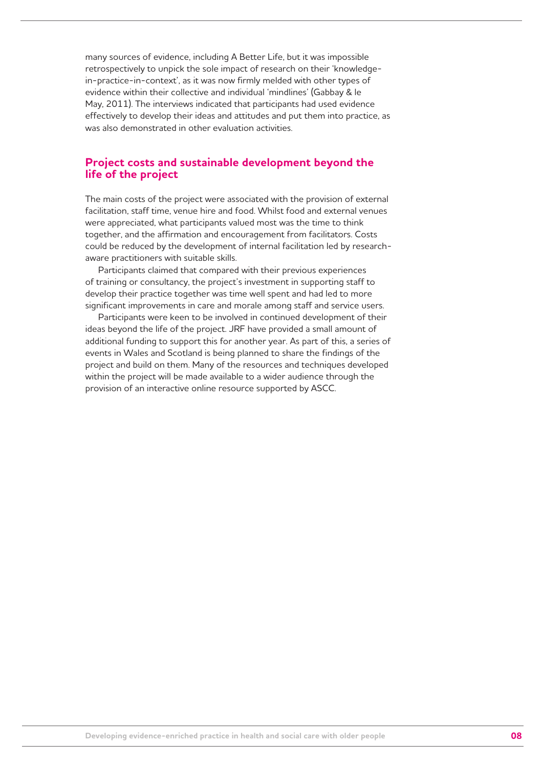many sources of evidence, including A Better Life, but it was impossible retrospectively to unpick the sole impact of research on their 'knowledge-in-practice-in-context', as it was now firmly melded with other types of evidence within their collective and individual 'mindlines' (Gabbay & le May, 2011). The interviews indicated that participants had used evidence effectively to develop their ideas and attitudes and put them into practice, as was also demonstrated in other evaluation activities.

## Project costs and sustainable development beyond the life of the project

The main costs of the project were associated with the provision of external facilitation, staff time, venue hire and food. Whilst food and external venues were appreciated, what participants valued most was the time to think together, and the affirmation and encouragement from facilitators. Costs could be reduced by the development of internal facilitation led by research-aware practitioners with suitable skills.

Participants claimed that compared with their previous experiences of training or consultancy, the project's investment in supporting staff to develop their practice together was time well spent and had led to more significant improvements in care and morale among staff and service users.

Participants were keen to be involved in continued development of their ideas beyond the life of the project. JRF have provided a small amount of additional funding to support this for another year. As part of this, a series of events in Wales and Scotland is being planned to share the findings of the project and build on them. Many of the resources and techniques developed within the project will be made available to a wider audience through the provision of an interactive online resource supported by ASCC.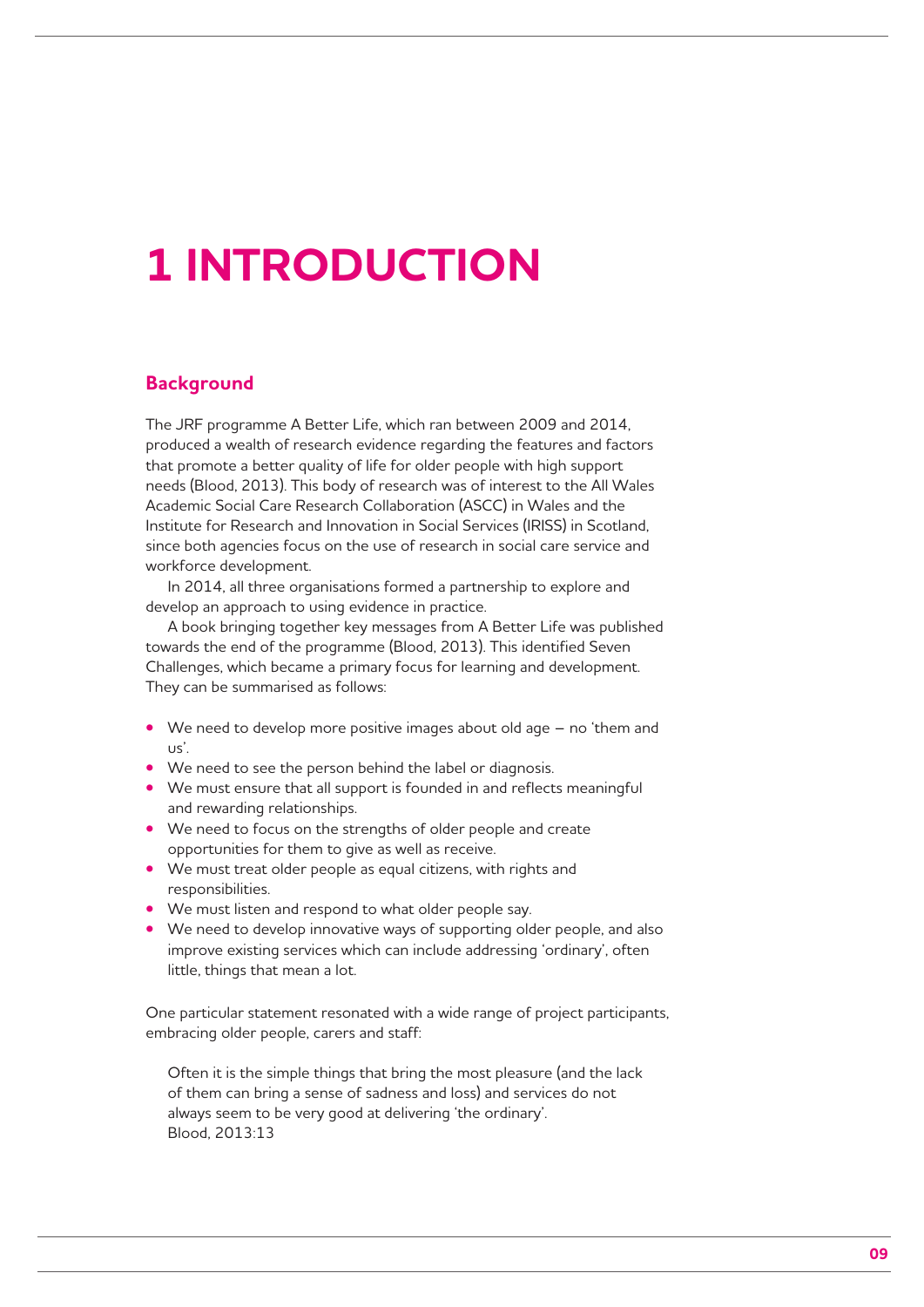# 1 INTRODUCTION

## Background

The JRF programme A Better Life, which ran between 2009 and 2014, produced a wealth of research evidence regarding the features and factors that promote a better quality of life for older people with high support needs (Blood, 2013). This body of research was of interest to the All Wales Academic Social Care Research Collaboration (ASCC) in Wales and the Institute for Research and Innovation in Social Services (IRISS) in Scotland, since both agencies focus on the use of research in social care service and workforce development.

In 2014, all three organisations formed a partnership to explore and develop an approach to using evidence in practice.

A book bringing together key messages from A Better Life was published towards the end of the programme (Blood, 2013). This identified Seven Challenges, which became a primary focus for learning and development. They can be summarised as follows:

- We need to develop more positive images about old age – no 'them and us'.
- We need to see the person behind the label or diagnosis.
- We must ensure that all support is founded in and reflects meaningful and rewarding relationships.
- We need to focus on the strengths of older people and create opportunities for them to give as well as receive.
- We must treat older people as equal citizens, with rights and responsibilities.
- We must listen and respond to what older people say.
- We need to develop innovative ways of supporting older people, and also improve existing services which can include addressing 'ordinary', often little, things that mean a lot.

One particular statement resonated with a wide range of project participants, embracing older people, carers and staff:

> Often it is the simple things that bring the most pleasure (and the lack of them can bring a sense of sadness and loss) and services do not always seem to be very good at delivering 'the ordinary'.
> Blood, 2013:13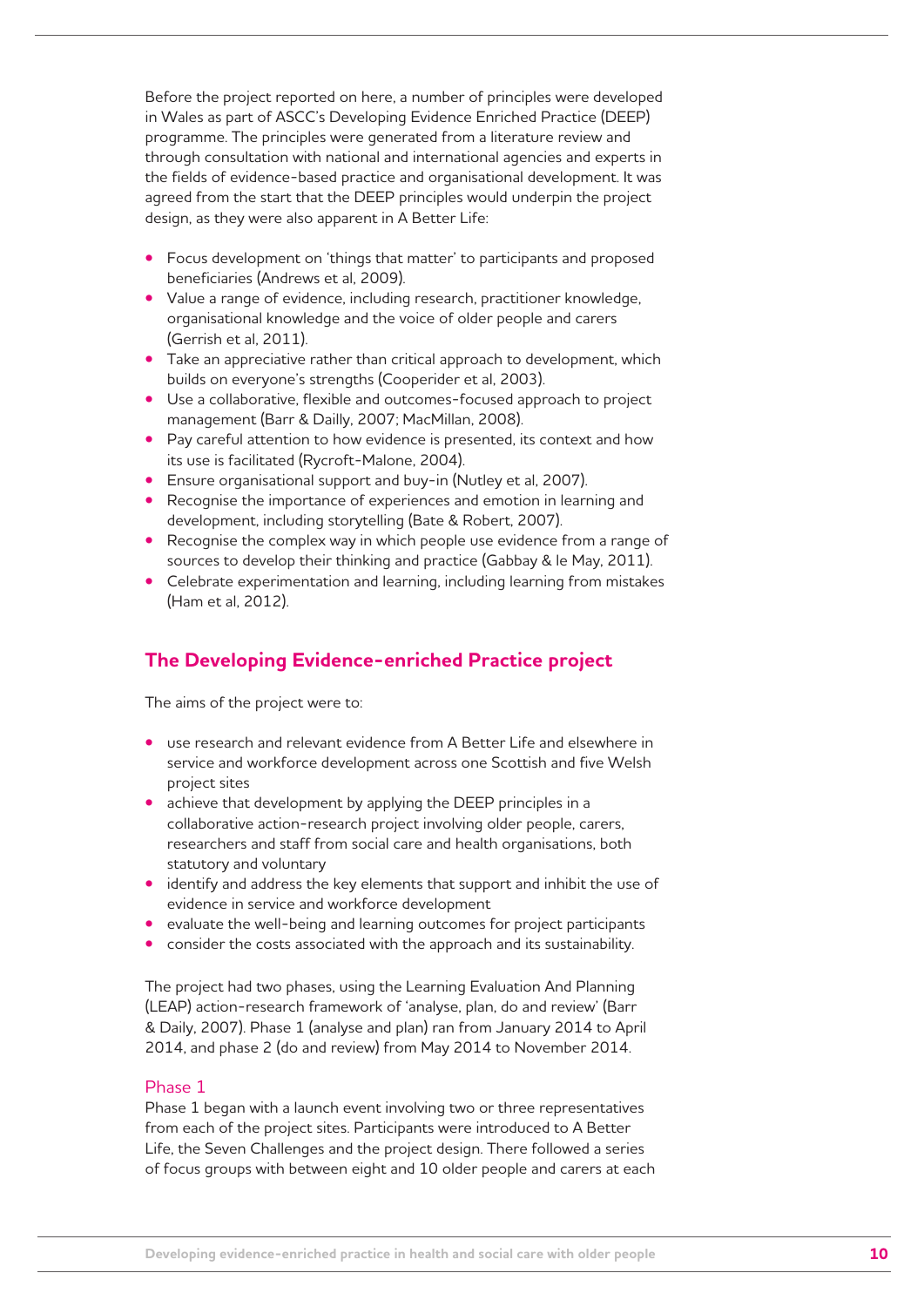Before the project reported on here, a number of principles were developed in Wales as part of ASCC's Developing Evidence Enriched Practice (DEEP) programme. The principles were generated from a literature review and through consultation with national and international agencies and experts in the fields of evidence-based practice and organisational development. It was agreed from the start that the DEEP principles would underpin the project design, as they were also apparent in A Better Life:

- Focus development on 'things that matter' to participants and proposed beneficiaries (Andrews et al, 2009).
- Value a range of evidence, including research, practitioner knowledge, organisational knowledge and the voice of older people and carers (Gerrish et al, 2011).
- Take an appreciative rather than critical approach to development, which builds on everyone's strengths (Cooperider et al, 2003).
- Use a collaborative, flexible and outcomes-focused approach to project management (Barr & Dailly, 2007; MacMillan, 2008).
- Pay careful attention to how evidence is presented, its context and how its use is facilitated (Rycroft-Malone, 2004).
- Ensure organisational support and buy-in (Nutley et al, 2007).
- Recognise the importance of experiences and emotion in learning and development, including storytelling (Bate & Robert, 2007).
- Recognise the complex way in which people use evidence from a range of sources to develop their thinking and practice (Gabbay & le May, 2011).
- Celebrate experimentation and learning, including learning from mistakes (Ham et al, 2012).

## The Developing Evidence-enriched Practice project

The aims of the project were to:

- use research and relevant evidence from A Better Life and elsewhere in service and workforce development across one Scottish and five Welsh project sites
- achieve that development by applying the DEEP principles in a collaborative action-research project involving older people, carers, researchers and staff from social care and health organisations, both statutory and voluntary
- identify and address the key elements that support and inhibit the use of evidence in service and workforce development
- evaluate the well-being and learning outcomes for project participants
- consider the costs associated with the approach and its sustainability.

The project had two phases, using the Learning Evaluation And Planning (LEAP) action-research framework of 'analyse, plan, do and review' (Barr & Daily, 2007). Phase 1 (analyse and plan) ran from January 2014 to April 2014, and phase 2 (do and review) from May 2014 to November 2014.

### Phase 1

Phase 1 began with a launch event involving two or three representatives from each of the project sites. Participants were introduced to A Better Life, the Seven Challenges and the project design. There followed a series of focus groups with between eight and 10 older people and carers at each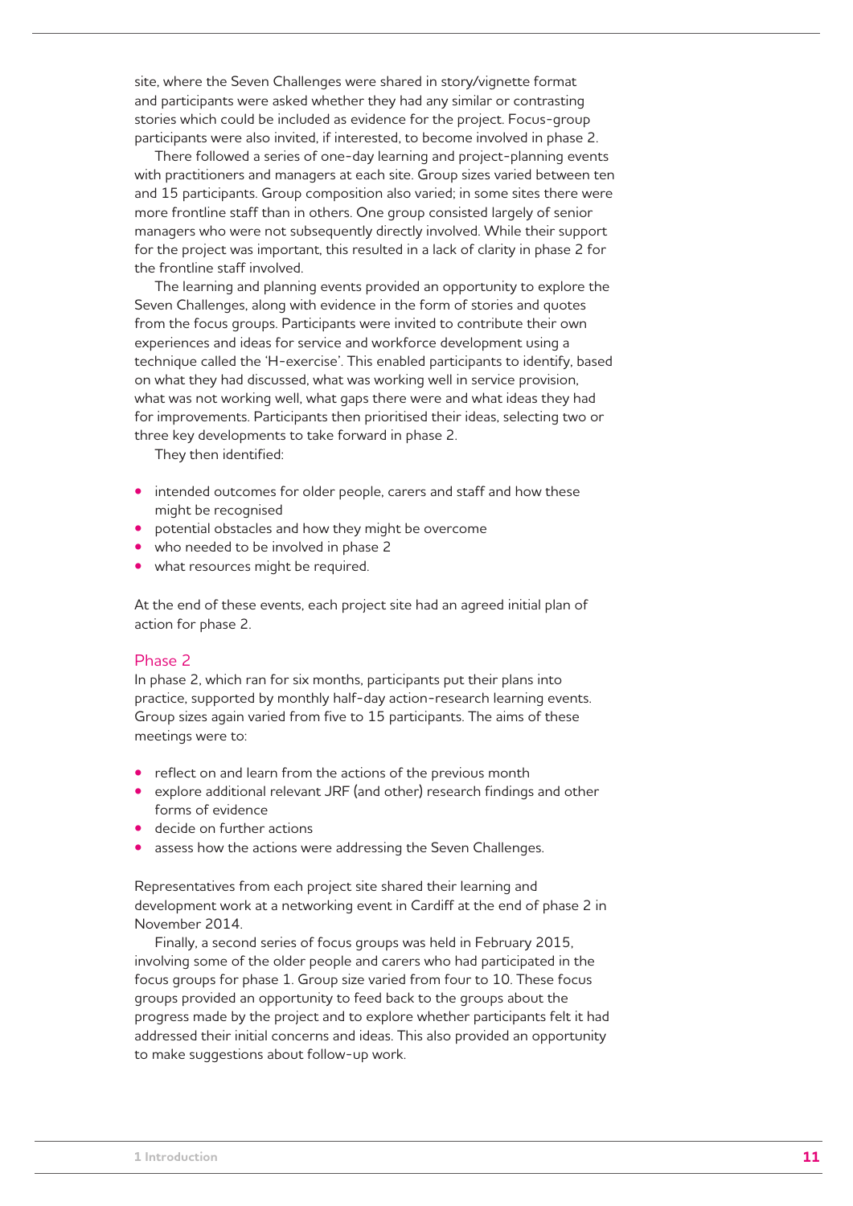site, where the Seven Challenges were shared in story/vignette format and participants were asked whether they had any similar or contrasting stories which could be included as evidence for the project. Focus-group participants were also invited, if interested, to become involved in phase 2.

There followed a series of one-day learning and project-planning events with practitioners and managers at each site. Group sizes varied between ten and 15 participants. Group composition also varied; in some sites there were more frontline staff than in others. One group consisted largely of senior managers who were not subsequently directly involved. While their support for the project was important, this resulted in a lack of clarity in phase 2 for the frontline staff involved.

The learning and planning events provided an opportunity to explore the Seven Challenges, along with evidence in the form of stories and quotes from the focus groups. Participants were invited to contribute their own experiences and ideas for service and workforce development using a technique called the 'H-exercise'. This enabled participants to identify, based on what they had discussed, what was working well in service provision, what was not working well, what gaps there were and what ideas they had for improvements. Participants then prioritised their ideas, selecting two or three key developments to take forward in phase 2.

They then identified:

- intended outcomes for older people, carers and staff and how these might be recognised
- potential obstacles and how they might be overcome
- who needed to be involved in phase 2
- what resources might be required.

At the end of these events, each project site had an agreed initial plan of action for phase 2.

### Phase 2

In phase 2, which ran for six months, participants put their plans into practice, supported by monthly half-day action-research learning events. Group sizes again varied from five to 15 participants. The aims of these meetings were to:

- reflect on and learn from the actions of the previous month
- explore additional relevant JRF (and other) research findings and other forms of evidence
- decide on further actions
- assess how the actions were addressing the Seven Challenges.

Representatives from each project site shared their learning and development work at a networking event in Cardiff at the end of phase 2 in November 2014.

Finally, a second series of focus groups was held in February 2015, involving some of the older people and carers who had participated in the focus groups for phase 1. Group size varied from four to 10. These focus groups provided an opportunity to feed back to the groups about the progress made by the project and to explore whether participants felt it had addressed their initial concerns and ideas. This also provided an opportunity to make suggestions about follow-up work.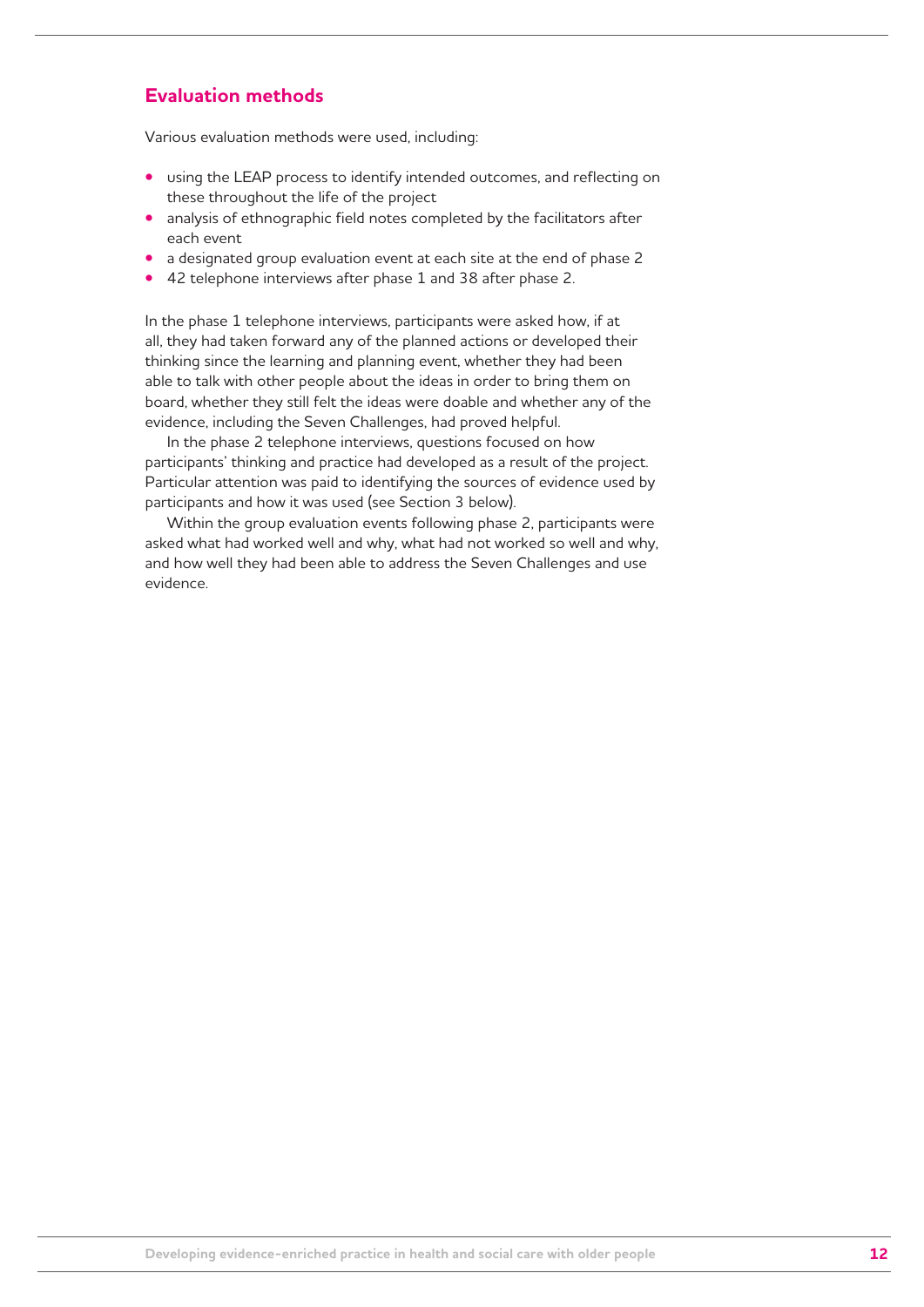## Evaluation methods

Various evaluation methods were used, including:

- using the LEAP process to identify intended outcomes, and reflecting on these throughout the life of the project
- analysis of ethnographic field notes completed by the facilitators after each event
- a designated group evaluation event at each site at the end of phase 2
- 42 telephone interviews after phase 1 and 38 after phase 2.

In the phase 1 telephone interviews, participants were asked how, if at all, they had taken forward any of the planned actions or developed their thinking since the learning and planning event, whether they had been able to talk with other people about the ideas in order to bring them on board, whether they still felt the ideas were doable and whether any of the evidence, including the Seven Challenges, had proved helpful.

In the phase 2 telephone interviews, questions focused on how participants' thinking and practice had developed as a result of the project. Particular attention was paid to identifying the sources of evidence used by participants and how it was used (see Section 3 below).

Within the group evaluation events following phase 2, participants were asked what had worked well and why, what had not worked so well and why, and how well they had been able to address the Seven Challenges and use evidence.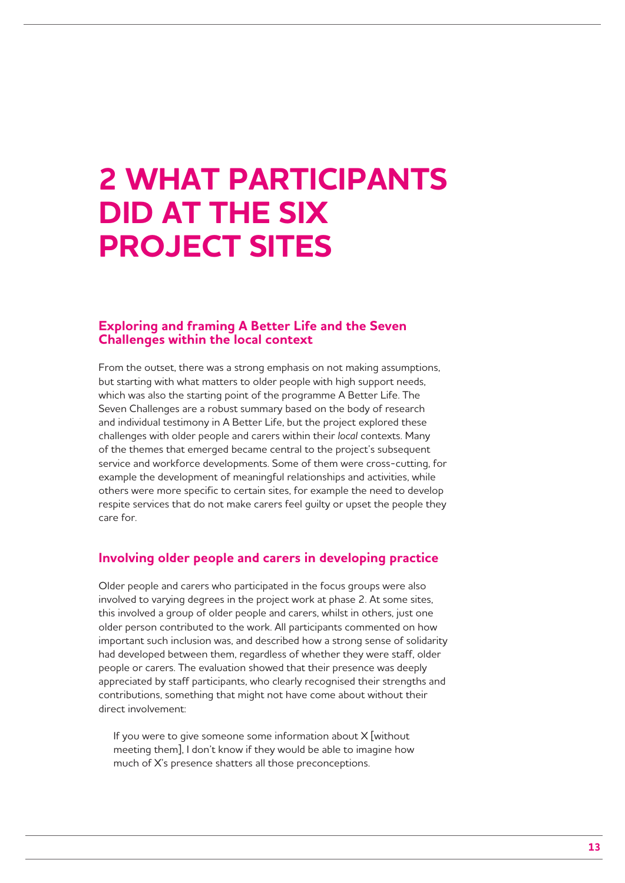# 2 WHAT PARTICIPANTS DID AT THE SIX PROJECT SITES

## Exploring and framing A Better Life and the Seven Challenges within the local context

From the outset, there was a strong emphasis on not making assumptions, but starting with what matters to older people with high support needs, which was also the starting point of the programme A Better Life. The Seven Challenges are a robust summary based on the body of research and individual testimony in A Better Life, but the project explored these challenges with older people and carers within their *local* contexts. Many of the themes that emerged became central to the project's subsequent service and workforce developments. Some of them were cross-cutting, for example the development of meaningful relationships and activities, while others were more specific to certain sites, for example the need to develop respite services that do not make carers feel guilty or upset the people they care for.

## Involving older people and carers in developing practice

Older people and carers who participated in the focus groups were also involved to varying degrees in the project work at phase 2. At some sites, this involved a group of older people and carers, whilst in others, just one older person contributed to the work. All participants commented on how important such inclusion was, and described how a strong sense of solidarity had developed between them, regardless of whether they were staff, older people or carers. The evaluation showed that their presence was deeply appreciated by staff participants, who clearly recognised their strengths and contributions, something that might not have come about without their direct involvement:

> If you were to give someone some information about X [without meeting them], I don't know if they would be able to imagine how much of X's presence shatters all those preconceptions.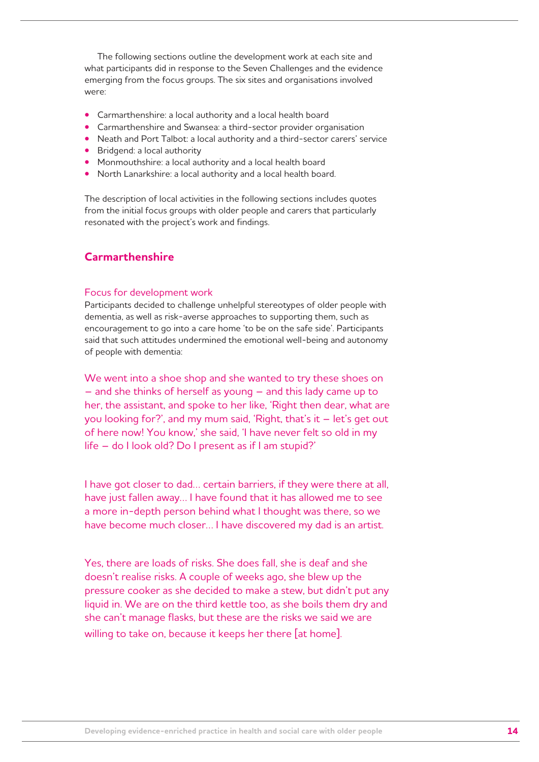The following sections outline the development work at each site and what participants did in response to the Seven Challenges and the evidence emerging from the focus groups. The six sites and organisations involved were:

- Carmarthenshire: a local authority and a local health board
- Carmarthenshire and Swansea: a third-sector provider organisation
- Neath and Port Talbot: a local authority and a third-sector carers' service
- Bridgend: a local authority
- Monmouthshire: a local authority and a local health board
- North Lanarkshire: a local authority and a local health board.

The description of local activities in the following sections includes quotes from the initial focus groups with older people and carers that particularly resonated with the project's work and findings.

## Carmarthenshire

### Focus for development work

Participants decided to challenge unhelpful stereotypes of older people with dementia, as well as risk-averse approaches to supporting them, such as encouragement to go into a care home 'to be on the safe side'. Participants said that such attitudes undermined the emotional well-being and autonomy of people with dementia:

> We went into a shoe shop and she wanted to try these shoes on – and she thinks of herself as young – and this lady came up to her, the assistant, and spoke to her like, 'Right then dear, what are you looking for?', and my mum said, 'Right, that's it – let's get out of here now! You know,' she said, 'I have never felt so old in my life – do I look old? Do I present as if I am stupid?'

> I have got closer to dad… certain barriers, if they were there at all, have just fallen away… I have found that it has allowed me to see a more in-depth person behind what I thought was there, so we have become much closer… I have discovered my dad is an artist.

> Yes, there are loads of risks. She does fall, she is deaf and she doesn't realise risks. A couple of weeks ago, she blew up the pressure cooker as she decided to make a stew, but didn't put any liquid in. We are on the third kettle too, as she boils them dry and she can't manage flasks, but these are the risks we said we are willing to take on, because it keeps her there [at home].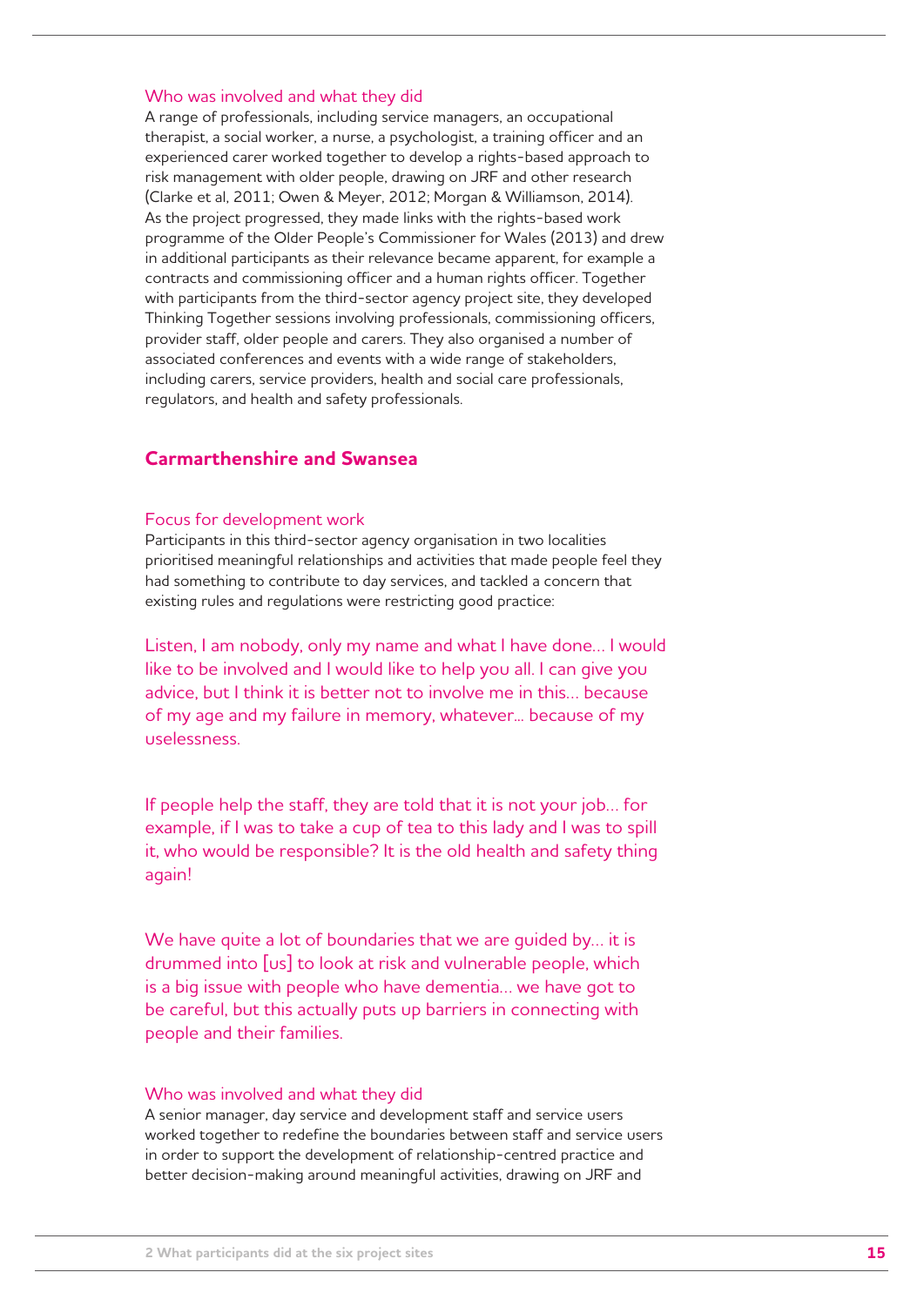### Who was involved and what they did

A range of professionals, including service managers, an occupational therapist, a social worker, a nurse, a psychologist, a training officer and an experienced carer worked together to develop a rights-based approach to risk management with older people, drawing on JRF and other research (Clarke et al, 2011; Owen & Meyer, 2012; Morgan & Williamson, 2014). As the project progressed, they made links with the rights-based work programme of the Older People's Commissioner for Wales (2013) and drew in additional participants as their relevance became apparent, for example a contracts and commissioning officer and a human rights officer. Together with participants from the third-sector agency project site, they developed Thinking Together sessions involving professionals, commissioning officers, provider staff, older people and carers. They also organised a number of associated conferences and events with a wide range of stakeholders, including carers, service providers, health and social care professionals, regulators, and health and safety professionals.

## Carmarthenshire and Swansea

### Focus for development work

Participants in this third-sector agency organisation in two localities prioritised meaningful relationships and activities that made people feel they had something to contribute to day services, and tackled a concern that existing rules and regulations were restricting good practice:

> Listen, I am nobody, only my name and what I have done… I would like to be involved and I would like to help you all. I can give you advice, but I think it is better not to involve me in this… because of my age and my failure in memory, whatever… because of my uselessness.

> If people help the staff, they are told that it is not your job… for example, if I was to take a cup of tea to this lady and I was to spill it, who would be responsible? It is the old health and safety thing again!

> We have quite a lot of boundaries that we are guided by… it is drummed into [us] to look at risk and vulnerable people, which is a big issue with people who have dementia… we have got to be careful, but this actually puts up barriers in connecting with people and their families.

### Who was involved and what they did

A senior manager, day service and development staff and service users worked together to redefine the boundaries between staff and service users in order to support the development of relationship-centred practice and better decision-making around meaningful activities, drawing on JRF and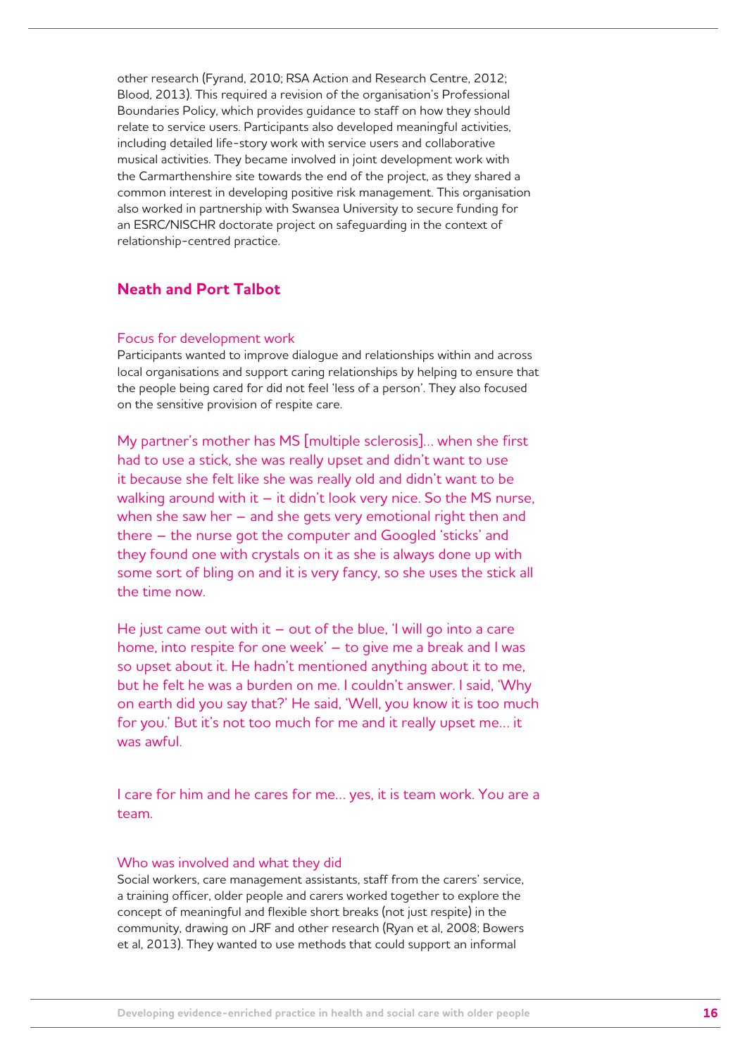other research (Fyrand, 2010; RSA Action and Research Centre, 2012; Blood, 2013). This required a revision of the organisation's Professional Boundaries Policy, which provides guidance to staff on how they should relate to service users. Participants also developed meaningful activities, including detailed life-story work with service users and collaborative musical activities. They became involved in joint development work with the Carmarthenshire site towards the end of the project, as they shared a common interest in developing positive risk management. This organisation also worked in partnership with Swansea University to secure funding for an ESRC/NISCHR doctorate project on safeguarding in the context of relationship-centred practice.

## Neath and Port Talbot

### Focus for development work

Participants wanted to improve dialogue and relationships within and across local organisations and support caring relationships by helping to ensure that the people being cared for did not feel 'less of a person'. They also focused on the sensitive provision of respite care.

> My partner's mother has MS [multiple sclerosis]… when she first had to use a stick, she was really upset and didn't want to use it because she felt like she was really old and didn't want to be walking around with it – it didn't look very nice. So the MS nurse, when she saw her – and she gets very emotional right then and there – the nurse got the computer and Googled 'sticks' and they found one with crystals on it as she is always done up with some sort of bling on and it is very fancy, so she uses the stick all the time now.

> He just came out with it – out of the blue, 'I will go into a care home, into respite for one week' – to give me a break and I was so upset about it. He hadn't mentioned anything about it to me, but he felt he was a burden on me. I couldn't answer. I said, 'Why on earth did you say that?' He said, 'Well, you know it is too much for you.' But it's not too much for me and it really upset me… it was awful.

> I care for him and he cares for me… yes, it is team work. You are a team.

### Who was involved and what they did

Social workers, care management assistants, staff from the carers' service, a training officer, older people and carers worked together to explore the concept of meaningful and flexible short breaks (not just respite) in the community, drawing on JRF and other research (Ryan et al, 2008; Bowers et al, 2013). They wanted to use methods that could support an informal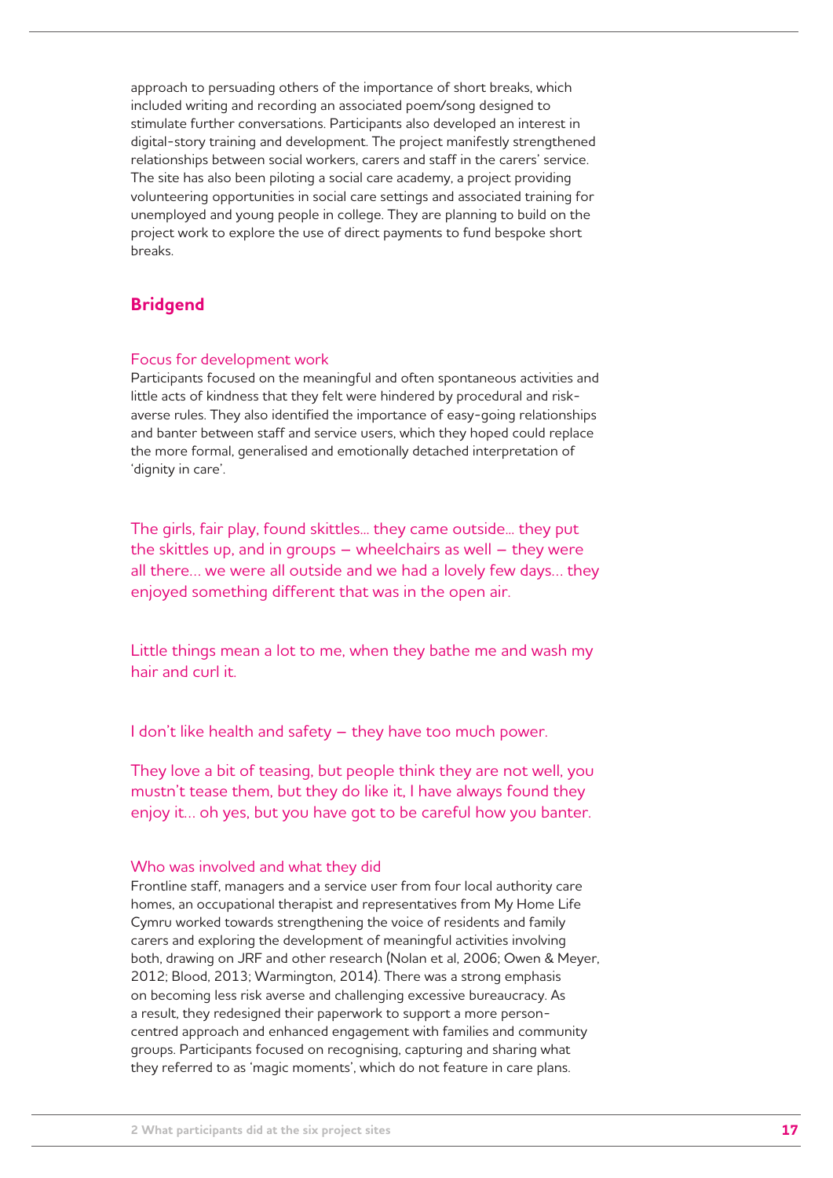approach to persuading others of the importance of short breaks, which included writing and recording an associated poem/song designed to stimulate further conversations. Participants also developed an interest in digital-story training and development. The project manifestly strengthened relationships between social workers, carers and staff in the carers' service. The site has also been piloting a social care academy, a project providing volunteering opportunities in social care settings and associated training for unemployed and young people in college. They are planning to build on the project work to explore the use of direct payments to fund bespoke short breaks.

## Bridgend

### Focus for development work

Participants focused on the meaningful and often spontaneous activities and little acts of kindness that they felt were hindered by procedural and risk-averse rules. They also identified the importance of easy-going relationships and banter between staff and service users, which they hoped could replace the more formal, generalised and emotionally detached interpretation of 'dignity in care'.

> The girls, fair play, found skittles… they came outside… they put the skittles up, and in groups – wheelchairs as well – they were all there… we were all outside and we had a lovely few days… they enjoyed something different that was in the open air.

> Little things mean a lot to me, when they bathe me and wash my hair and curl it.

> I don't like health and safety – they have too much power.

> They love a bit of teasing, but people think they are not well, you mustn't tease them, but they do like it, I have always found they enjoy it… oh yes, but you have got to be careful how you banter.

### Who was involved and what they did

Frontline staff, managers and a service user from four local authority care homes, an occupational therapist and representatives from My Home Life Cymru worked towards strengthening the voice of residents and family carers and exploring the development of meaningful activities involving both, drawing on JRF and other research (Nolan et al, 2006; Owen & Meyer, 2012; Blood, 2013; Warmington, 2014). There was a strong emphasis on becoming less risk averse and challenging excessive bureaucracy. As a result, they redesigned their paperwork to support a more person-centred approach and enhanced engagement with families and community groups. Participants focused on recognising, capturing and sharing what they referred to as 'magic moments', which do not feature in care plans.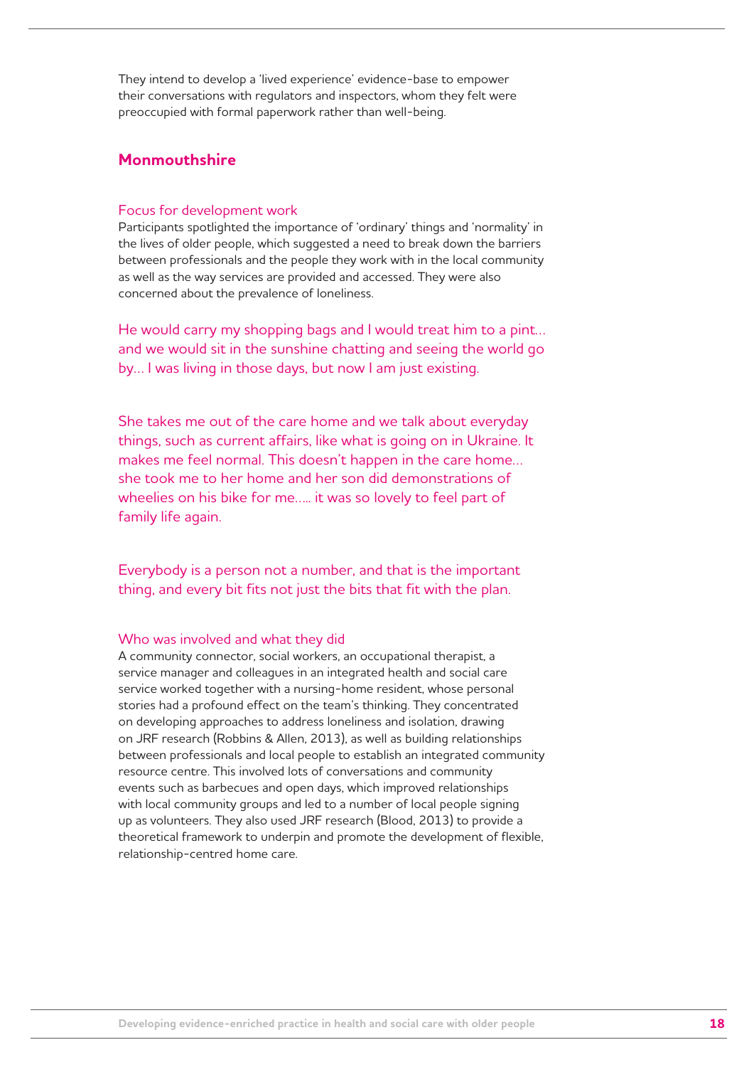They intend to develop a 'lived experience' evidence-base to empower their conversations with regulators and inspectors, whom they felt were preoccupied with formal paperwork rather than well-being.

## Monmouthshire

### Focus for development work

Participants spotlighted the importance of 'ordinary' things and 'normality' in the lives of older people, which suggested a need to break down the barriers between professionals and the people they work with in the local community as well as the way services are provided and accessed. They were also concerned about the prevalence of loneliness.

> He would carry my shopping bags and I would treat him to a pint… and we would sit in the sunshine chatting and seeing the world go by… I was living in those days, but now I am just existing.

> She takes me out of the care home and we talk about everyday things, such as current affairs, like what is going on in Ukraine. It makes me feel normal. This doesn't happen in the care home… she took me to her home and her son did demonstrations of wheelies on his bike for me….. it was so lovely to feel part of family life again.

> Everybody is a person not a number, and that is the important thing, and every bit fits not just the bits that fit with the plan.

### Who was involved and what they did

A community connector, social workers, an occupational therapist, a service manager and colleagues in an integrated health and social care service worked together with a nursing-home resident, whose personal stories had a profound effect on the team's thinking. They concentrated on developing approaches to address loneliness and isolation, drawing on JRF research (Robbins & Allen, 2013), as well as building relationships between professionals and local people to establish an integrated community resource centre. This involved lots of conversations and community events such as barbecues and open days, which improved relationships with local community groups and led to a number of local people signing up as volunteers. They also used JRF research (Blood, 2013) to provide a theoretical framework to underpin and promote the development of flexible, relationship-centred home care.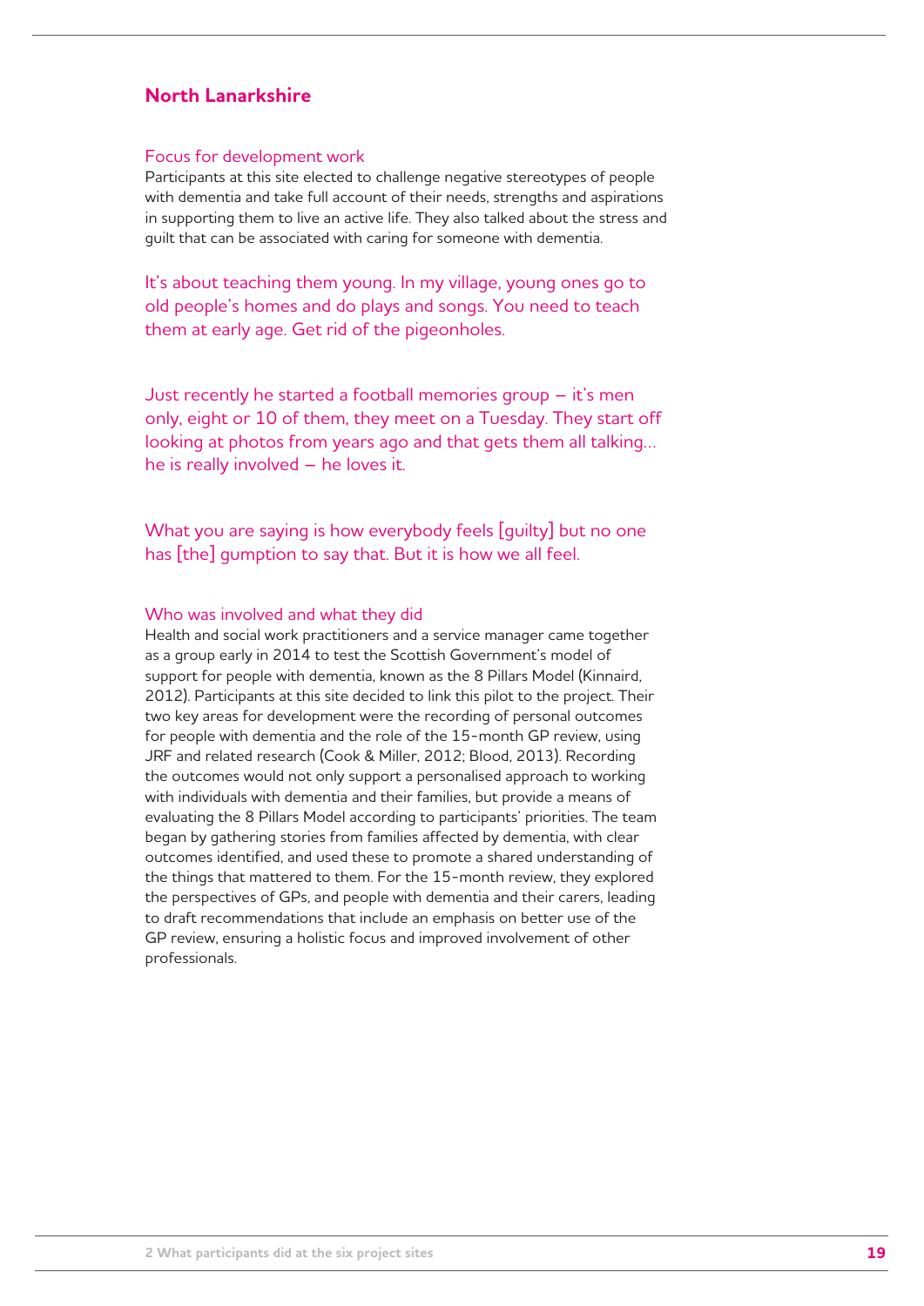## North Lanarkshire

### Focus for development work

Participants at this site elected to challenge negative stereotypes of people with dementia and take full account of their needs, strengths and aspirations in supporting them to live an active life. They also talked about the stress and guilt that can be associated with caring for someone with dementia.

> It's about teaching them young. In my village, young ones go to old people's homes and do plays and songs. You need to teach them at early age. Get rid of the pigeonholes.

> Just recently he started a football memories group – it's men only, eight or 10 of them, they meet on a Tuesday. They start off looking at photos from years ago and that gets them all talking… he is really involved – he loves it.

> What you are saying is how everybody feels [guilty] but no one has [the] gumption to say that. But it is how we all feel.

### Who was involved and what they did

Health and social work practitioners and a service manager came together as a group early in 2014 to test the Scottish Government's model of support for people with dementia, known as the 8 Pillars Model (Kinnaird, 2012). Participants at this site decided to link this pilot to the project. Their two key areas for development were the recording of personal outcomes for people with dementia and the role of the 15-month GP review, using JRF and related research (Cook & Miller, 2012; Blood, 2013). Recording the outcomes would not only support a personalised approach to working with individuals with dementia and their families, but provide a means of evaluating the 8 Pillars Model according to participants' priorities. The team began by gathering stories from families affected by dementia, with clear outcomes identified, and used these to promote a shared understanding of the things that mattered to them. For the 15-month review, they explored the perspectives of GPs, and people with dementia and their carers, leading to draft recommendations that include an emphasis on better use of the GP review, ensuring a holistic focus and improved involvement of other professionals.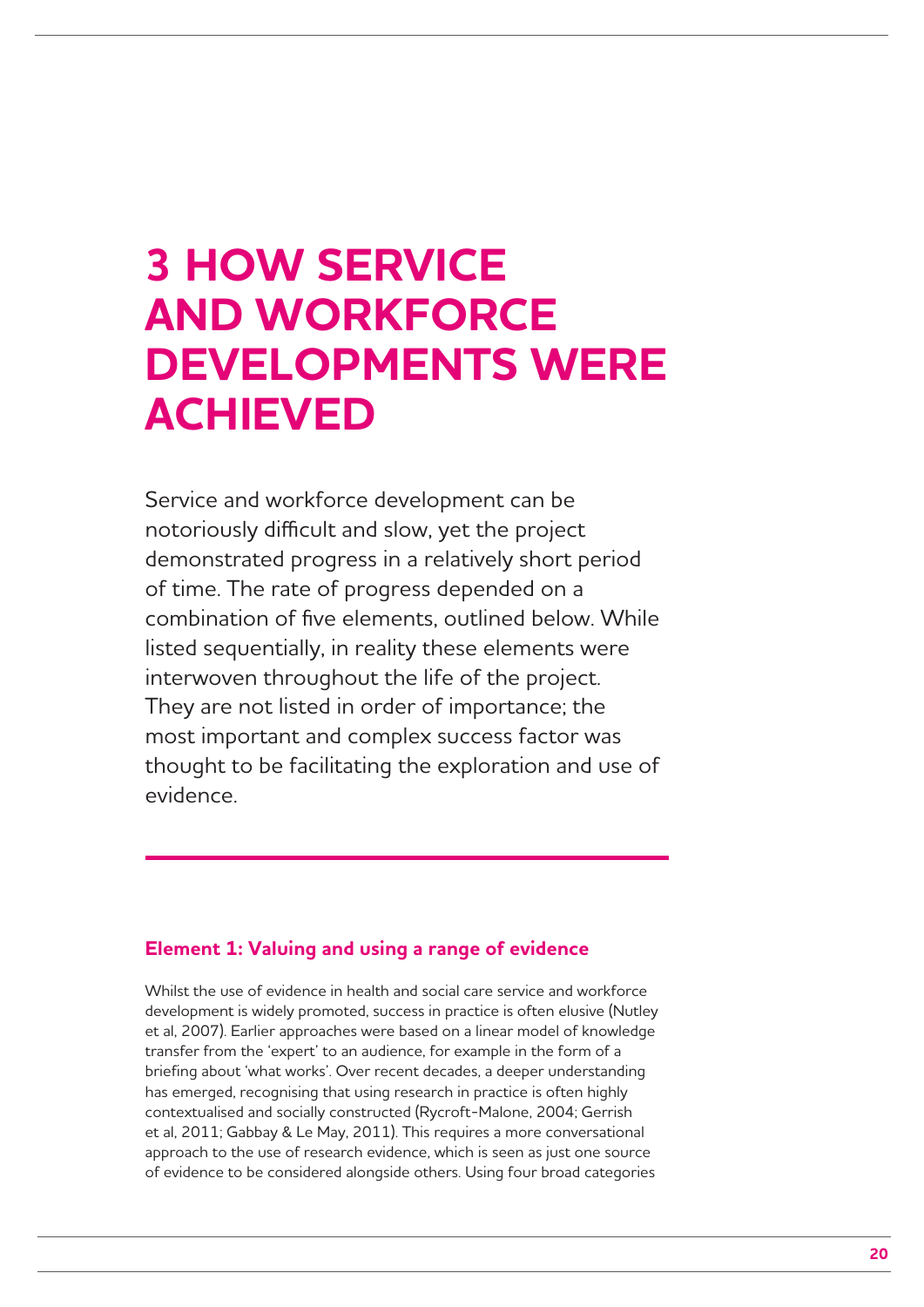# 3 HOW SERVICE AND WORKFORCE DEVELOPMENTS WERE ACHIEVED

Service and workforce development can be notoriously difficult and slow, yet the project demonstrated progress in a relatively short period of time. The rate of progress depended on a combination of five elements, outlined below. While listed sequentially, in reality these elements were interwoven throughout the life of the project. They are not listed in order of importance; the most important and complex success factor was thought to be facilitating the exploration and use of evidence.

### Element 1: Valuing and using a range of evidence

Whilst the use of evidence in health and social care service and workforce development is widely promoted, success in practice is often elusive (Nutley et al, 2007). Earlier approaches were based on a linear model of knowledge transfer from the 'expert' to an audience, for example in the form of a briefing about 'what works'. Over recent decades, a deeper understanding has emerged, recognising that using research in practice is often highly contextualised and socially constructed (Rycroft-Malone, 2004; Gerrish et al, 2011; Gabbay & Le May, 2011). This requires a more conversational approach to the use of research evidence, which is seen as just one source of evidence to be considered alongside others. Using four broad categories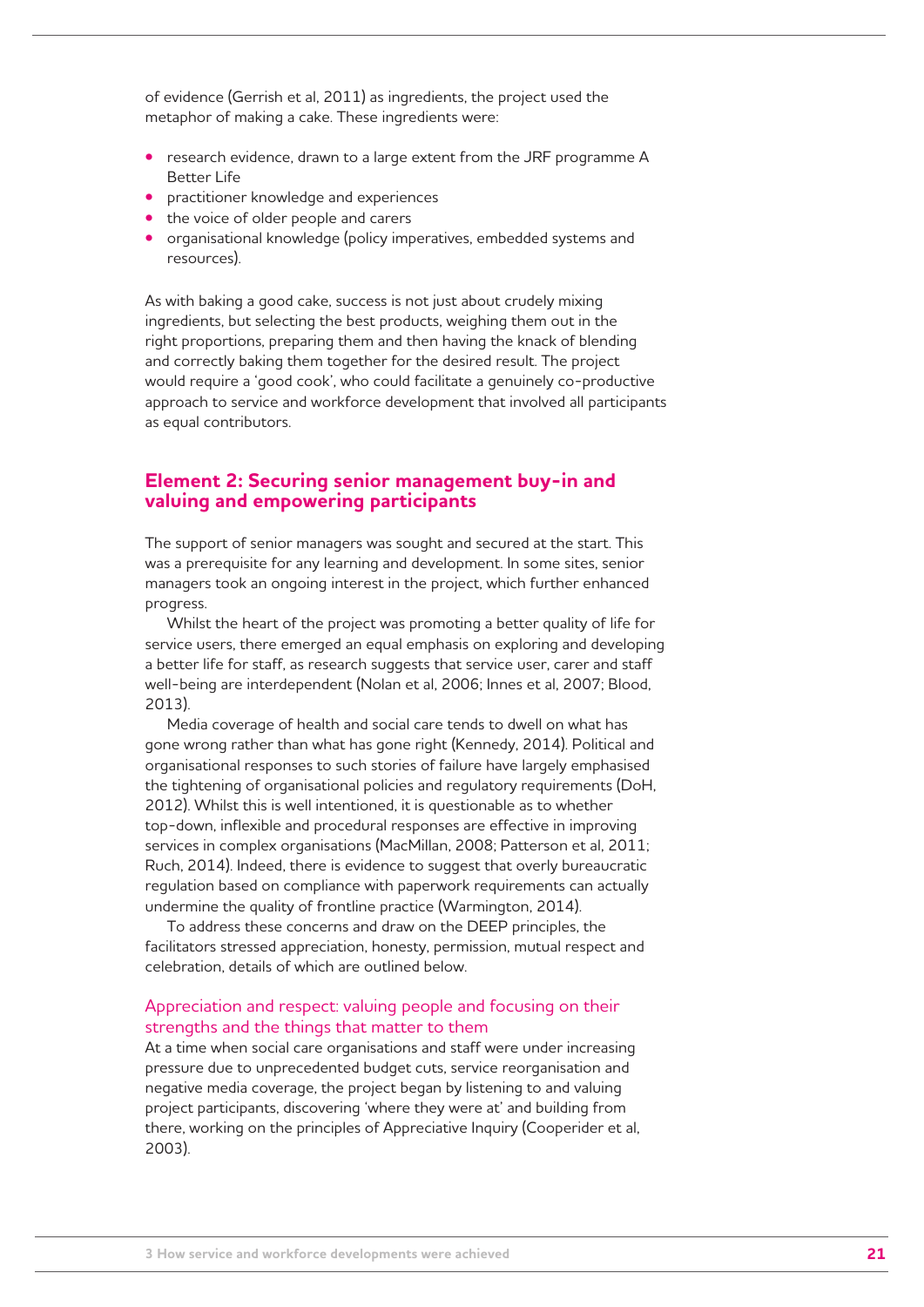of evidence (Gerrish et al, 2011) as ingredients, the project used the metaphor of making a cake. These ingredients were:

- research evidence, drawn to a large extent from the JRF programme A Better Life
- practitioner knowledge and experiences
- the voice of older people and carers
- organisational knowledge (policy imperatives, embedded systems and resources).

As with baking a good cake, success is not just about crudely mixing ingredients, but selecting the best products, weighing them out in the right proportions, preparing them and then having the knack of blending and correctly baking them together for the desired result. The project would require a 'good cook', who could facilitate a genuinely co-productive approach to service and workforce development that involved all participants as equal contributors.

## Element 2: Securing senior management buy-in and valuing and empowering participants

The support of senior managers was sought and secured at the start. This was a prerequisite for any learning and development. In some sites, senior managers took an ongoing interest in the project, which further enhanced progress.

Whilst the heart of the project was promoting a better quality of life for service users, there emerged an equal emphasis on exploring and developing a better life for staff, as research suggests that service user, carer and staff well-being are interdependent (Nolan et al, 2006; Innes et al, 2007; Blood, 2013).

Media coverage of health and social care tends to dwell on what has gone wrong rather than what has gone right (Kennedy, 2014). Political and organisational responses to such stories of failure have largely emphasised the tightening of organisational policies and regulatory requirements (DoH, 2012). Whilst this is well intentioned, it is questionable as to whether top-down, inflexible and procedural responses are effective in improving services in complex organisations (MacMillan, 2008; Patterson et al, 2011; Ruch, 2014). Indeed, there is evidence to suggest that overly bureaucratic regulation based on compliance with paperwork requirements can actually undermine the quality of frontline practice (Warmington, 2014).

To address these concerns and draw on the DEEP principles, the facilitators stressed appreciation, honesty, permission, mutual respect and celebration, details of which are outlined below.

### Appreciation and respect: valuing people and focusing on their strengths and the things that matter to them

At a time when social care organisations and staff were under increasing pressure due to unprecedented budget cuts, service reorganisation and negative media coverage, the project began by listening to and valuing project participants, discovering 'where they were at' and building from there, working on the principles of Appreciative Inquiry (Cooperider et al, 2003).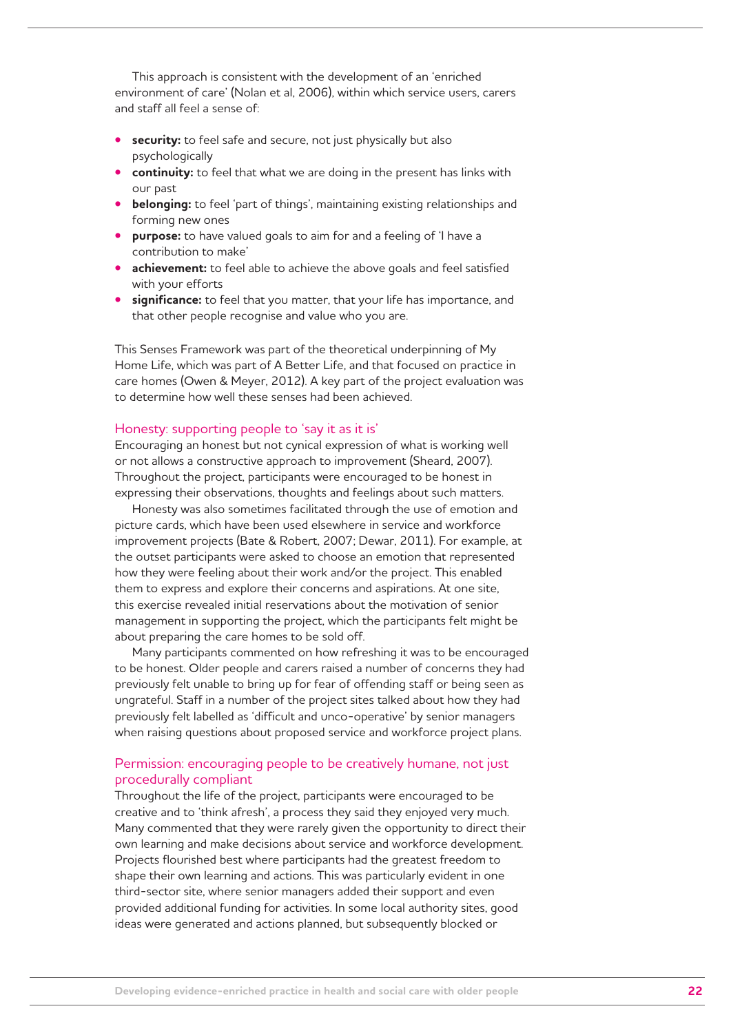This approach is consistent with the development of an 'enriched environment of care' (Nolan et al, 2006), within which service users, carers and staff all feel a sense of:

- **security:** to feel safe and secure, not just physically but also psychologically
- **continuity:** to feel that what we are doing in the present has links with our past
- **belonging:** to feel 'part of things', maintaining existing relationships and forming new ones
- **purpose:** to have valued goals to aim for and a feeling of 'I have a contribution to make'
- **achievement:** to feel able to achieve the above goals and feel satisfied with your efforts
- **significance:** to feel that you matter, that your life has importance, and that other people recognise and value who you are.

This Senses Framework was part of the theoretical underpinning of My Home Life, which was part of A Better Life, and that focused on practice in care homes (Owen & Meyer, 2012). A key part of the project evaluation was to determine how well these senses had been achieved.

### Honesty: supporting people to 'say it as it is'

Encouraging an honest but not cynical expression of what is working well or not allows a constructive approach to improvement (Sheard, 2007). Throughout the project, participants were encouraged to be honest in expressing their observations, thoughts and feelings about such matters.

Honesty was also sometimes facilitated through the use of emotion and picture cards, which have been used elsewhere in service and workforce improvement projects (Bate & Robert, 2007; Dewar, 2011). For example, at the outset participants were asked to choose an emotion that represented how they were feeling about their work and/or the project. This enabled them to express and explore their concerns and aspirations. At one site, this exercise revealed initial reservations about the motivation of senior management in supporting the project, which the participants felt might be about preparing the care homes to be sold off.

Many participants commented on how refreshing it was to be encouraged to be honest. Older people and carers raised a number of concerns they had previously felt unable to bring up for fear of offending staff or being seen as ungrateful. Staff in a number of the project sites talked about how they had previously felt labelled as 'difficult and unco-operative' by senior managers when raising questions about proposed service and workforce project plans.

### Permission: encouraging people to be creatively humane, not just procedurally compliant

Throughout the life of the project, participants were encouraged to be creative and to 'think afresh', a process they said they enjoyed very much. Many commented that they were rarely given the opportunity to direct their own learning and make decisions about service and workforce development. Projects flourished best where participants had the greatest freedom to shape their own learning and actions. This was particularly evident in one third-sector site, where senior managers added their support and even provided additional funding for activities. In some local authority sites, good ideas were generated and actions planned, but subsequently blocked or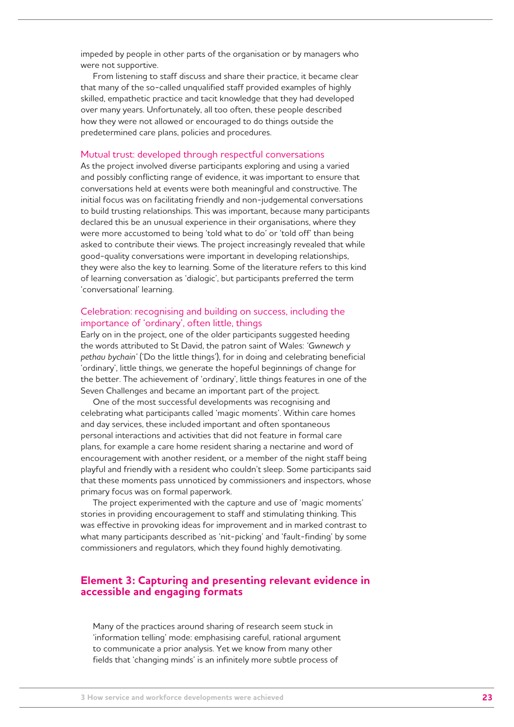impeded by people in other parts of the organisation or by managers who were not supportive.

From listening to staff discuss and share their practice, it became clear that many of the so-called unqualified staff provided examples of highly skilled, empathetic practice and tacit knowledge that they had developed over many years. Unfortunately, all too often, these people described how they were not allowed or encouraged to do things outside the predetermined care plans, policies and procedures.

### Mutual trust: developed through respectful conversations

As the project involved diverse participants exploring and using a varied and possibly conflicting range of evidence, it was important to ensure that conversations held at events were both meaningful and constructive. The initial focus was on facilitating friendly and non-judgemental conversations to build trusting relationships. This was important, because many participants declared this be an unusual experience in their organisations, where they were more accustomed to being 'told what to do' or 'told off' than being asked to contribute their views. The project increasingly revealed that while good-quality conversations were important in developing relationships, they were also the key to learning. Some of the literature refers to this kind of learning conversation as 'dialogic', but participants preferred the term 'conversational' learning.

### Celebration: recognising and building on success, including the importance of 'ordinary', often little, things

Early on in the project, one of the older participants suggested heeding the words attributed to St David, the patron saint of Wales: *'Gwnewch y pethau bychain'* ('Do the little things'), for in doing and celebrating beneficial 'ordinary', little things, we generate the hopeful beginnings of change for the better. The achievement of 'ordinary', little things features in one of the Seven Challenges and became an important part of the project.

One of the most successful developments was recognising and celebrating what participants called 'magic moments'. Within care homes and day services, these included important and often spontaneous personal interactions and activities that did not feature in formal care plans, for example a care home resident sharing a nectarine and word of encouragement with another resident, or a member of the night staff being playful and friendly with a resident who couldn't sleep. Some participants said that these moments pass unnoticed by commissioners and inspectors, whose primary focus was on formal paperwork.

The project experimented with the capture and use of 'magic moments' stories in providing encouragement to staff and stimulating thinking. This was effective in provoking ideas for improvement and in marked contrast to what many participants described as 'nit-picking' and 'fault-finding' by some commissioners and regulators, which they found highly demotivating.

## Element 3: Capturing and presenting relevant evidence in accessible and engaging formats

> Many of the practices around sharing of research seem stuck in 'information telling' mode: emphasising careful, rational argument to communicate a prior analysis. Yet we know from many other fields that 'changing minds' is an infinitely more subtle process of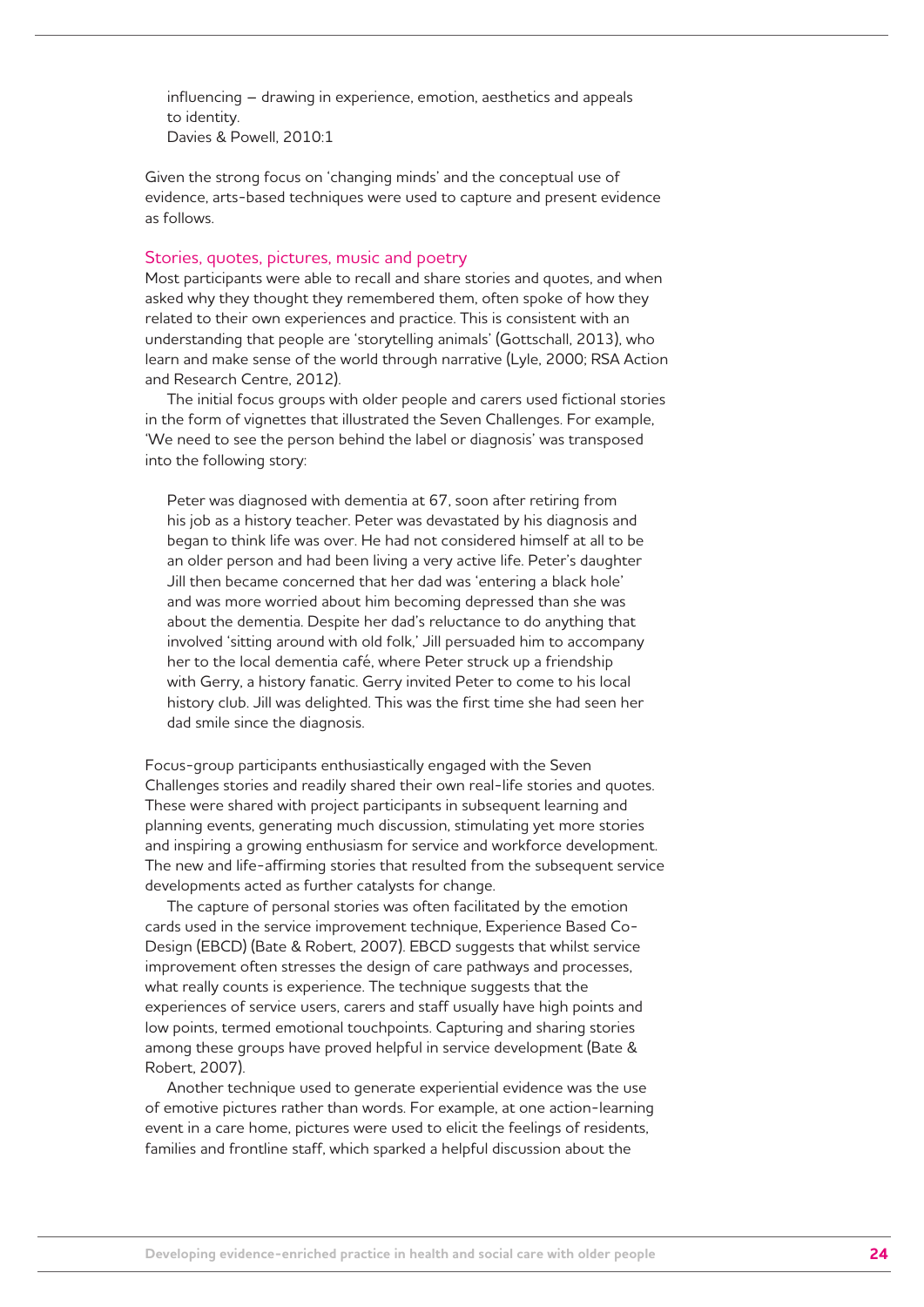> influencing – drawing in experience, emotion, aesthetics and appeals to identity.
> Davies & Powell, 2010:1

Given the strong focus on 'changing minds' and the conceptual use of evidence, arts-based techniques were used to capture and present evidence as follows.

### Stories, quotes, pictures, music and poetry

Most participants were able to recall and share stories and quotes, and when asked why they thought they remembered them, often spoke of how they related to their own experiences and practice. This is consistent with an understanding that people are 'storytelling animals' (Gottschall, 2013), who learn and make sense of the world through narrative (Lyle, 2000; RSA Action and Research Centre, 2012).

The initial focus groups with older people and carers used fictional stories in the form of vignettes that illustrated the Seven Challenges. For example, 'We need to see the person behind the label or diagnosis' was transposed into the following story:

> Peter was diagnosed with dementia at 67, soon after retiring from his job as a history teacher. Peter was devastated by his diagnosis and began to think life was over. He had not considered himself at all to be an older person and had been living a very active life. Peter's daughter Jill then became concerned that her dad was 'entering a black hole' and was more worried about him becoming depressed than she was about the dementia. Despite her dad's reluctance to do anything that involved 'sitting around with old folk,' Jill persuaded him to accompany her to the local dementia café, where Peter struck up a friendship with Gerry, a history fanatic. Gerry invited Peter to come to his local history club. Jill was delighted. This was the first time she had seen her dad smile since the diagnosis.

Focus-group participants enthusiastically engaged with the Seven Challenges stories and readily shared their own real-life stories and quotes. These were shared with project participants in subsequent learning and planning events, generating much discussion, stimulating yet more stories and inspiring a growing enthusiasm for service and workforce development. The new and life-affirming stories that resulted from the subsequent service developments acted as further catalysts for change.

The capture of personal stories was often facilitated by the emotion cards used in the service improvement technique, Experience Based Co-Design (EBCD) (Bate & Robert, 2007). EBCD suggests that whilst service improvement often stresses the design of care pathways and processes, what really counts is experience. The technique suggests that the experiences of service users, carers and staff usually have high points and low points, termed emotional touchpoints. Capturing and sharing stories among these groups have proved helpful in service development (Bate & Robert, 2007).

Another technique used to generate experiential evidence was the use of emotive pictures rather than words. For example, at one action-learning event in a care home, pictures were used to elicit the feelings of residents, families and frontline staff, which sparked a helpful discussion about the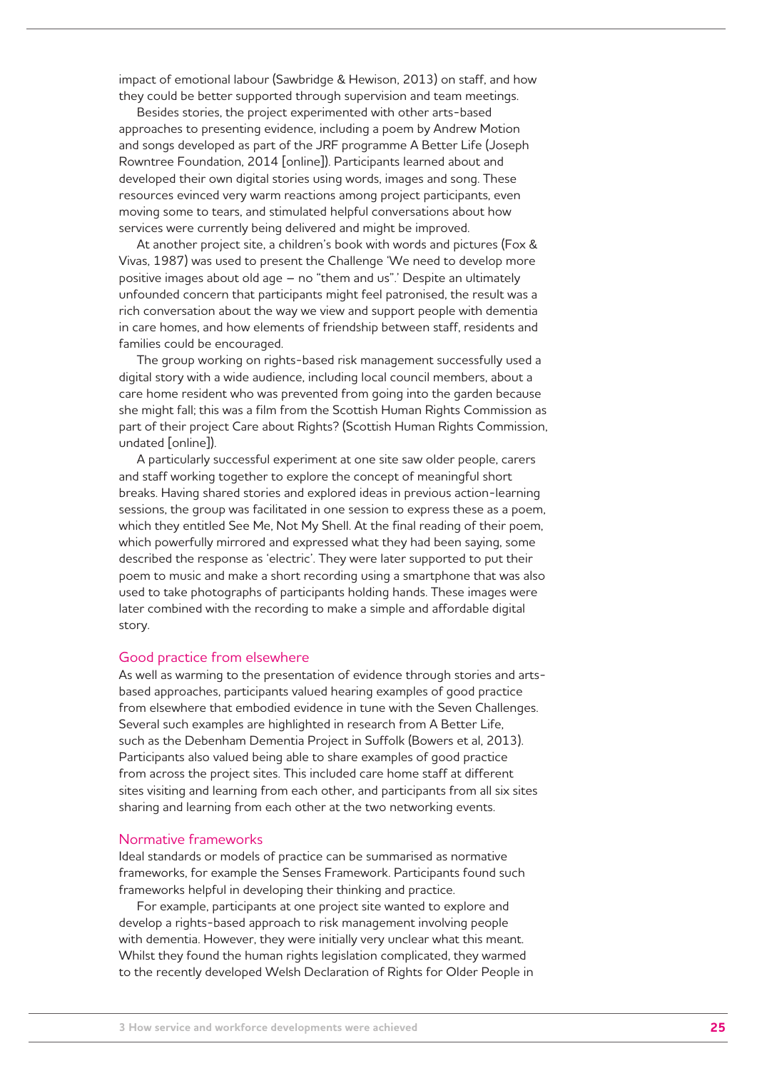impact of emotional labour (Sawbridge & Hewison, 2013) on staff, and how they could be better supported through supervision and team meetings.

Besides stories, the project experimented with other arts-based approaches to presenting evidence, including a poem by Andrew Motion and songs developed as part of the JRF programme A Better Life (Joseph Rowntree Foundation, 2014 [online]). Participants learned about and developed their own digital stories using words, images and song. These resources evinced very warm reactions among project participants, even moving some to tears, and stimulated helpful conversations about how services were currently being delivered and might be improved.

At another project site, a children's book with words and pictures (Fox & Vivas, 1987) was used to present the Challenge 'We need to develop more positive images about old age – no "them and us".' Despite an ultimately unfounded concern that participants might feel patronised, the result was a rich conversation about the way we view and support people with dementia in care homes, and how elements of friendship between staff, residents and families could be encouraged.

The group working on rights-based risk management successfully used a digital story with a wide audience, including local council members, about a care home resident who was prevented from going into the garden because she might fall; this was a film from the Scottish Human Rights Commission as part of their project Care about Rights? (Scottish Human Rights Commission, undated [online]).

A particularly successful experiment at one site saw older people, carers and staff working together to explore the concept of meaningful short breaks. Having shared stories and explored ideas in previous action-learning sessions, the group was facilitated in one session to express these as a poem, which they entitled See Me, Not My Shell. At the final reading of their poem, which powerfully mirrored and expressed what they had been saying, some described the response as 'electric'. They were later supported to put their poem to music and make a short recording using a smartphone that was also used to take photographs of participants holding hands. These images were later combined with the recording to make a simple and affordable digital story.

### Good practice from elsewhere

As well as warming to the presentation of evidence through stories and arts-based approaches, participants valued hearing examples of good practice from elsewhere that embodied evidence in tune with the Seven Challenges. Several such examples are highlighted in research from A Better Life, such as the Debenham Dementia Project in Suffolk (Bowers et al, 2013). Participants also valued being able to share examples of good practice from across the project sites. This included care home staff at different sites visiting and learning from each other, and participants from all six sites sharing and learning from each other at the two networking events.

### Normative frameworks

Ideal standards or models of practice can be summarised as normative frameworks, for example the Senses Framework. Participants found such frameworks helpful in developing their thinking and practice.

For example, participants at one project site wanted to explore and develop a rights-based approach to risk management involving people with dementia. However, they were initially very unclear what this meant. Whilst they found the human rights legislation complicated, they warmed to the recently developed Welsh Declaration of Rights for Older People in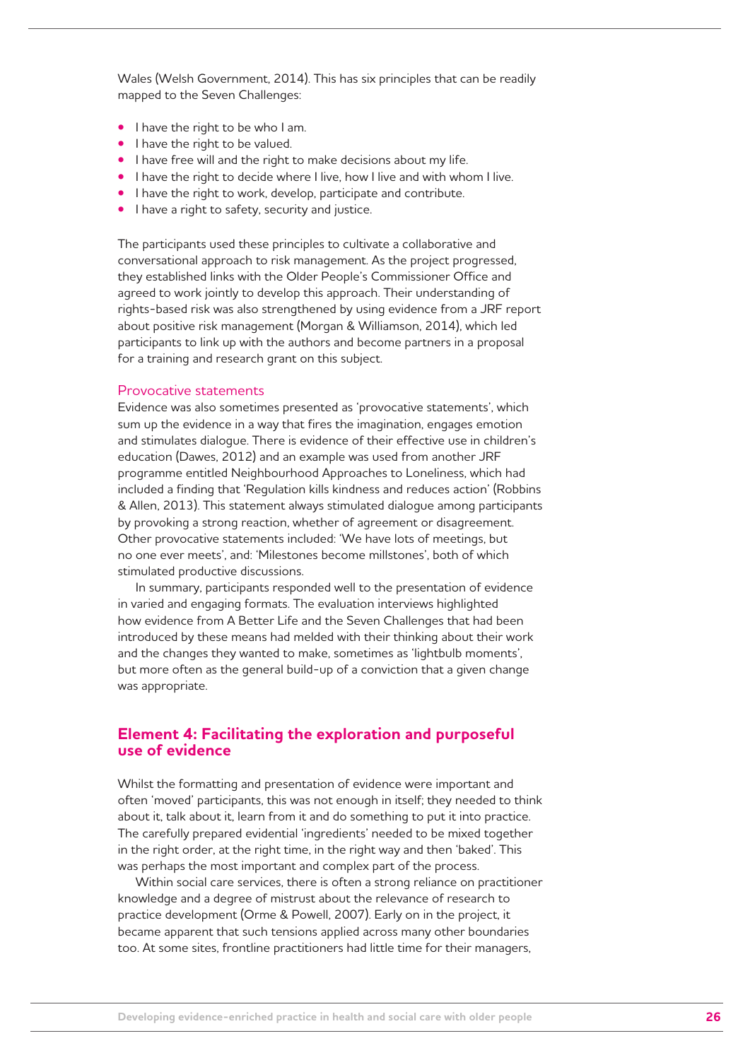Wales (Welsh Government, 2014). This has six principles that can be readily mapped to the Seven Challenges:

- I have the right to be who I am.
- I have the right to be valued.
- I have free will and the right to make decisions about my life.
- I have the right to decide where I live, how I live and with whom I live.
- I have the right to work, develop, participate and contribute.
- I have a right to safety, security and justice.

The participants used these principles to cultivate a collaborative and conversational approach to risk management. As the project progressed, they established links with the Older People's Commissioner Office and agreed to work jointly to develop this approach. Their understanding of rights-based risk was also strengthened by using evidence from a JRF report about positive risk management (Morgan & Williamson, 2014), which led participants to link up with the authors and become partners in a proposal for a training and research grant on this subject.

### Provocative statements

Evidence was also sometimes presented as 'provocative statements', which sum up the evidence in a way that fires the imagination, engages emotion and stimulates dialogue. There is evidence of their effective use in children's education (Dawes, 2012) and an example was used from another JRF programme entitled Neighbourhood Approaches to Loneliness, which had included a finding that 'Regulation kills kindness and reduces action' (Robbins & Allen, 2013). This statement always stimulated dialogue among participants by provoking a strong reaction, whether of agreement or disagreement. Other provocative statements included: 'We have lots of meetings, but no one ever meets', and: 'Milestones become millstones', both of which stimulated productive discussions.

In summary, participants responded well to the presentation of evidence in varied and engaging formats. The evaluation interviews highlighted how evidence from A Better Life and the Seven Challenges that had been introduced by these means had melded with their thinking about their work and the changes they wanted to make, sometimes as 'lightbulb moments', but more often as the general build-up of a conviction that a given change was appropriate.

## Element 4: Facilitating the exploration and purposeful use of evidence

Whilst the formatting and presentation of evidence were important and often 'moved' participants, this was not enough in itself; they needed to think about it, talk about it, learn from it and do something to put it into practice. The carefully prepared evidential 'ingredients' needed to be mixed together in the right order, at the right time, in the right way and then 'baked'. This was perhaps the most important and complex part of the process.

Within social care services, there is often a strong reliance on practitioner knowledge and a degree of mistrust about the relevance of research to practice development (Orme & Powell, 2007). Early on in the project, it became apparent that such tensions applied across many other boundaries too. At some sites, frontline practitioners had little time for their managers,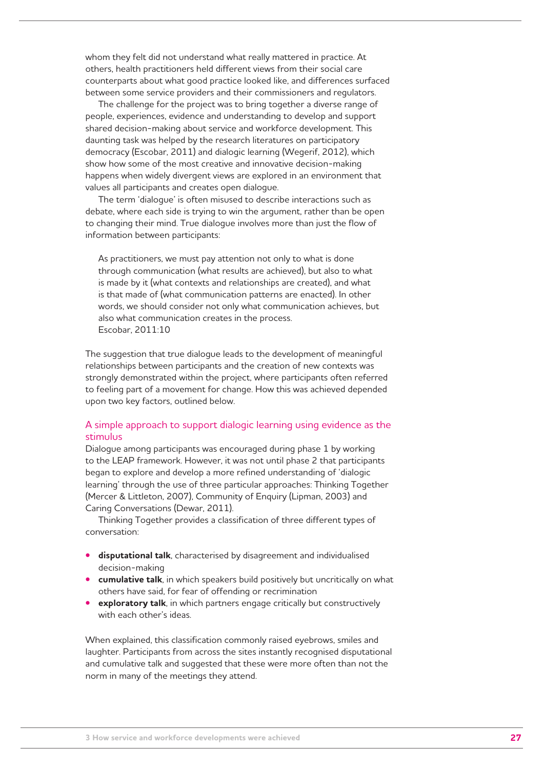whom they felt did not understand what really mattered in practice. At others, health practitioners held different views from their social care counterparts about what good practice looked like, and differences surfaced between some service providers and their commissioners and regulators.

The challenge for the project was to bring together a diverse range of people, experiences, evidence and understanding to develop and support shared decision-making about service and workforce development. This daunting task was helped by the research literatures on participatory democracy (Escobar, 2011) and dialogic learning (Wegerif, 2012), which show how some of the most creative and innovative decision-making happens when widely divergent views are explored in an environment that values all participants and creates open dialogue.

The term 'dialogue' is often misused to describe interactions such as debate, where each side is trying to win the argument, rather than be open to changing their mind. True dialogue involves more than just the flow of information between participants:

> As practitioners, we must pay attention not only to what is done through communication (what results are achieved), but also to what is made by it (what contexts and relationships are created), and what is that made of (what communication patterns are enacted). In other words, we should consider not only what communication achieves, but also what communication creates in the process.
> Escobar, 2011:10

The suggestion that true dialogue leads to the development of meaningful relationships between participants and the creation of new contexts was strongly demonstrated within the project, where participants often referred to feeling part of a movement for change. How this was achieved depended upon two key factors, outlined below.

### A simple approach to support dialogic learning using evidence as the stimulus

Dialogue among participants was encouraged during phase 1 by working to the LEAP framework. However, it was not until phase 2 that participants began to explore and develop a more refined understanding of 'dialogic learning' through the use of three particular approaches: Thinking Together (Mercer & Littleton, 2007), Community of Enquiry (Lipman, 2003) and Caring Conversations (Dewar, 2011).

Thinking Together provides a classification of three different types of conversation:

- **disputational talk**, characterised by disagreement and individualised decision-making
- **cumulative talk**, in which speakers build positively but uncritically on what others have said, for fear of offending or recrimination
- **exploratory talk**, in which partners engage critically but constructively with each other's ideas.

When explained, this classification commonly raised eyebrows, smiles and laughter. Participants from across the sites instantly recognised disputational and cumulative talk and suggested that these were more often than not the norm in many of the meetings they attend.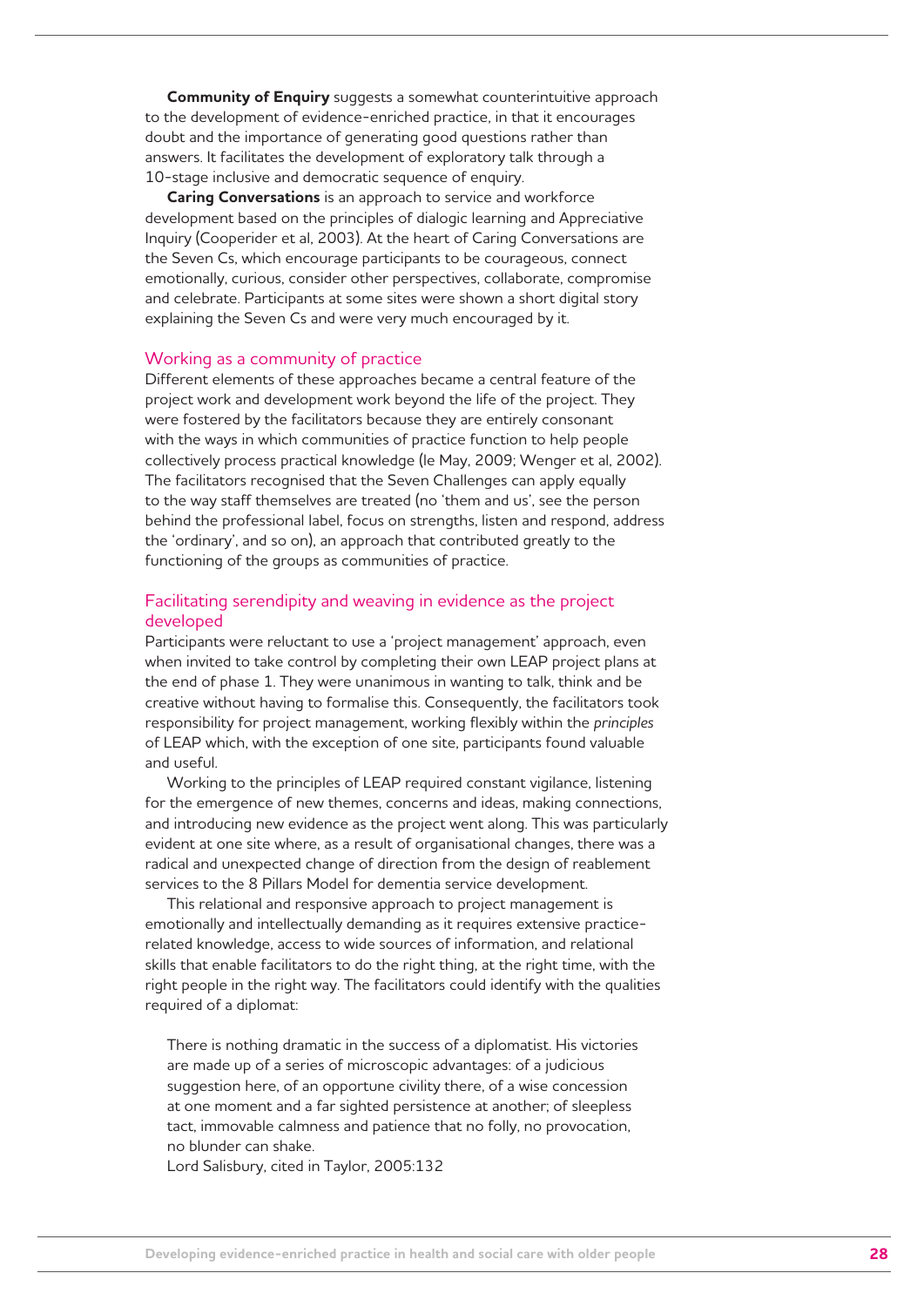**Community of Enquiry** suggests a somewhat counterintuitive approach to the development of evidence-enriched practice, in that it encourages doubt and the importance of generating good questions rather than answers. It facilitates the development of exploratory talk through a 10-stage inclusive and democratic sequence of enquiry.

**Caring Conversations** is an approach to service and workforce development based on the principles of dialogic learning and Appreciative Inquiry (Cooperider et al, 2003). At the heart of Caring Conversations are the Seven Cs, which encourage participants to be courageous, connect emotionally, curious, consider other perspectives, collaborate, compromise and celebrate. Participants at some sites were shown a short digital story explaining the Seven Cs and were very much encouraged by it.

## Working as a community of practice

Different elements of these approaches became a central feature of the project work and development work beyond the life of the project. They were fostered by the facilitators because they are entirely consonant with the ways in which communities of practice function to help people collectively process practical knowledge (le May, 2009; Wenger et al, 2002). The facilitators recognised that the Seven Challenges can apply equally to the way staff themselves are treated (no 'them and us', see the person behind the professional label, focus on strengths, listen and respond, address the 'ordinary', and so on), an approach that contributed greatly to the functioning of the groups as communities of practice.

## Facilitating serendipity and weaving in evidence as the project developed

Participants were reluctant to use a 'project management' approach, even when invited to take control by completing their own LEAP project plans at the end of phase 1. They were unanimous in wanting to talk, think and be creative without having to formalise this. Consequently, the facilitators took responsibility for project management, working flexibly within the *principles* of LEAP which, with the exception of one site, participants found valuable and useful.

Working to the principles of LEAP required constant vigilance, listening for the emergence of new themes, concerns and ideas, making connections, and introducing new evidence as the project went along. This was particularly evident at one site where, as a result of organisational changes, there was a radical and unexpected change of direction from the design of reablement services to the 8 Pillars Model for dementia service development.

This relational and responsive approach to project management is emotionally and intellectually demanding as it requires extensive practice-related knowledge, access to wide sources of information, and relational skills that enable facilitators to do the right thing, at the right time, with the right people in the right way. The facilitators could identify with the qualities required of a diplomat:

> There is nothing dramatic in the success of a diplomatist. His victories are made up of a series of microscopic advantages: of a judicious suggestion here, of an opportune civility there, of a wise concession at one moment and a far sighted persistence at another; of sleepless tact, immovable calmness and patience that no folly, no provocation, no blunder can shake.
> Lord Salisbury, cited in Taylor, 2005:132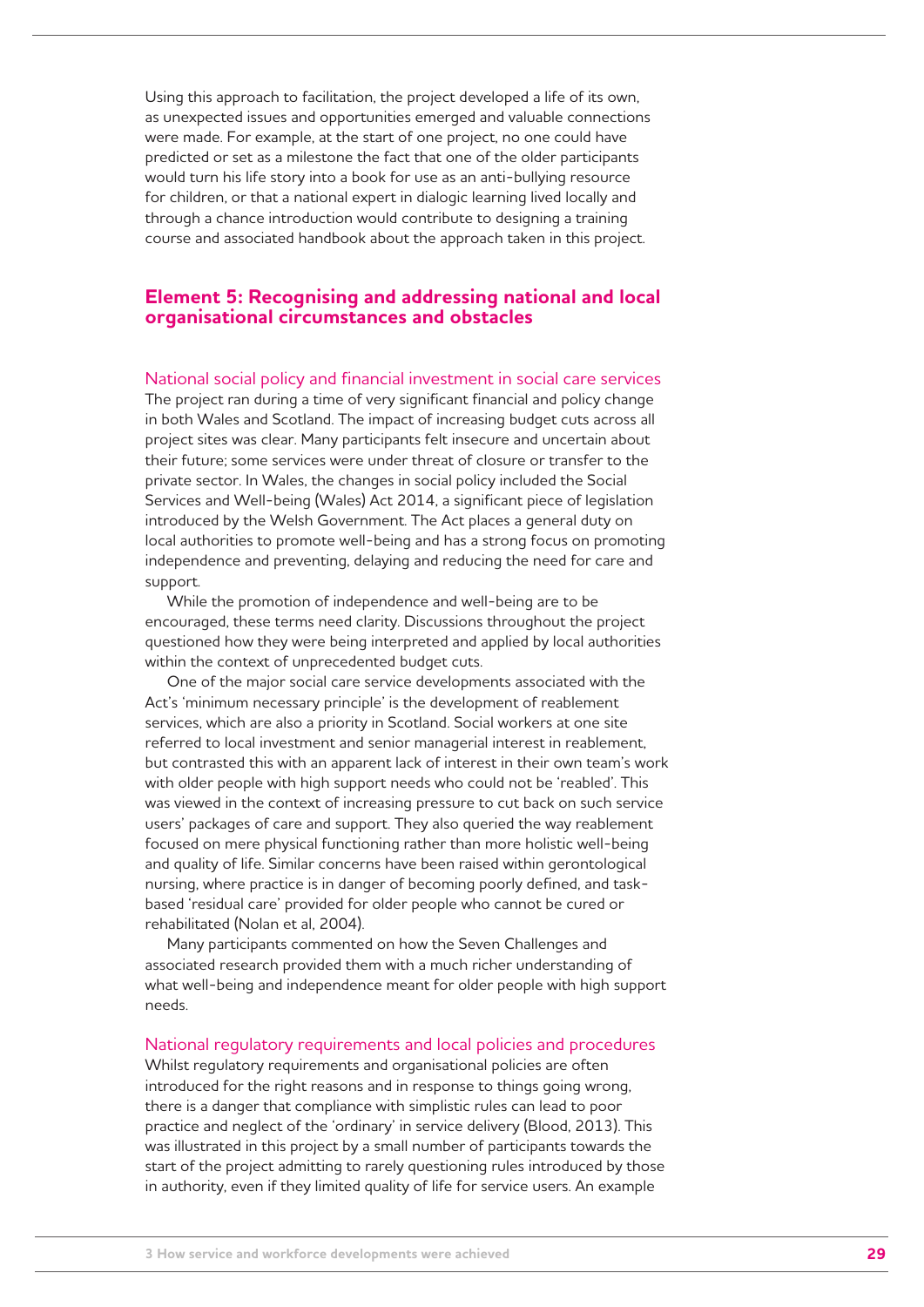Using this approach to facilitation, the project developed a life of its own, as unexpected issues and opportunities emerged and valuable connections were made. For example, at the start of one project, no one could have predicted or set as a milestone the fact that one of the older participants would turn his life story into a book for use as an anti-bullying resource for children, or that a national expert in dialogic learning lived locally and through a chance introduction would contribute to designing a training course and associated handbook about the approach taken in this project.

## Element 5: Recognising and addressing national and local organisational circumstances and obstacles

### National social policy and financial investment in social care services

The project ran during a time of very significant financial and policy change in both Wales and Scotland. The impact of increasing budget cuts across all project sites was clear. Many participants felt insecure and uncertain about their future; some services were under threat of closure or transfer to the private sector. In Wales, the changes in social policy included the Social Services and Well-being (Wales) Act 2014, a significant piece of legislation introduced by the Welsh Government. The Act places a general duty on local authorities to promote well-being and has a strong focus on promoting independence and preventing, delaying and reducing the need for care and support.

While the promotion of independence and well-being are to be encouraged, these terms need clarity. Discussions throughout the project questioned how they were being interpreted and applied by local authorities within the context of unprecedented budget cuts.

One of the major social care service developments associated with the Act's 'minimum necessary principle' is the development of reablement services, which are also a priority in Scotland. Social workers at one site referred to local investment and senior managerial interest in reablement, but contrasted this with an apparent lack of interest in their own team's work with older people with high support needs who could not be 'reabled'. This was viewed in the context of increasing pressure to cut back on such service users' packages of care and support. They also queried the way reablement focused on mere physical functioning rather than more holistic well-being and quality of life. Similar concerns have been raised within gerontological nursing, where practice is in danger of becoming poorly defined, and task-based 'residual care' provided for older people who cannot be cured or rehabilitated (Nolan et al, 2004).

Many participants commented on how the Seven Challenges and associated research provided them with a much richer understanding of what well-being and independence meant for older people with high support needs.

### National regulatory requirements and local policies and procedures

Whilst regulatory requirements and organisational policies are often introduced for the right reasons and in response to things going wrong, there is a danger that compliance with simplistic rules can lead to poor practice and neglect of the 'ordinary' in service delivery (Blood, 2013). This was illustrated in this project by a small number of participants towards the start of the project admitting to rarely questioning rules introduced by those in authority, even if they limited quality of life for service users. An example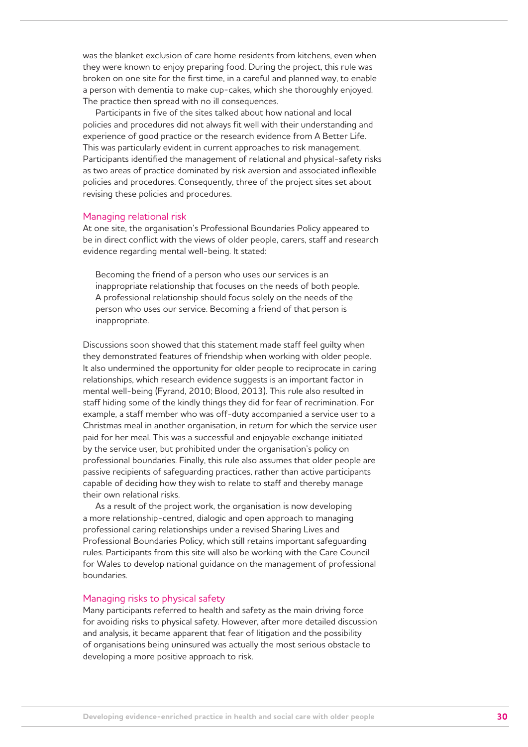was the blanket exclusion of care home residents from kitchens, even when they were known to enjoy preparing food. During the project, this rule was broken on one site for the first time, in a careful and planned way, to enable a person with dementia to make cup-cakes, which she thoroughly enjoyed. The practice then spread with no ill consequences.

Participants in five of the sites talked about how national and local policies and procedures did not always fit well with their understanding and experience of good practice or the research evidence from A Better Life. This was particularly evident in current approaches to risk management. Participants identified the management of relational and physical-safety risks as two areas of practice dominated by risk aversion and associated inflexible policies and procedures. Consequently, three of the project sites set about revising these policies and procedures.

### Managing relational risk

At one site, the organisation's Professional Boundaries Policy appeared to be in direct conflict with the views of older people, carers, staff and research evidence regarding mental well-being. It stated:

> Becoming the friend of a person who uses our services is an inappropriate relationship that focuses on the needs of both people. A professional relationship should focus solely on the needs of the person who uses our service. Becoming a friend of that person is inappropriate.

Discussions soon showed that this statement made staff feel guilty when they demonstrated features of friendship when working with older people. It also undermined the opportunity for older people to reciprocate in caring relationships, which research evidence suggests is an important factor in mental well-being (Fyrand, 2010; Blood, 2013). This rule also resulted in staff hiding some of the kindly things they did for fear of recrimination. For example, a staff member who was off-duty accompanied a service user to a Christmas meal in another organisation, in return for which the service user paid for her meal. This was a successful and enjoyable exchange initiated by the service user, but prohibited under the organisation's policy on professional boundaries. Finally, this rule also assumes that older people are passive recipients of safeguarding practices, rather than active participants capable of deciding how they wish to relate to staff and thereby manage their own relational risks.

As a result of the project work, the organisation is now developing a more relationship-centred, dialogic and open approach to managing professional caring relationships under a revised Sharing Lives and Professional Boundaries Policy, which still retains important safeguarding rules. Participants from this site will also be working with the Care Council for Wales to develop national guidance on the management of professional boundaries.

### Managing risks to physical safety

Many participants referred to health and safety as the main driving force for avoiding risks to physical safety. However, after more detailed discussion and analysis, it became apparent that fear of litigation and the possibility of organisations being uninsured was actually the most serious obstacle to developing a more positive approach to risk.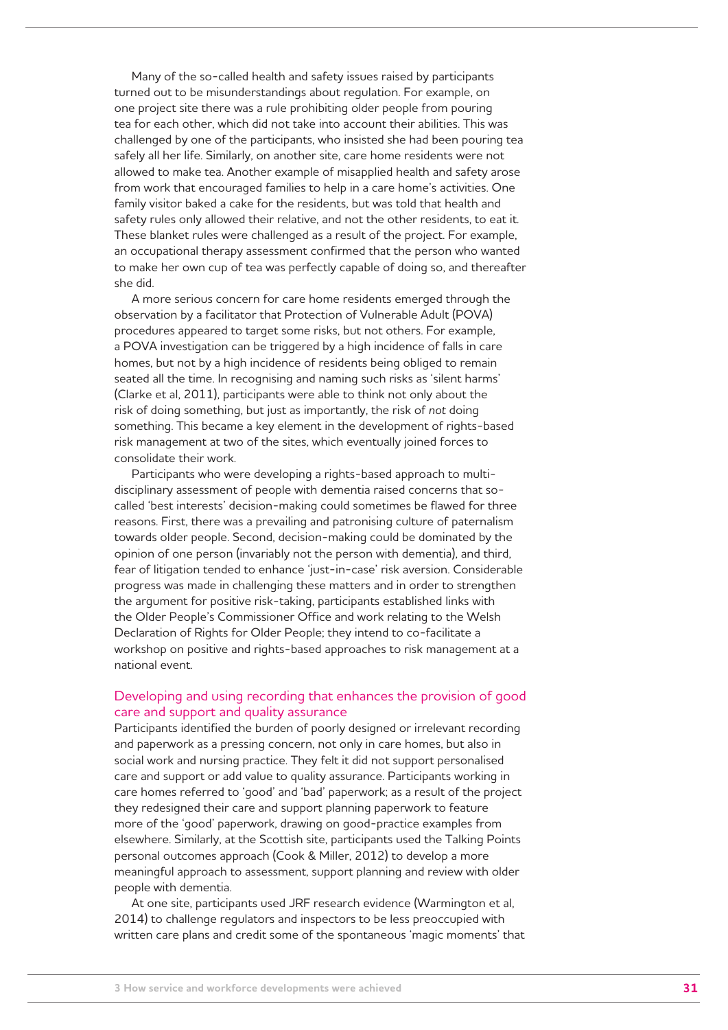Many of the so-called health and safety issues raised by participants turned out to be misunderstandings about regulation. For example, on one project site there was a rule prohibiting older people from pouring tea for each other, which did not take into account their abilities. This was challenged by one of the participants, who insisted she had been pouring tea safely all her life. Similarly, on another site, care home residents were not allowed to make tea. Another example of misapplied health and safety arose from work that encouraged families to help in a care home's activities. One family visitor baked a cake for the residents, but was told that health and safety rules only allowed their relative, and not the other residents, to eat it. These blanket rules were challenged as a result of the project. For example, an occupational therapy assessment confirmed that the person who wanted to make her own cup of tea was perfectly capable of doing so, and thereafter she did.

A more serious concern for care home residents emerged through the observation by a facilitator that Protection of Vulnerable Adult (POVA) procedures appeared to target some risks, but not others. For example, a POVA investigation can be triggered by a high incidence of falls in care homes, but not by a high incidence of residents being obliged to remain seated all the time. In recognising and naming such risks as 'silent harms' (Clarke et al, 2011), participants were able to think not only about the risk of doing something, but just as importantly, the risk of *not* doing something. This became a key element in the development of rights-based risk management at two of the sites, which eventually joined forces to consolidate their work.

Participants who were developing a rights-based approach to multi-disciplinary assessment of people with dementia raised concerns that so-called 'best interests' decision-making could sometimes be flawed for three reasons. First, there was a prevailing and patronising culture of paternalism towards older people. Second, decision-making could be dominated by the opinion of one person (invariably not the person with dementia), and third, fear of litigation tended to enhance 'just-in-case' risk aversion. Considerable progress was made in challenging these matters and in order to strengthen the argument for positive risk-taking, participants established links with the Older People's Commissioner Office and work relating to the Welsh Declaration of Rights for Older People; they intend to co-facilitate a workshop on positive and rights-based approaches to risk management at a national event.

### Developing and using recording that enhances the provision of good care and support and quality assurance

Participants identified the burden of poorly designed or irrelevant recording and paperwork as a pressing concern, not only in care homes, but also in social work and nursing practice. They felt it did not support personalised care and support or add value to quality assurance. Participants working in care homes referred to 'good' and 'bad' paperwork; as a result of the project they redesigned their care and support planning paperwork to feature more of the 'good' paperwork, drawing on good-practice examples from elsewhere. Similarly, at the Scottish site, participants used the Talking Points personal outcomes approach (Cook & Miller, 2012) to develop a more meaningful approach to assessment, support planning and review with older people with dementia.

At one site, participants used JRF research evidence (Warmington et al, 2014) to challenge regulators and inspectors to be less preoccupied with written care plans and credit some of the spontaneous 'magic moments' that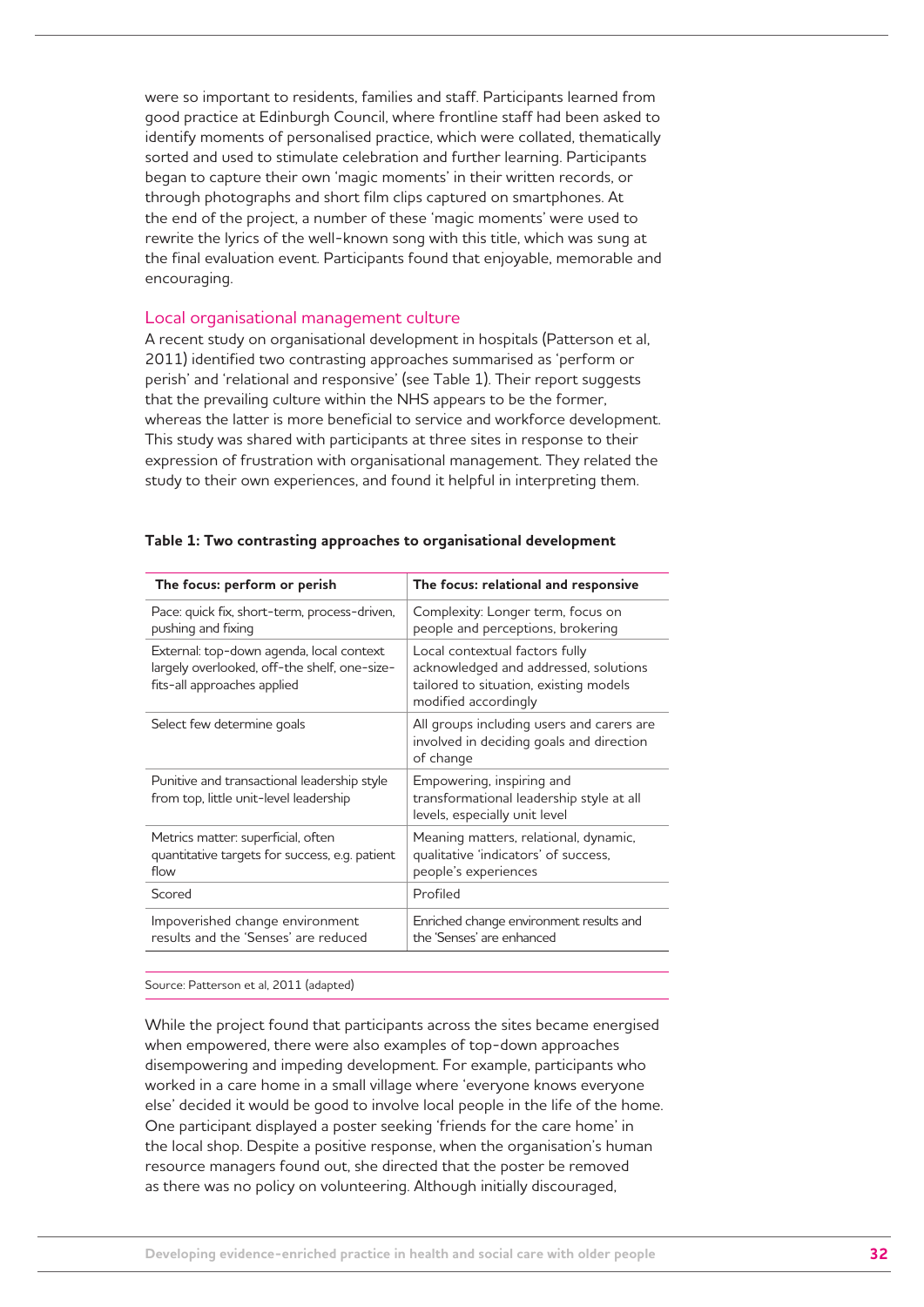were so important to residents, families and staff. Participants learned from good practice at Edinburgh Council, where frontline staff had been asked to identify moments of personalised practice, which were collated, thematically sorted and used to stimulate celebration and further learning. Participants began to capture their own 'magic moments' in their written records, or through photographs and short film clips captured on smartphones. At the end of the project, a number of these 'magic moments' were used to rewrite the lyrics of the well-known song with this title, which was sung at the final evaluation event. Participants found that enjoyable, memorable and encouraging.

### Local organisational management culture

A recent study on organisational development in hospitals (Patterson et al, 2011) identified two contrasting approaches summarised as 'perform or perish' and 'relational and responsive' (see Table 1). Their report suggests that the prevailing culture within the NHS appears to be the former, whereas the latter is more beneficial to service and workforce development. This study was shared with participants at three sites in response to their expression of frustration with organisational management. They related the study to their own experiences, and found it helpful in interpreting them.

**Table 1: Two contrasting approaches to organisational development**

| The focus: perform or perish | The focus: relational and responsive |
|---|---|
| Pace: quick fix, short-term, process-driven, pushing and fixing | Complexity: Longer term, focus on people and perceptions, brokering |
| External: top-down agenda, local context largely overlooked, off-the shelf, one-size-fits-all approaches applied | Local contextual factors fully acknowledged and addressed, solutions tailored to situation, existing models modified accordingly |
| Select few determine goals | All groups including users and carers are involved in deciding goals and direction of change |
| Punitive and transactional leadership style from top, little unit-level leadership | Empowering, inspiring and transformational leadership style at all levels, especially unit level |
| Metrics matter: superficial, often quantitative targets for success, e.g. patient flow | Meaning matters, relational, dynamic, qualitative 'indicators' of success, people's experiences |
| Scored | Profiled |
| Impoverished change environment results and the 'Senses' are reduced | Enriched change environment results and the 'Senses' are enhanced |

Source: Patterson et al, 2011 (adapted)

While the project found that participants across the sites became energised when empowered, there were also examples of top-down approaches disempowering and impeding development. For example, participants who worked in a care home in a small village where 'everyone knows everyone else' decided it would be good to involve local people in the life of the home. One participant displayed a poster seeking 'friends for the care home' in the local shop. Despite a positive response, when the organisation's human resource managers found out, she directed that the poster be removed as there was no policy on volunteering. Although initially discouraged,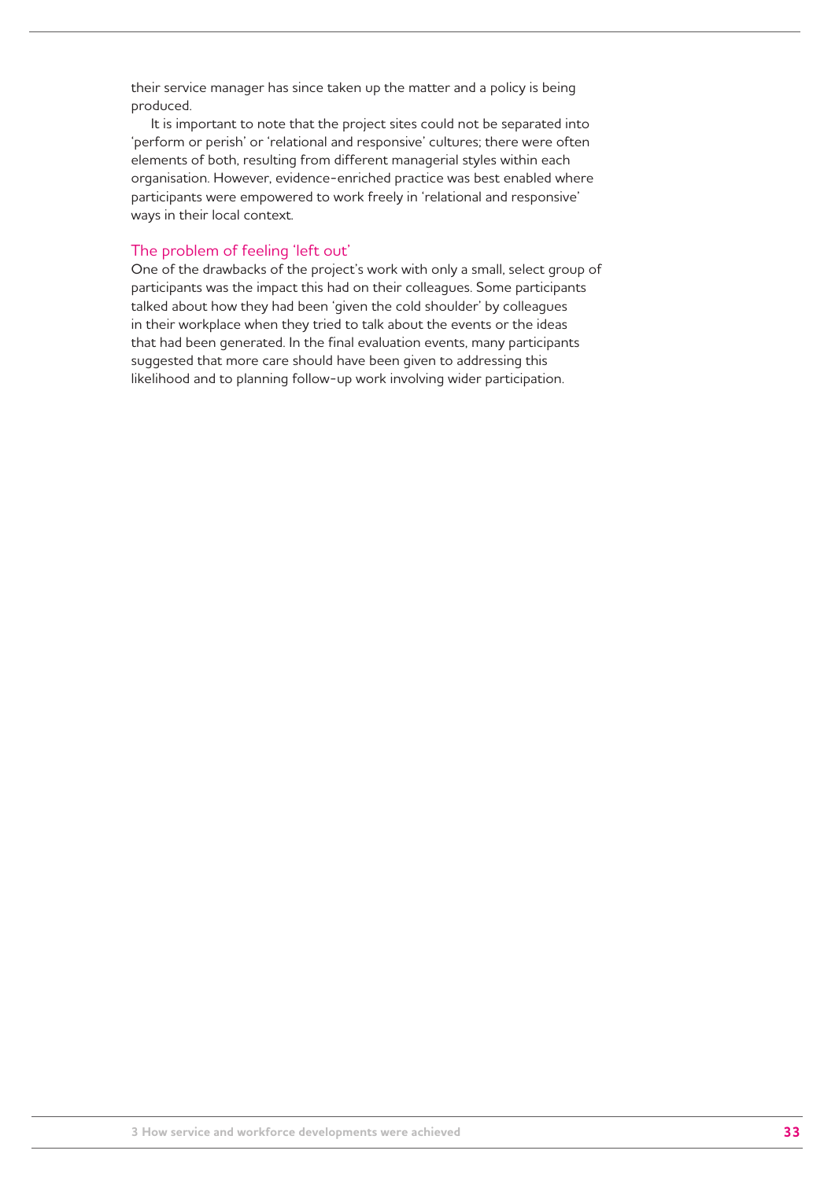their service manager has since taken up the matter and a policy is being produced.

It is important to note that the project sites could not be separated into 'perform or perish' or 'relational and responsive' cultures; there were often elements of both, resulting from different managerial styles within each organisation. However, evidence-enriched practice was best enabled where participants were empowered to work freely in 'relational and responsive' ways in their local context.

### The problem of feeling 'left out'

One of the drawbacks of the project's work with only a small, select group of participants was the impact this had on their colleagues. Some participants talked about how they had been 'given the cold shoulder' by colleagues in their workplace when they tried to talk about the events or the ideas that had been generated. In the final evaluation events, many participants suggested that more care should have been given to addressing this likelihood and to planning follow-up work involving wider participation.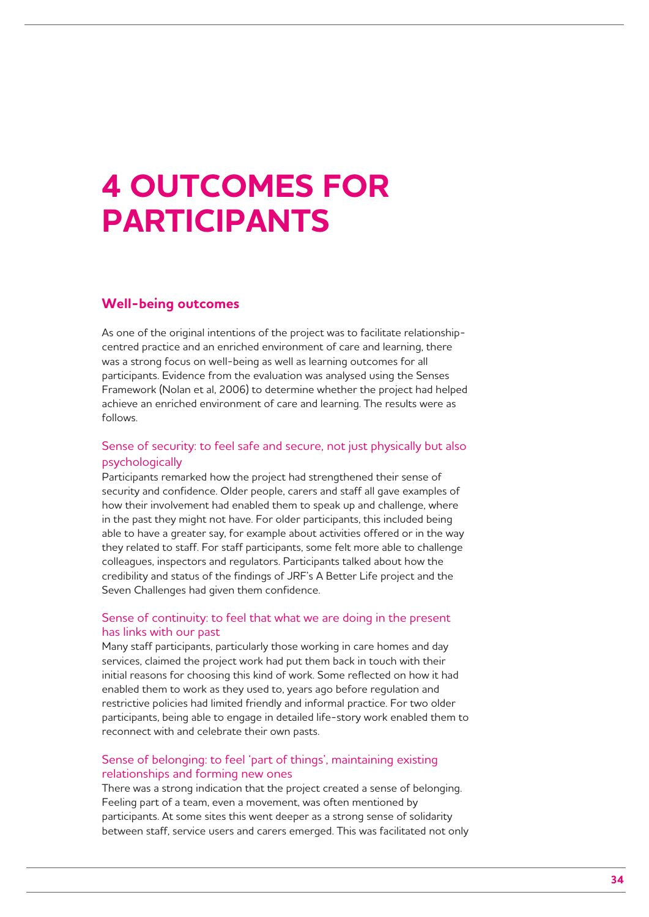# 4 OUTCOMES FOR PARTICIPANTS

## Well-being outcomes

As one of the original intentions of the project was to facilitate relationship-centred practice and an enriched environment of care and learning, there was a strong focus on well-being as well as learning outcomes for all participants. Evidence from the evaluation was analysed using the Senses Framework (Nolan et al, 2006) to determine whether the project had helped achieve an enriched environment of care and learning. The results were as follows.

### Sense of security: to feel safe and secure, not just physically but also psychologically

Participants remarked how the project had strengthened their sense of security and confidence. Older people, carers and staff all gave examples of how their involvement had enabled them to speak up and challenge, where in the past they might not have. For older participants, this included being able to have a greater say, for example about activities offered or in the way they related to staff. For staff participants, some felt more able to challenge colleagues, inspectors and regulators. Participants talked about how the credibility and status of the findings of JRF's A Better Life project and the Seven Challenges had given them confidence.

### Sense of continuity: to feel that what we are doing in the present has links with our past

Many staff participants, particularly those working in care homes and day services, claimed the project work had put them back in touch with their initial reasons for choosing this kind of work. Some reflected on how it had enabled them to work as they used to, years ago before regulation and restrictive policies had limited friendly and informal practice. For two older participants, being able to engage in detailed life-story work enabled them to reconnect with and celebrate their own pasts.

### Sense of belonging: to feel 'part of things', maintaining existing relationships and forming new ones

There was a strong indication that the project created a sense of belonging. Feeling part of a team, even a movement, was often mentioned by participants. At some sites this went deeper as a strong sense of solidarity between staff, service users and carers emerged. This was facilitated not only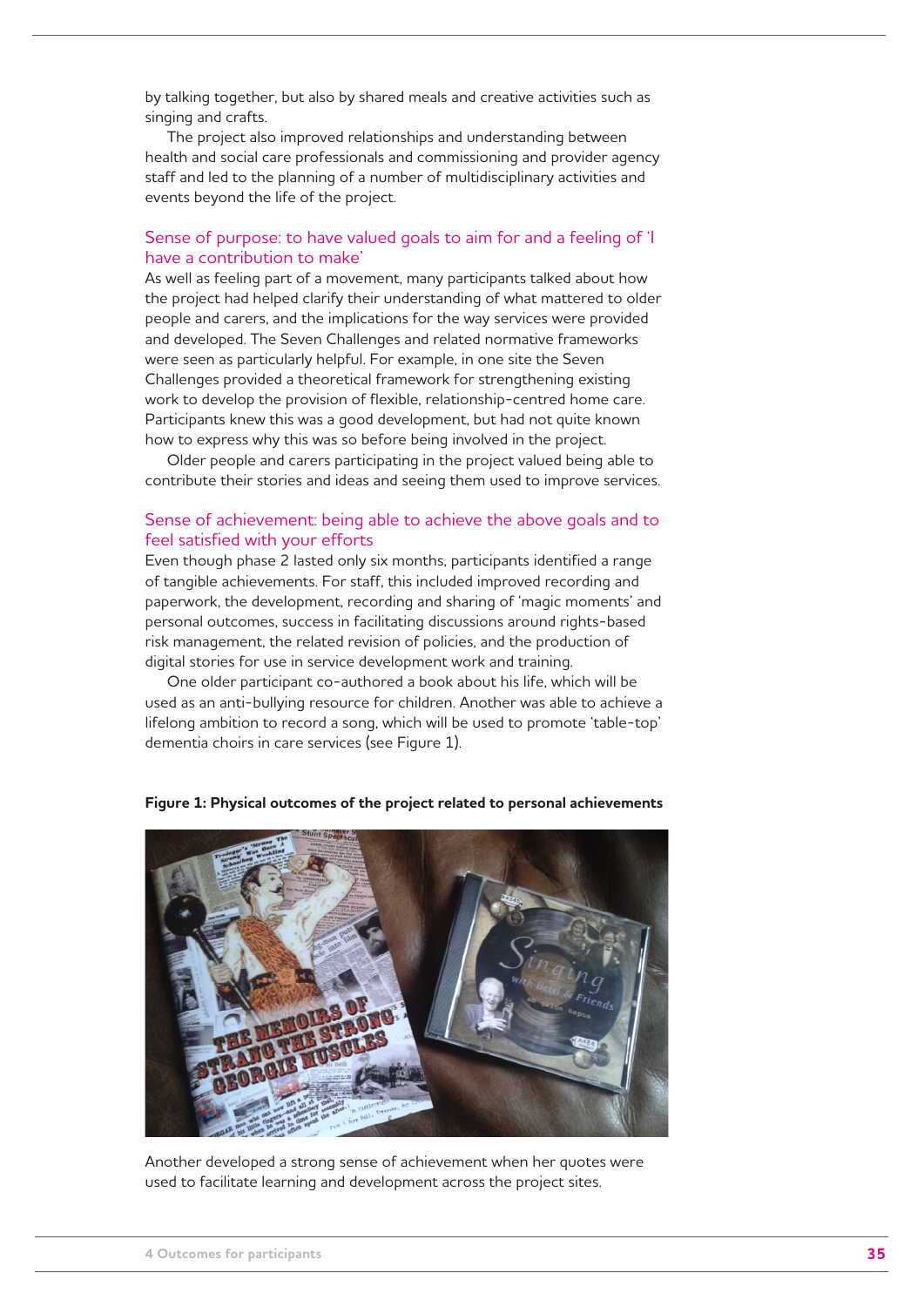by talking together, but also by shared meals and creative activities such as singing and crafts.

The project also improved relationships and understanding between health and social care professionals and commissioning and provider agency staff and led to the planning of a number of multidisciplinary activities and events beyond the life of the project.

### Sense of purpose: to have valued goals to aim for and a feeling of 'I have a contribution to make'

As well as feeling part of a movement, many participants talked about how the project had helped clarify their understanding of what mattered to older people and carers, and the implications for the way services were provided and developed. The Seven Challenges and related normative frameworks were seen as particularly helpful. For example, in one site the Seven Challenges provided a theoretical framework for strengthening existing work to develop the provision of flexible, relationship-centred home care. Participants knew this was a good development, but had not quite known how to express why this was so before being involved in the project.

Older people and carers participating in the project valued being able to contribute their stories and ideas and seeing them used to improve services.

### Sense of achievement: being able to achieve the above goals and to feel satisfied with your efforts

Even though phase 2 lasted only six months, participants identified a range of tangible achievements. For staff, this included improved recording and paperwork, the development, recording and sharing of 'magic moments' and personal outcomes, success in facilitating discussions around rights-based risk management, the related revision of policies, and the production of digital stories for use in service development work and training.

One older participant co-authored a book about his life, which will be used as an anti-bullying resource for children. Another was able to achieve a lifelong ambition to record a song, which will be used to promote 'table-top' dementia choirs in care services (see Figure 1).

**Figure 1: Physical outcomes of the project related to personal achievements**

Another developed a strong sense of achievement when her quotes were used to facilitate learning and development across the project sites.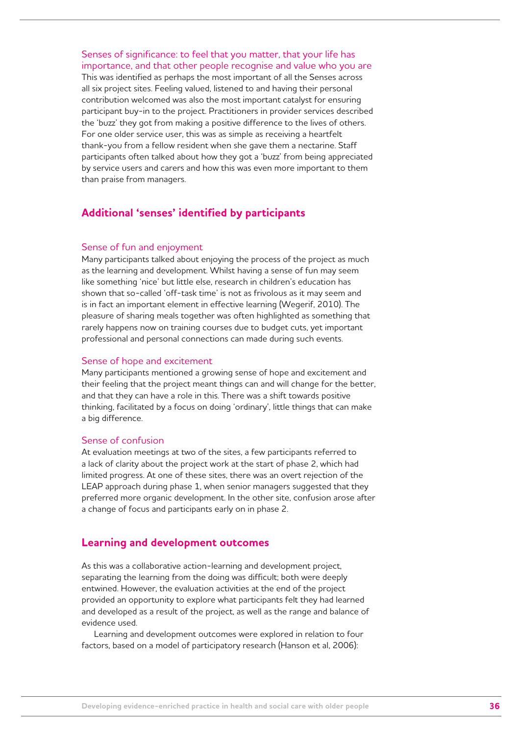### Senses of significance: to feel that you matter, that your life has importance, and that other people recognise and value who you are

This was identified as perhaps the most important of all the Senses across all six project sites. Feeling valued, listened to and having their personal contribution welcomed was also the most important catalyst for ensuring participant buy-in to the project. Practitioners in provider services described the 'buzz' they got from making a positive difference to the lives of others. For one older service user, this was as simple as receiving a heartfelt thank-you from a fellow resident when she gave them a nectarine. Staff participants often talked about how they got a 'buzz' from being appreciated by service users and carers and how this was even more important to them than praise from managers.

## Additional 'senses' identified by participants

### Sense of fun and enjoyment

Many participants talked about enjoying the process of the project as much as the learning and development. Whilst having a sense of fun may seem like something 'nice' but little else, research in children's education has shown that so-called 'off-task time' is not as frivolous as it may seem and is in fact an important element in effective learning (Wegerif, 2010). The pleasure of sharing meals together was often highlighted as something that rarely happens now on training courses due to budget cuts, yet important professional and personal connections can made during such events.

### Sense of hope and excitement

Many participants mentioned a growing sense of hope and excitement and their feeling that the project meant things can and will change for the better, and that they can have a role in this. There was a shift towards positive thinking, facilitated by a focus on doing 'ordinary', little things that can make a big difference.

### Sense of confusion

At evaluation meetings at two of the sites, a few participants referred to a lack of clarity about the project work at the start of phase 2, which had limited progress. At one of these sites, there was an overt rejection of the LEAP approach during phase 1, when senior managers suggested that they preferred more organic development. In the other site, confusion arose after a change of focus and participants early on in phase 2.

## Learning and development outcomes

As this was a collaborative action-learning and development project, separating the learning from the doing was difficult; both were deeply entwined. However, the evaluation activities at the end of the project provided an opportunity to explore what participants felt they had learned and developed as a result of the project, as well as the range and balance of evidence used.

Learning and development outcomes were explored in relation to four factors, based on a model of participatory research (Hanson et al, 2006):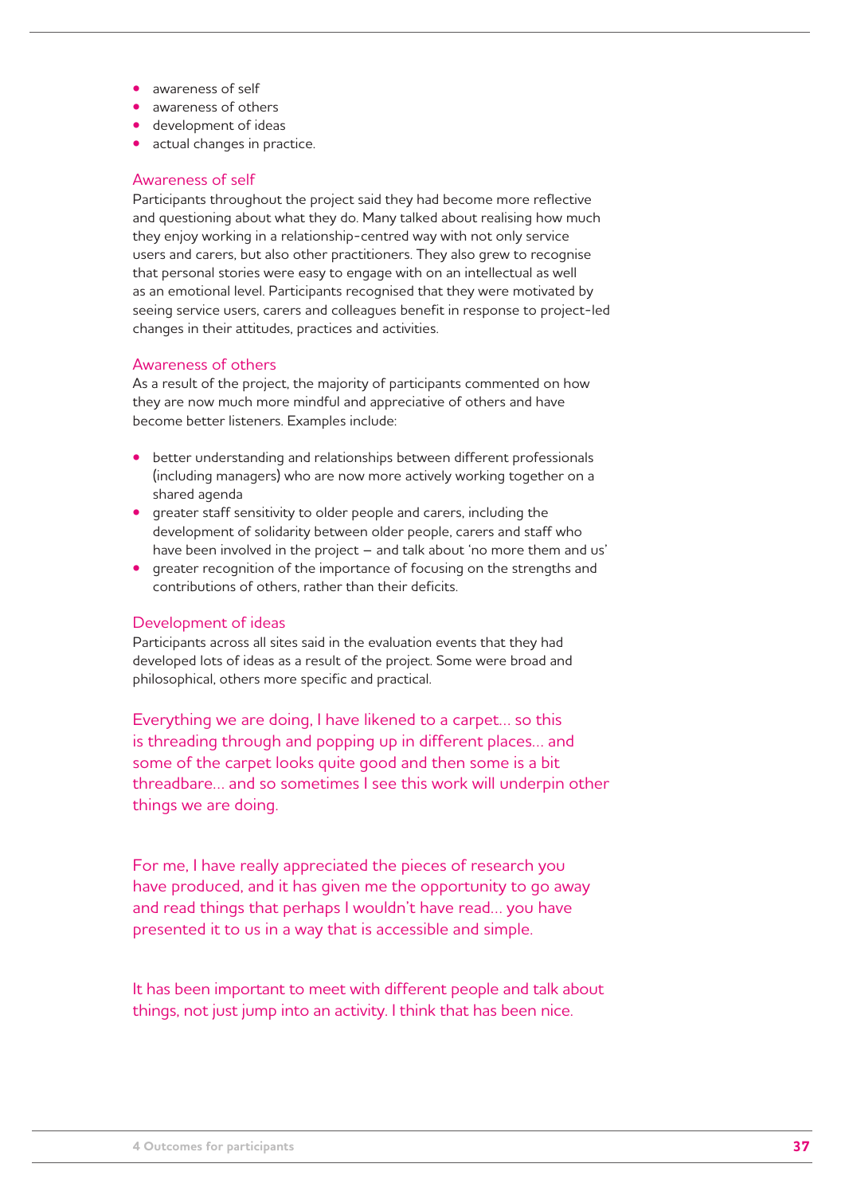- awareness of self
- awareness of others
- development of ideas
- actual changes in practice.

### Awareness of self

Participants throughout the project said they had become more reflective and questioning about what they do. Many talked about realising how much they enjoy working in a relationship-centred way with not only service users and carers, but also other practitioners. They also grew to recognise that personal stories were easy to engage with on an intellectual as well as an emotional level. Participants recognised that they were motivated by seeing service users, carers and colleagues benefit in response to project-led changes in their attitudes, practices and activities.

### Awareness of others

As a result of the project, the majority of participants commented on how they are now much more mindful and appreciative of others and have become better listeners. Examples include:

- better understanding and relationships between different professionals (including managers) who are now more actively working together on a shared agenda
- greater staff sensitivity to older people and carers, including the development of solidarity between older people, carers and staff who have been involved in the project – and talk about 'no more them and us'
- greater recognition of the importance of focusing on the strengths and contributions of others, rather than their deficits.

### Development of ideas

Participants across all sites said in the evaluation events that they had developed lots of ideas as a result of the project. Some were broad and philosophical, others more specific and practical.

> Everything we are doing, I have likened to a carpet... so this is threading through and popping up in different places... and some of the carpet looks quite good and then some is a bit threadbare... and so sometimes I see this work will underpin other things we are doing.

> For me, I have really appreciated the pieces of research you have produced, and it has given me the opportunity to go away and read things that perhaps I wouldn't have read... you have presented it to us in a way that is accessible and simple.

> It has been important to meet with different people and talk about things, not just jump into an activity. I think that has been nice.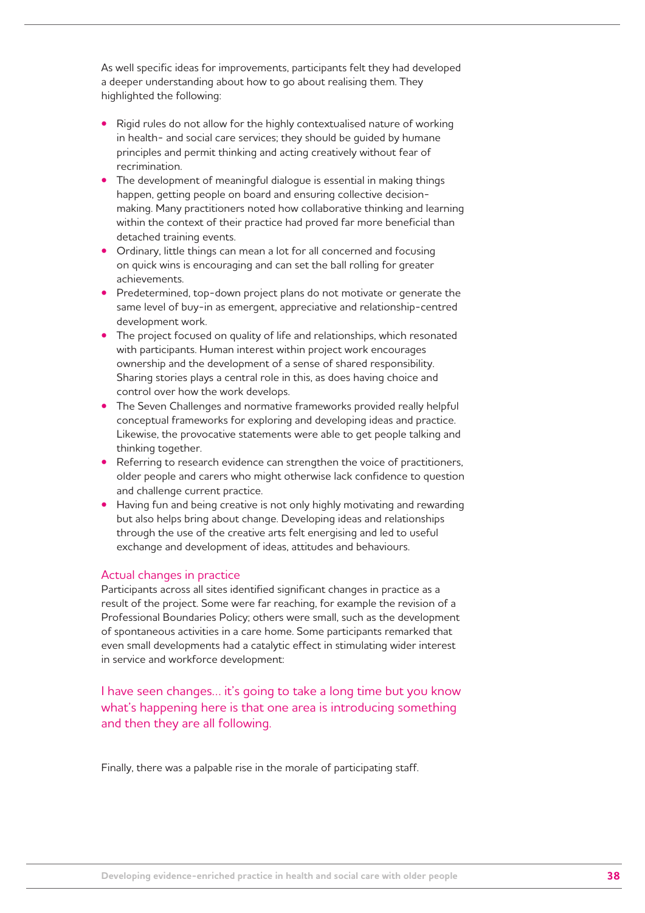As well specific ideas for improvements, participants felt they had developed a deeper understanding about how to go about realising them. They highlighted the following:

- Rigid rules do not allow for the highly contextualised nature of working in health- and social care services; they should be guided by humane principles and permit thinking and acting creatively without fear of recrimination.
- The development of meaningful dialogue is essential in making things happen, getting people on board and ensuring collective decision-making. Many practitioners noted how collaborative thinking and learning within the context of their practice had proved far more beneficial than detached training events.
- Ordinary, little things can mean a lot for all concerned and focusing on quick wins is encouraging and can set the ball rolling for greater achievements.
- Predetermined, top-down project plans do not motivate or generate the same level of buy-in as emergent, appreciative and relationship-centred development work.
- The project focused on quality of life and relationships, which resonated with participants. Human interest within project work encourages ownership and the development of a sense of shared responsibility. Sharing stories plays a central role in this, as does having choice and control over how the work develops.
- The Seven Challenges and normative frameworks provided really helpful conceptual frameworks for exploring and developing ideas and practice. Likewise, the provocative statements were able to get people talking and thinking together.
- Referring to research evidence can strengthen the voice of practitioners, older people and carers who might otherwise lack confidence to question and challenge current practice.
- Having fun and being creative is not only highly motivating and rewarding but also helps bring about change. Developing ideas and relationships through the use of the creative arts felt energising and led to useful exchange and development of ideas, attitudes and behaviours.

### Actual changes in practice

Participants across all sites identified significant changes in practice as a result of the project. Some were far reaching, for example the revision of a Professional Boundaries Policy; others were small, such as the development of spontaneous activities in a care home. Some participants remarked that even small developments had a catalytic effect in stimulating wider interest in service and workforce development:

> I have seen changes… it's going to take a long time but you know what's happening here is that one area is introducing something and then they are all following.

Finally, there was a palpable rise in the morale of participating staff.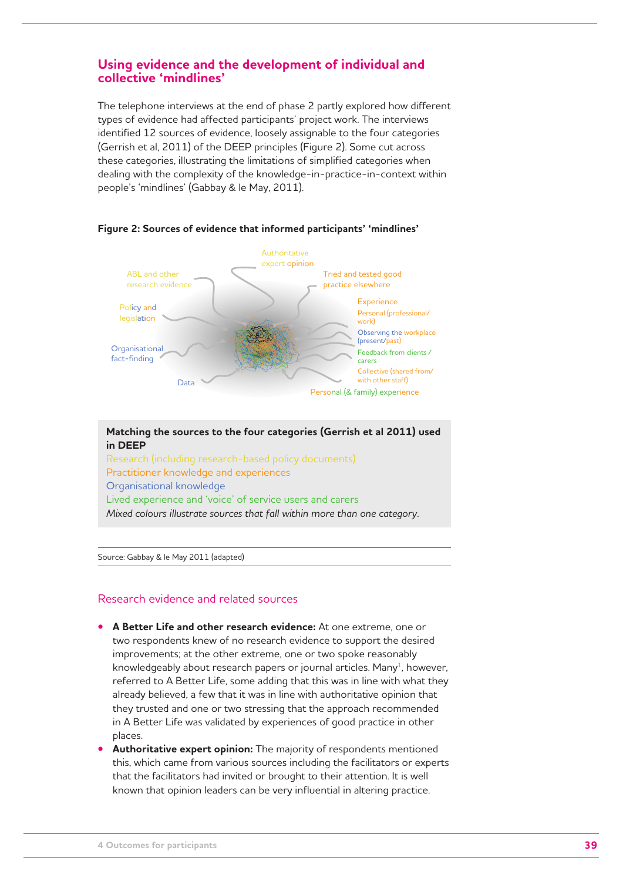## Using evidence and the development of individual and collective 'mindlines'

The telephone interviews at the end of phase 2 partly explored how different types of evidence had affected participants' project work. The interviews identified 12 sources of evidence, loosely assignable to the four categories (Gerrish et al, 2011) of the DEEP principles (Figure 2). Some cut across these categories, illustrating the limitations of simplified categories when dealing with the complexity of the knowledge-in-practice-in-context within people's 'mindlines' (Gabbay & le May, 2011).

**Figure 2: Sources of evidence that informed participants' 'mindlines'**

Authoritative expert opinion

ABL and other research evidence

Tried and tested good practice elsewhere

Policy and legislation

Experience

Personal (professional/work)

Observing the workplace (present/past)

Organisational fact-finding

Feedback from clients / carers

Collective (shared from/ with other staff)

Data

Personal (& family) experience

**Matching the sources to the four categories (Gerrish et al 2011) used in DEEP**

Research (including research-based policy documents)
Practitioner knowledge and experiences
Organisational knowledge
Lived experience and 'voice' of service users and carers
*Mixed colours illustrate sources that fall within more than one category.*

Source: Gabbay & le May 2011 (adapted)

### Research evidence and related sources

- **A Better Life and other research evidence:** At one extreme, one or two respondents knew of no research evidence to support the desired improvements; at the other extreme, one or two spoke reasonably knowledgeably about research papers or journal articles. Many[1], however, referred to A Better Life, some adding that this was in line with what they already believed, a few that it was in line with authoritative opinion that they trusted and one or two stressing that the approach recommended in A Better Life was validated by experiences of good practice in other places.
- **Authoritative expert opinion:** The majority of respondents mentioned this, which came from various sources including the facilitators or experts that the facilitators had invited or brought to their attention. It is well known that opinion leaders can be very influential in altering practice.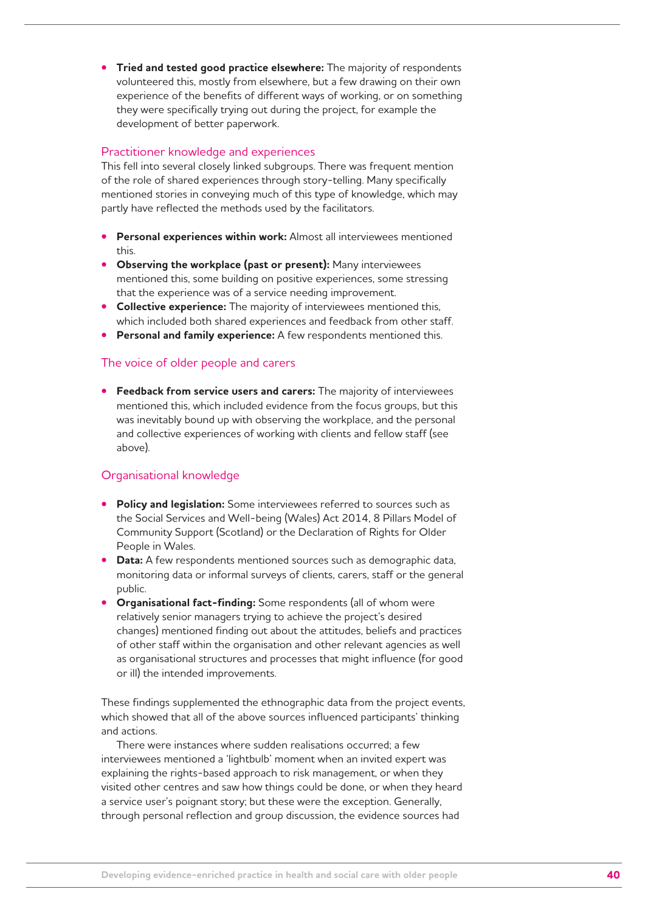- **Tried and tested good practice elsewhere:** The majority of respondents volunteered this, mostly from elsewhere, but a few drawing on their own experience of the benefits of different ways of working, or on something they were specifically trying out during the project, for example the development of better paperwork.

### Practitioner knowledge and experiences

This fell into several closely linked subgroups. There was frequent mention of the role of shared experiences through story-telling. Many specifically mentioned stories in conveying much of this type of knowledge, which may partly have reflected the methods used by the facilitators.

- **Personal experiences within work:** Almost all interviewees mentioned this.
- **Observing the workplace (past or present):** Many interviewees mentioned this, some building on positive experiences, some stressing that the experience was of a service needing improvement.
- **Collective experience:** The majority of interviewees mentioned this, which included both shared experiences and feedback from other staff.
- **Personal and family experience:** A few respondents mentioned this.

### The voice of older people and carers

- **Feedback from service users and carers:** The majority of interviewees mentioned this, which included evidence from the focus groups, but this was inevitably bound up with observing the workplace, and the personal and collective experiences of working with clients and fellow staff (see above).

### Organisational knowledge

- **Policy and legislation:** Some interviewees referred to sources such as the Social Services and Well-being (Wales) Act 2014, 8 Pillars Model of Community Support (Scotland) or the Declaration of Rights for Older People in Wales.
- **Data:** A few respondents mentioned sources such as demographic data, monitoring data or informal surveys of clients, carers, staff or the general public.
- **Organisational fact-finding:** Some respondents (all of whom were relatively senior managers trying to achieve the project's desired changes) mentioned finding out about the attitudes, beliefs and practices of other staff within the organisation and other relevant agencies as well as organisational structures and processes that might influence (for good or ill) the intended improvements.

These findings supplemented the ethnographic data from the project events, which showed that all of the above sources influenced participants' thinking and actions.

There were instances where sudden realisations occurred; a few interviewees mentioned a 'lightbulb' moment when an invited expert was explaining the rights-based approach to risk management, or when they visited other centres and saw how things could be done, or when they heard a service user's poignant story; but these were the exception. Generally, through personal reflection and group discussion, the evidence sources had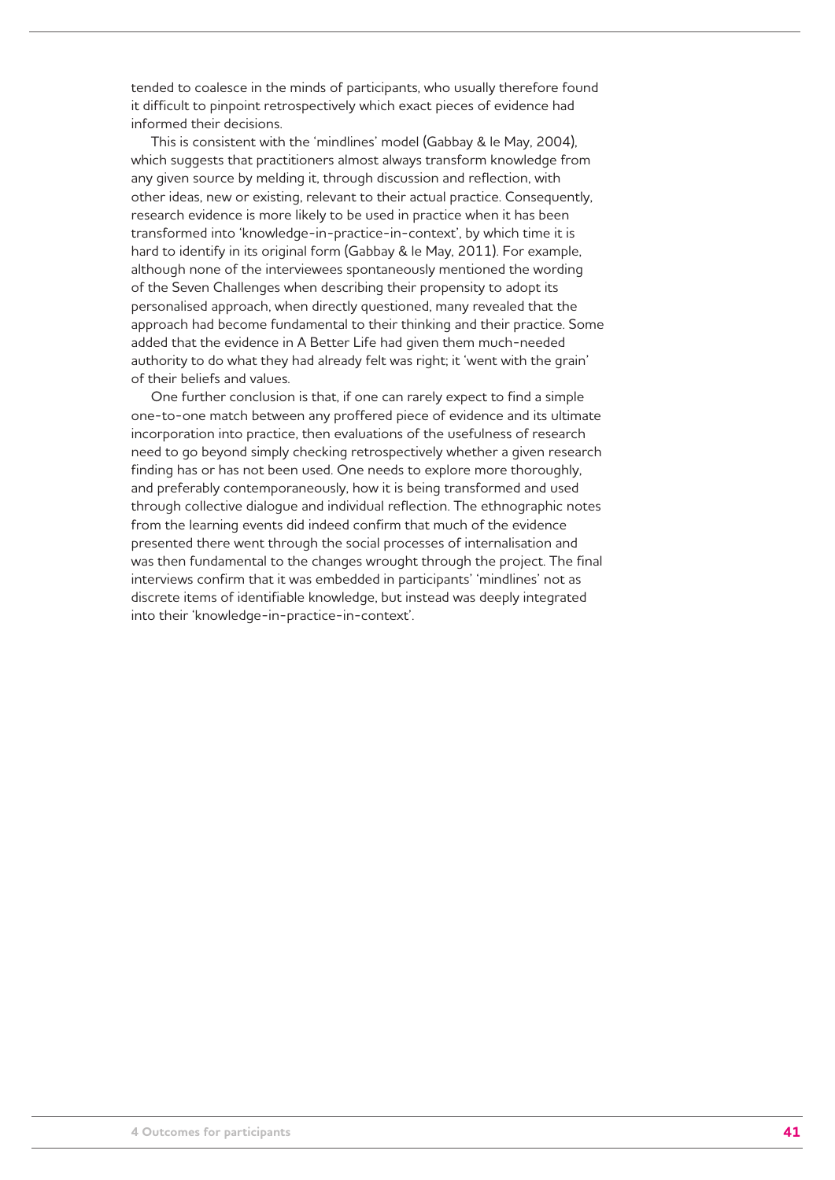tended to coalesce in the minds of participants, who usually therefore found it difficult to pinpoint retrospectively which exact pieces of evidence had informed their decisions.

This is consistent with the 'mindlines' model (Gabbay & le May, 2004), which suggests that practitioners almost always transform knowledge from any given source by melding it, through discussion and reflection, with other ideas, new or existing, relevant to their actual practice. Consequently, research evidence is more likely to be used in practice when it has been transformed into 'knowledge-in-practice-in-context', by which time it is hard to identify in its original form (Gabbay & le May, 2011). For example, although none of the interviewees spontaneously mentioned the wording of the Seven Challenges when describing their propensity to adopt its personalised approach, when directly questioned, many revealed that the approach had become fundamental to their thinking and their practice. Some added that the evidence in A Better Life had given them much-needed authority to do what they had already felt was right; it 'went with the grain' of their beliefs and values.

One further conclusion is that, if one can rarely expect to find a simple one-to-one match between any proffered piece of evidence and its ultimate incorporation into practice, then evaluations of the usefulness of research need to go beyond simply checking retrospectively whether a given research finding has or has not been used. One needs to explore more thoroughly, and preferably contemporaneously, how it is being transformed and used through collective dialogue and individual reflection. The ethnographic notes from the learning events did indeed confirm that much of the evidence presented there went through the social processes of internalisation and was then fundamental to the changes wrought through the project. The final interviews confirm that it was embedded in participants' 'mindlines' not as discrete items of identifiable knowledge, but instead was deeply integrated into their 'knowledge-in-practice-in-context'.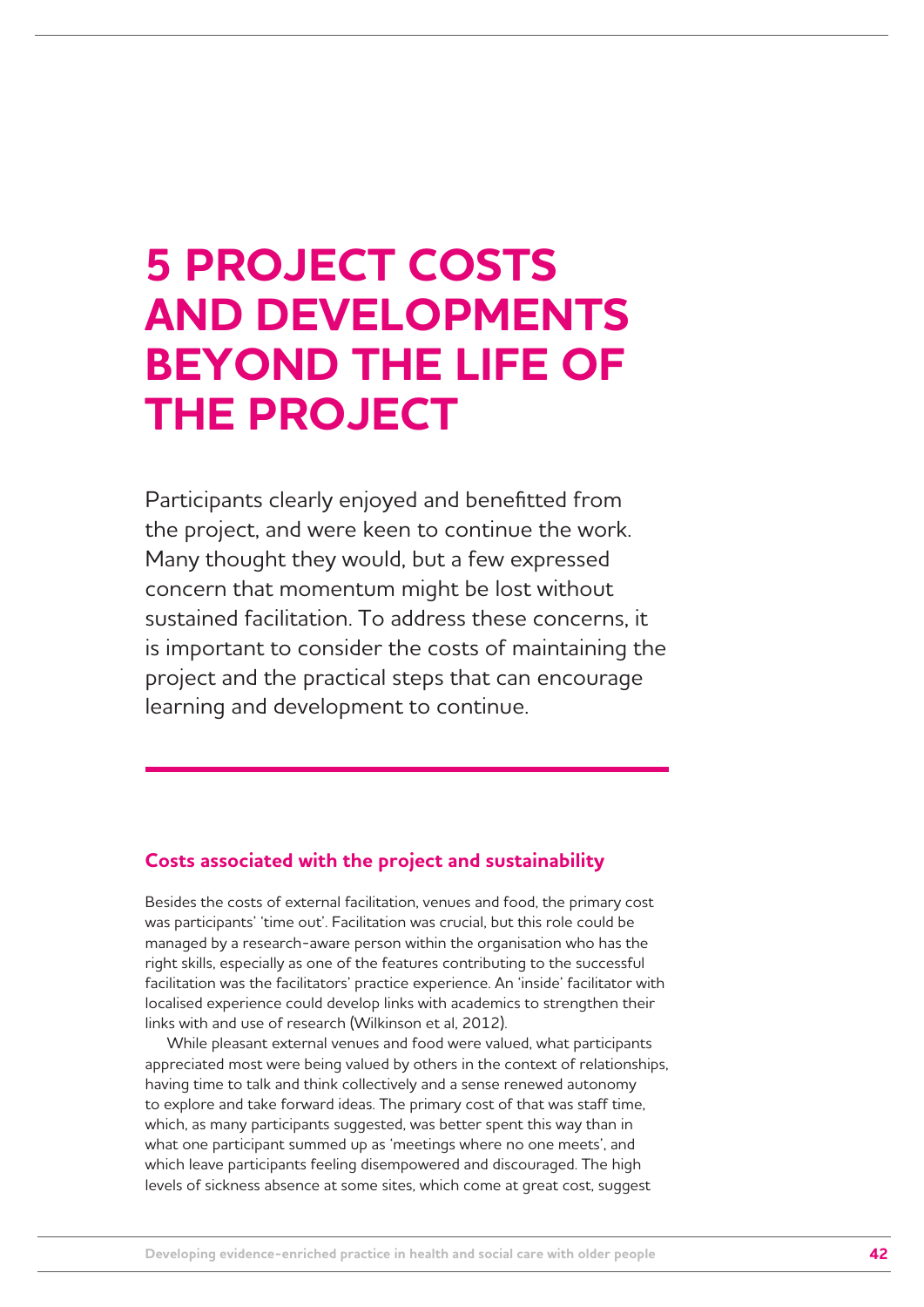# 5 PROJECT COSTS AND DEVELOPMENTS BEYOND THE LIFE OF THE PROJECT

Participants clearly enjoyed and benefitted from the project, and were keen to continue the work. Many thought they would, but a few expressed concern that momentum might be lost without sustained facilitation. To address these concerns, it is important to consider the costs of maintaining the project and the practical steps that can encourage learning and development to continue.

### Costs associated with the project and sustainability

Besides the costs of external facilitation, venues and food, the primary cost was participants' 'time out'. Facilitation was crucial, but this role could be managed by a research-aware person within the organisation who has the right skills, especially as one of the features contributing to the successful facilitation was the facilitators' practice experience. An 'inside' facilitator with localised experience could develop links with academics to strengthen their links with and use of research (Wilkinson et al, 2012).

While pleasant external venues and food were valued, what participants appreciated most were being valued by others in the context of relationships, having time to talk and think collectively and a sense renewed autonomy to explore and take forward ideas. The primary cost of that was staff time, which, as many participants suggested, was better spent this way than in what one participant summed up as 'meetings where no one meets', and which leave participants feeling disempowered and discouraged. The high levels of sickness absence at some sites, which come at great cost, suggest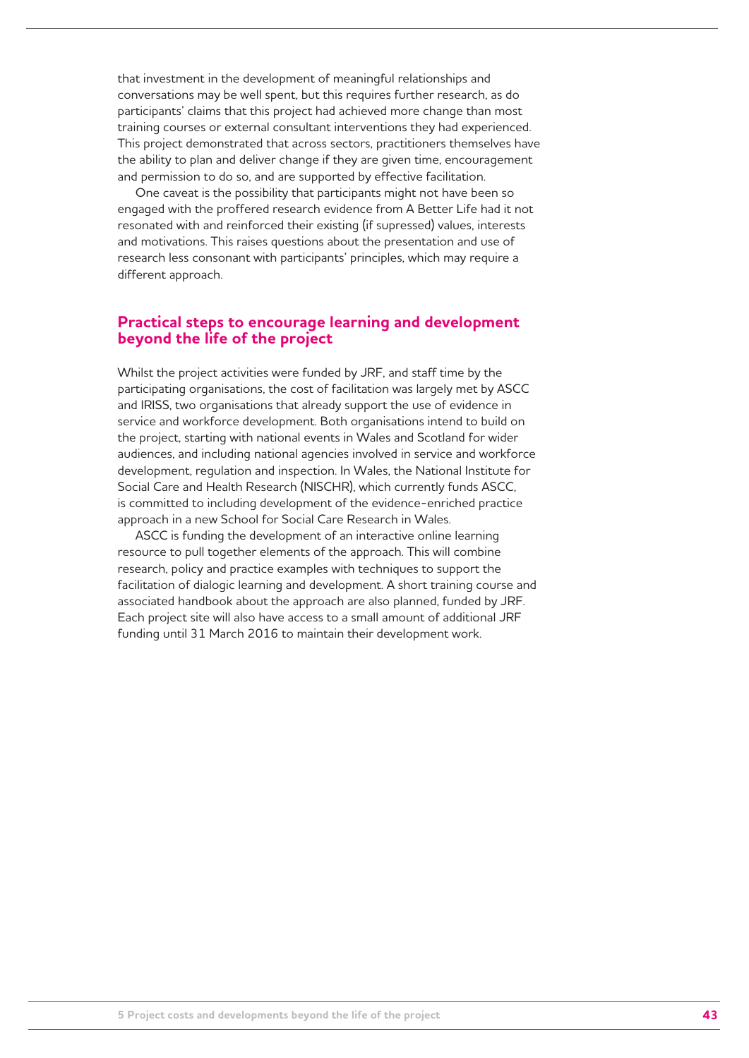that investment in the development of meaningful relationships and conversations may be well spent, but this requires further research, as do participants' claims that this project had achieved more change than most training courses or external consultant interventions they had experienced. This project demonstrated that across sectors, practitioners themselves have the ability to plan and deliver change if they are given time, encouragement and permission to do so, and are supported by effective facilitation.

One caveat is the possibility that participants might not have been so engaged with the proffered research evidence from A Better Life had it not resonated with and reinforced their existing (if supressed) values, interests and motivations. This raises questions about the presentation and use of research less consonant with participants' principles, which may require a different approach.

## Practical steps to encourage learning and development beyond the life of the project

Whilst the project activities were funded by JRF, and staff time by the participating organisations, the cost of facilitation was largely met by ASCC and IRISS, two organisations that already support the use of evidence in service and workforce development. Both organisations intend to build on the project, starting with national events in Wales and Scotland for wider audiences, and including national agencies involved in service and workforce development, regulation and inspection. In Wales, the National Institute for Social Care and Health Research (NISCHR), which currently funds ASCC, is committed to including development of the evidence-enriched practice approach in a new School for Social Care Research in Wales.

ASCC is funding the development of an interactive online learning resource to pull together elements of the approach. This will combine research, policy and practice examples with techniques to support the facilitation of dialogic learning and development. A short training course and associated handbook about the approach are also planned, funded by JRF. Each project site will also have access to a small amount of additional JRF funding until 31 March 2016 to maintain their development work.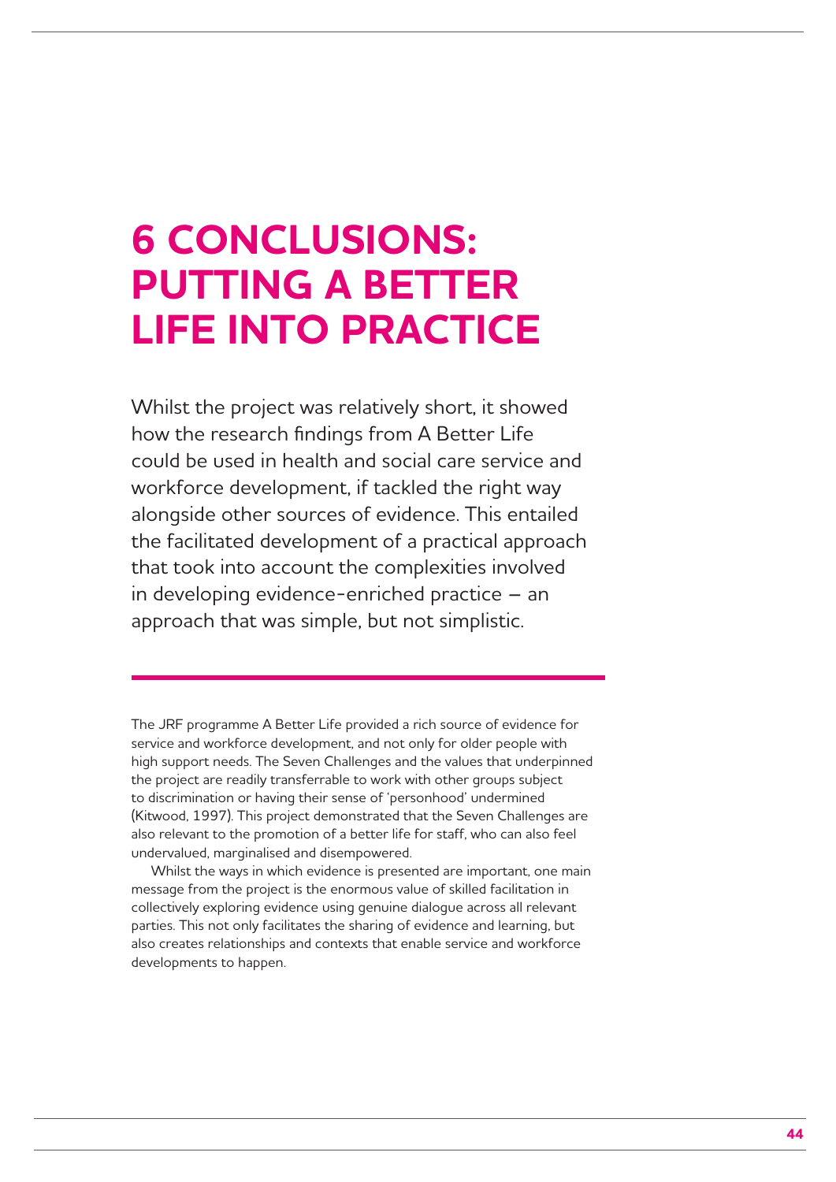# 6 CONCLUSIONS: PUTTING A BETTER LIFE INTO PRACTICE

Whilst the project was relatively short, it showed how the research findings from A Better Life could be used in health and social care service and workforce development, if tackled the right way alongside other sources of evidence. This entailed the facilitated development of a practical approach that took into account the complexities involved in developing evidence-enriched practice – an approach that was simple, but not simplistic.

The JRF programme A Better Life provided a rich source of evidence for service and workforce development, and not only for older people with high support needs. The Seven Challenges and the values that underpinned the project are readily transferrable to work with other groups subject to discrimination or having their sense of 'personhood' undermined (Kitwood, 1997). This project demonstrated that the Seven Challenges are also relevant to the promotion of a better life for staff, who can also feel undervalued, marginalised and disempowered.

Whilst the ways in which evidence is presented are important, one main message from the project is the enormous value of skilled facilitation in collectively exploring evidence using genuine dialogue across all relevant parties. This not only facilitates the sharing of evidence and learning, but also creates relationships and contexts that enable service and workforce developments to happen.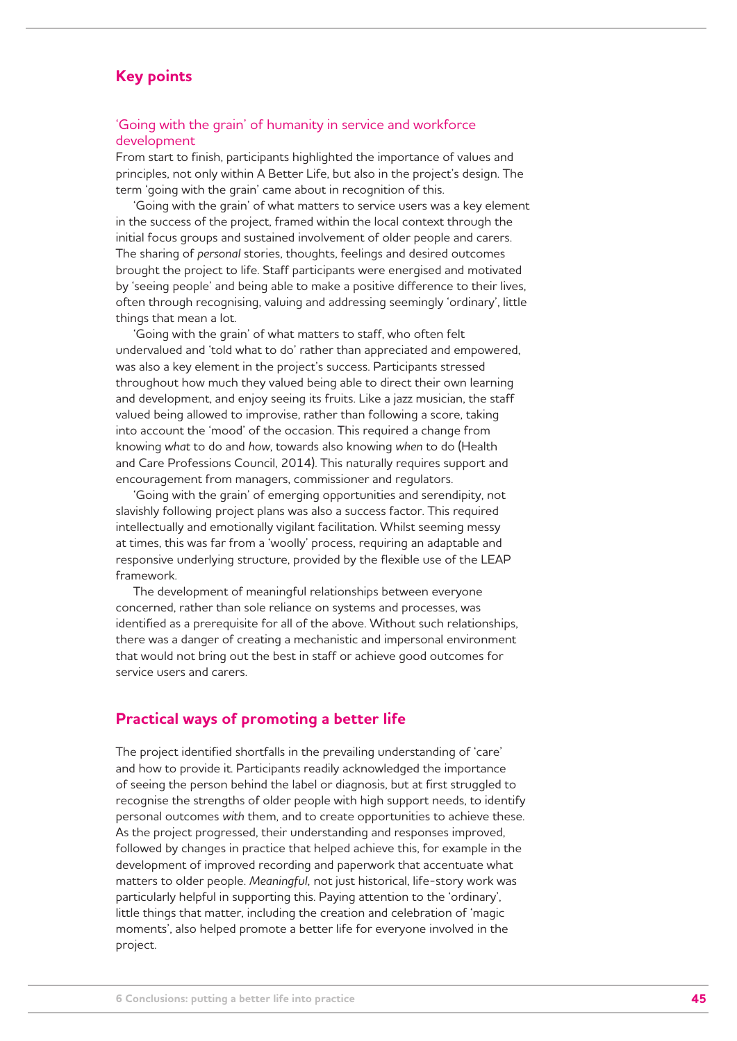## Key points

### 'Going with the grain' of humanity in service and workforce development

From start to finish, participants highlighted the importance of values and principles, not only within A Better Life, but also in the project's design. The term 'going with the grain' came about in recognition of this.

'Going with the grain' of what matters to service users was a key element in the success of the project, framed within the local context through the initial focus groups and sustained involvement of older people and carers. The sharing of *personal* stories, thoughts, feelings and desired outcomes brought the project to life. Staff participants were energised and motivated by 'seeing people' and being able to make a positive difference to their lives, often through recognising, valuing and addressing seemingly 'ordinary', little things that mean a lot.

'Going with the grain' of what matters to staff, who often felt undervalued and 'told what to do' rather than appreciated and empowered, was also a key element in the project's success. Participants stressed throughout how much they valued being able to direct their own learning and development, and enjoy seeing its fruits. Like a jazz musician, the staff valued being allowed to improvise, rather than following a score, taking into account the 'mood' of the occasion. This required a change from knowing *what* to do and *how*, towards also knowing *when* to do (Health and Care Professions Council, 2014). This naturally requires support and encouragement from managers, commissioner and regulators.

'Going with the grain' of emerging opportunities and serendipity, not slavishly following project plans was also a success factor. This required intellectually and emotionally vigilant facilitation. Whilst seeming messy at times, this was far from a 'woolly' process, requiring an adaptable and responsive underlying structure, provided by the flexible use of the LEAP framework.

The development of meaningful relationships between everyone concerned, rather than sole reliance on systems and processes, was identified as a prerequisite for all of the above. Without such relationships, there was a danger of creating a mechanistic and impersonal environment that would not bring out the best in staff or achieve good outcomes for service users and carers.

## Practical ways of promoting a better life

The project identified shortfalls in the prevailing understanding of 'care' and how to provide it. Participants readily acknowledged the importance of seeing the person behind the label or diagnosis, but at first struggled to recognise the strengths of older people with high support needs, to identify personal outcomes *with* them, and to create opportunities to achieve these. As the project progressed, their understanding and responses improved, followed by changes in practice that helped achieve this, for example in the development of improved recording and paperwork that accentuate what matters to older people. *Meaningful*, not just historical, life-story work was particularly helpful in supporting this. Paying attention to the 'ordinary', little things that matter, including the creation and celebration of 'magic moments', also helped promote a better life for everyone involved in the project.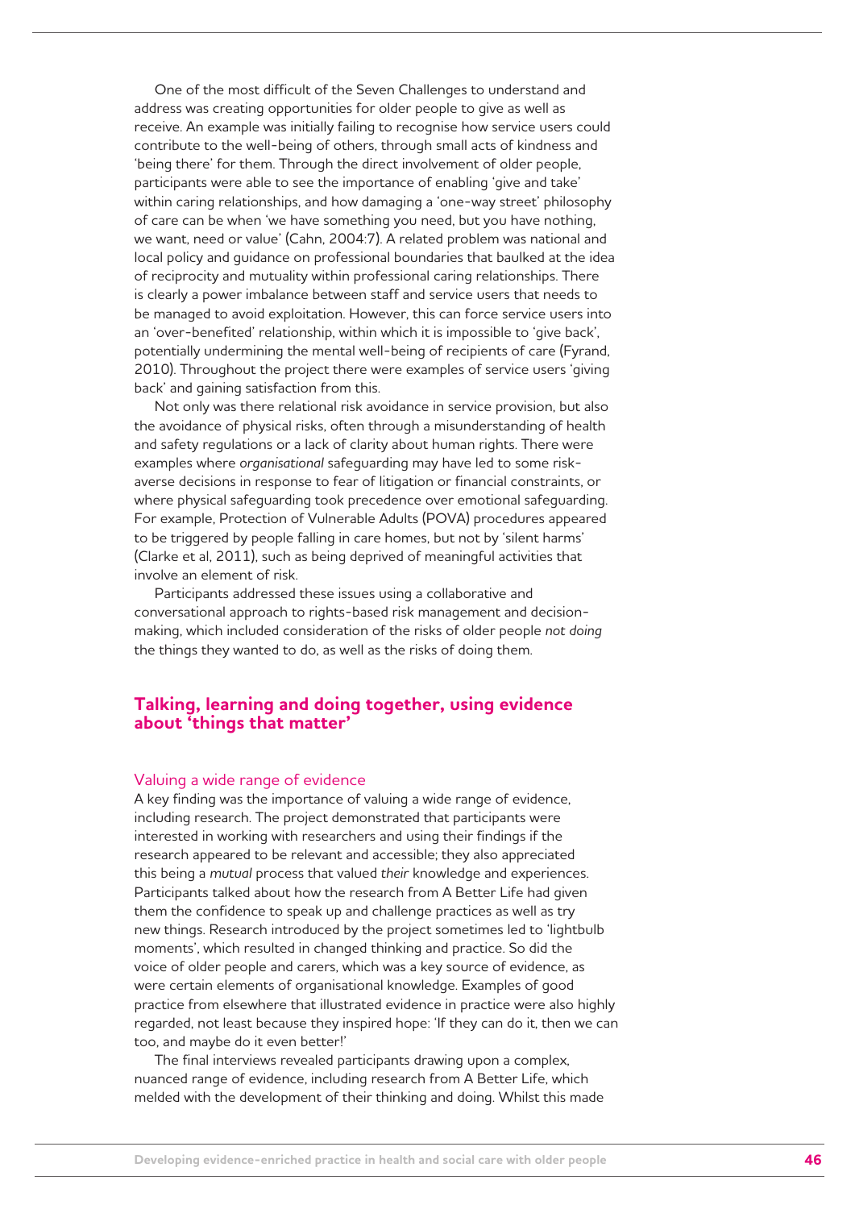One of the most difficult of the Seven Challenges to understand and address was creating opportunities for older people to give as well as receive. An example was initially failing to recognise how service users could contribute to the well-being of others, through small acts of kindness and 'being there' for them. Through the direct involvement of older people, participants were able to see the importance of enabling 'give and take' within caring relationships, and how damaging a 'one-way street' philosophy of care can be when 'we have something you need, but you have nothing, we want, need or value' (Cahn, 2004:7). A related problem was national and local policy and guidance on professional boundaries that baulked at the idea of reciprocity and mutuality within professional caring relationships. There is clearly a power imbalance between staff and service users that needs to be managed to avoid exploitation. However, this can force service users into an 'over-benefited' relationship, within which it is impossible to 'give back', potentially undermining the mental well-being of recipients of care (Fyrand, 2010). Throughout the project there were examples of service users 'giving back' and gaining satisfaction from this.

Not only was there relational risk avoidance in service provision, but also the avoidance of physical risks, often through a misunderstanding of health and safety regulations or a lack of clarity about human rights. There were examples where *organisational* safeguarding may have led to some risk-averse decisions in response to fear of litigation or financial constraints, or where physical safeguarding took precedence over emotional safeguarding. For example, Protection of Vulnerable Adults (POVA) procedures appeared to be triggered by people falling in care homes, but not by 'silent harms' (Clarke et al, 2011), such as being deprived of meaningful activities that involve an element of risk.

Participants addressed these issues using a collaborative and conversational approach to rights-based risk management and decision-making, which included consideration of the risks of older people *not doing* the things they wanted to do, as well as the risks of doing them.

## Talking, learning and doing together, using evidence about 'things that matter'

### Valuing a wide range of evidence

A key finding was the importance of valuing a wide range of evidence, including research. The project demonstrated that participants were interested in working with researchers and using their findings if the research appeared to be relevant and accessible; they also appreciated this being a *mutual* process that valued *their* knowledge and experiences. Participants talked about how the research from A Better Life had given them the confidence to speak up and challenge practices as well as try new things. Research introduced by the project sometimes led to 'lightbulb moments', which resulted in changed thinking and practice. So did the voice of older people and carers, which was a key source of evidence, as were certain elements of organisational knowledge. Examples of good practice from elsewhere that illustrated evidence in practice were also highly regarded, not least because they inspired hope: 'If they can do it, then we can too, and maybe do it even better!'

The final interviews revealed participants drawing upon a complex, nuanced range of evidence, including research from A Better Life, which melded with the development of their thinking and doing. Whilst this made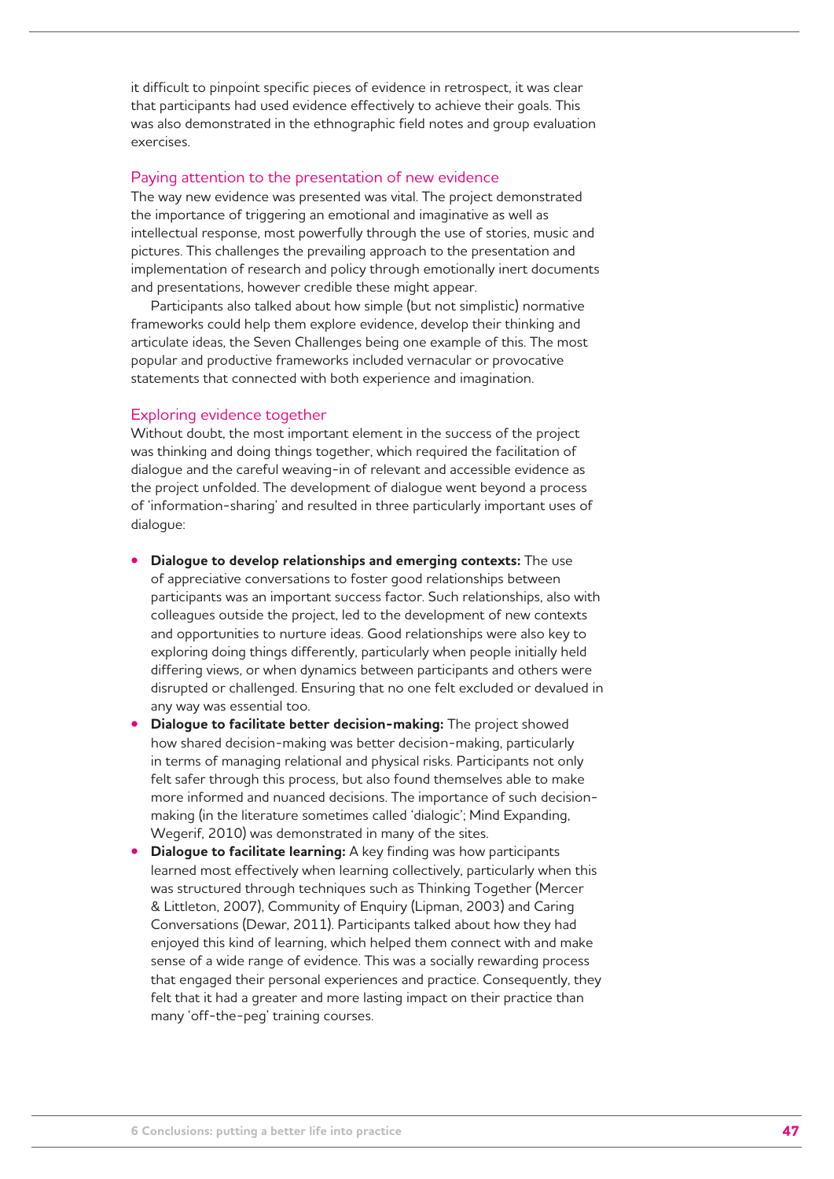it difficult to pinpoint specific pieces of evidence in retrospect, it was clear that participants had used evidence effectively to achieve their goals. This was also demonstrated in the ethnographic field notes and group evaluation exercises.

### Paying attention to the presentation of new evidence

The way new evidence was presented was vital. The project demonstrated the importance of triggering an emotional and imaginative as well as intellectual response, most powerfully through the use of stories, music and pictures. This challenges the prevailing approach to the presentation and implementation of research and policy through emotionally inert documents and presentations, however credible these might appear.

Participants also talked about how simple (but not simplistic) normative frameworks could help them explore evidence, develop their thinking and articulate ideas, the Seven Challenges being one example of this. The most popular and productive frameworks included vernacular or provocative statements that connected with both experience and imagination.

### Exploring evidence together

Without doubt, the most important element in the success of the project was thinking and doing things together, which required the facilitation of dialogue and the careful weaving-in of relevant and accessible evidence as the project unfolded. The development of dialogue went beyond a process of 'information-sharing' and resulted in three particularly important uses of dialogue:

- **Dialogue to develop relationships and emerging contexts:** The use of appreciative conversations to foster good relationships between participants was an important success factor. Such relationships, also with colleagues outside the project, led to the development of new contexts and opportunities to nurture ideas. Good relationships were also key to exploring doing things differently, particularly when people initially held differing views, or when dynamics between participants and others were disrupted or challenged. Ensuring that no one felt excluded or devalued in any way was essential too.
- **Dialogue to facilitate better decision-making:** The project showed how shared decision-making was better decision-making, particularly in terms of managing relational and physical risks. Participants not only felt safer through this process, but also found themselves able to make more informed and nuanced decisions. The importance of such decision-making (in the literature sometimes called 'dialogic'; Mind Expanding, Wegerif, 2010) was demonstrated in many of the sites.
- **Dialogue to facilitate learning:** A key finding was how participants learned most effectively when learning collectively, particularly when this was structured through techniques such as Thinking Together (Mercer & Littleton, 2007), Community of Enquiry (Lipman, 2003) and Caring Conversations (Dewar, 2011). Participants talked about how they had enjoyed this kind of learning, which helped them connect with and make sense of a wide range of evidence. This was a socially rewarding process that engaged their personal experiences and practice. Consequently, they felt that it had a greater and more lasting impact on their practice than many 'off-the-peg' training courses.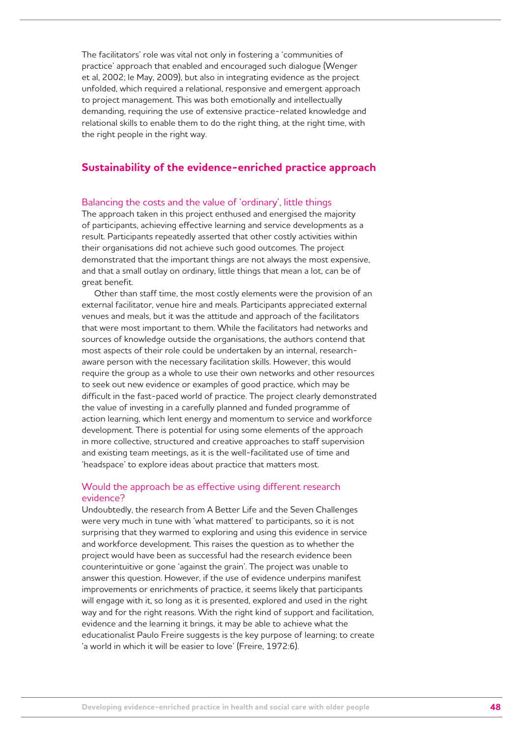The facilitators' role was vital not only in fostering a 'communities of practice' approach that enabled and encouraged such dialogue (Wenger et al, 2002; le May, 2009), but also in integrating evidence as the project unfolded, which required a relational, responsive and emergent approach to project management. This was both emotionally and intellectually demanding, requiring the use of extensive practice-related knowledge and relational skills to enable them to do the right thing, at the right time, with the right people in the right way.

## Sustainability of the evidence-enriched practice approach

### Balancing the costs and the value of 'ordinary', little things

The approach taken in this project enthused and energised the majority of participants, achieving effective learning and service developments as a result. Participants repeatedly asserted that other costly activities within their organisations did not achieve such good outcomes. The project demonstrated that the important things are not always the most expensive, and that a small outlay on ordinary, little things that mean a lot, can be of great benefit.

Other than staff time, the most costly elements were the provision of an external facilitator, venue hire and meals. Participants appreciated external venues and meals, but it was the attitude and approach of the facilitators that were most important to them. While the facilitators had networks and sources of knowledge outside the organisations, the authors contend that most aspects of their role could be undertaken by an internal, research-aware person with the necessary facilitation skills. However, this would require the group as a whole to use their own networks and other resources to seek out new evidence or examples of good practice, which may be difficult in the fast-paced world of practice. The project clearly demonstrated the value of investing in a carefully planned and funded programme of action learning, which lent energy and momentum to service and workforce development. There is potential for using some elements of the approach in more collective, structured and creative approaches to staff supervision and existing team meetings, as it is the well-facilitated use of time and 'headspace' to explore ideas about practice that matters most.

### Would the approach be as effective using different research evidence?

Undoubtedly, the research from A Better Life and the Seven Challenges were very much in tune with 'what mattered' to participants, so it is not surprising that they warmed to exploring and using this evidence in service and workforce development. This raises the question as to whether the project would have been as successful had the research evidence been counterintuitive or gone 'against the grain'. The project was unable to answer this question. However, if the use of evidence underpins manifest improvements or enrichments of practice, it seems likely that participants will engage with it, so long as it is presented, explored and used in the right way and for the right reasons. With the right kind of support and facilitation, evidence and the learning it brings, it may be able to achieve what the educationalist Paulo Freire suggests is the key purpose of learning; to create 'a world in which it will be easier to love' (Freire, 1972:6).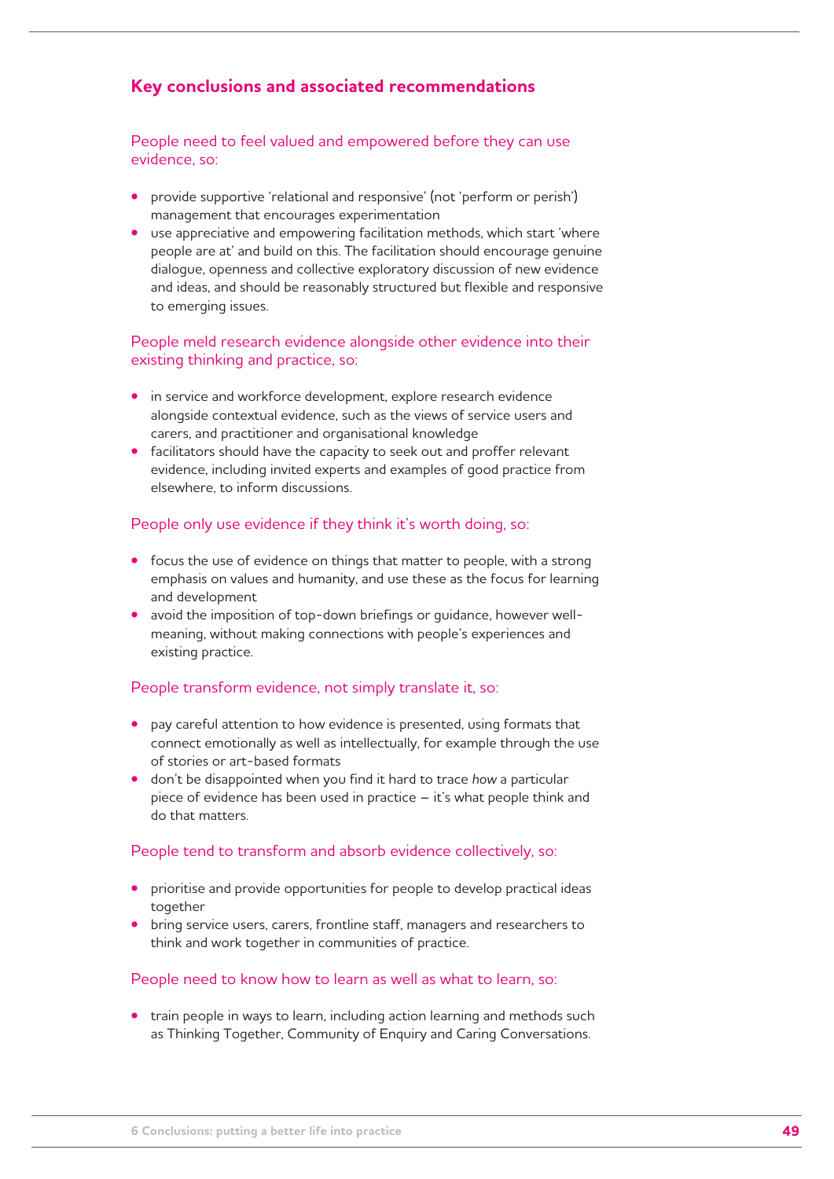## Key conclusions and associated recommendations

### People need to feel valued and empowered before they can use evidence, so:

- provide supportive 'relational and responsive' (not 'perform or perish') management that encourages experimentation
- use appreciative and empowering facilitation methods, which start 'where people are at' and build on this. The facilitation should encourage genuine dialogue, openness and collective exploratory discussion of new evidence and ideas, and should be reasonably structured but flexible and responsive to emerging issues.

### People meld research evidence alongside other evidence into their existing thinking and practice, so:

- in service and workforce development, explore research evidence alongside contextual evidence, such as the views of service users and carers, and practitioner and organisational knowledge
- facilitators should have the capacity to seek out and proffer relevant evidence, including invited experts and examples of good practice from elsewhere, to inform discussions.

### People only use evidence if they think it's worth doing, so:

- focus the use of evidence on things that matter to people, with a strong emphasis on values and humanity, and use these as the focus for learning and development
- avoid the imposition of top-down briefings or guidance, however well-meaning, without making connections with people's experiences and existing practice.

### People transform evidence, not simply translate it, so:

- pay careful attention to how evidence is presented, using formats that connect emotionally as well as intellectually, for example through the use of stories or art-based formats
- don't be disappointed when you find it hard to trace *how* a particular piece of evidence has been used in practice – it's what people think and do that matters.

### People tend to transform and absorb evidence collectively, so:

- prioritise and provide opportunities for people to develop practical ideas together
- bring service users, carers, frontline staff, managers and researchers to think and work together in communities of practice.

### People need to know how to learn as well as what to learn, so:

- train people in ways to learn, including action learning and methods such as Thinking Together, Community of Enquiry and Caring Conversations.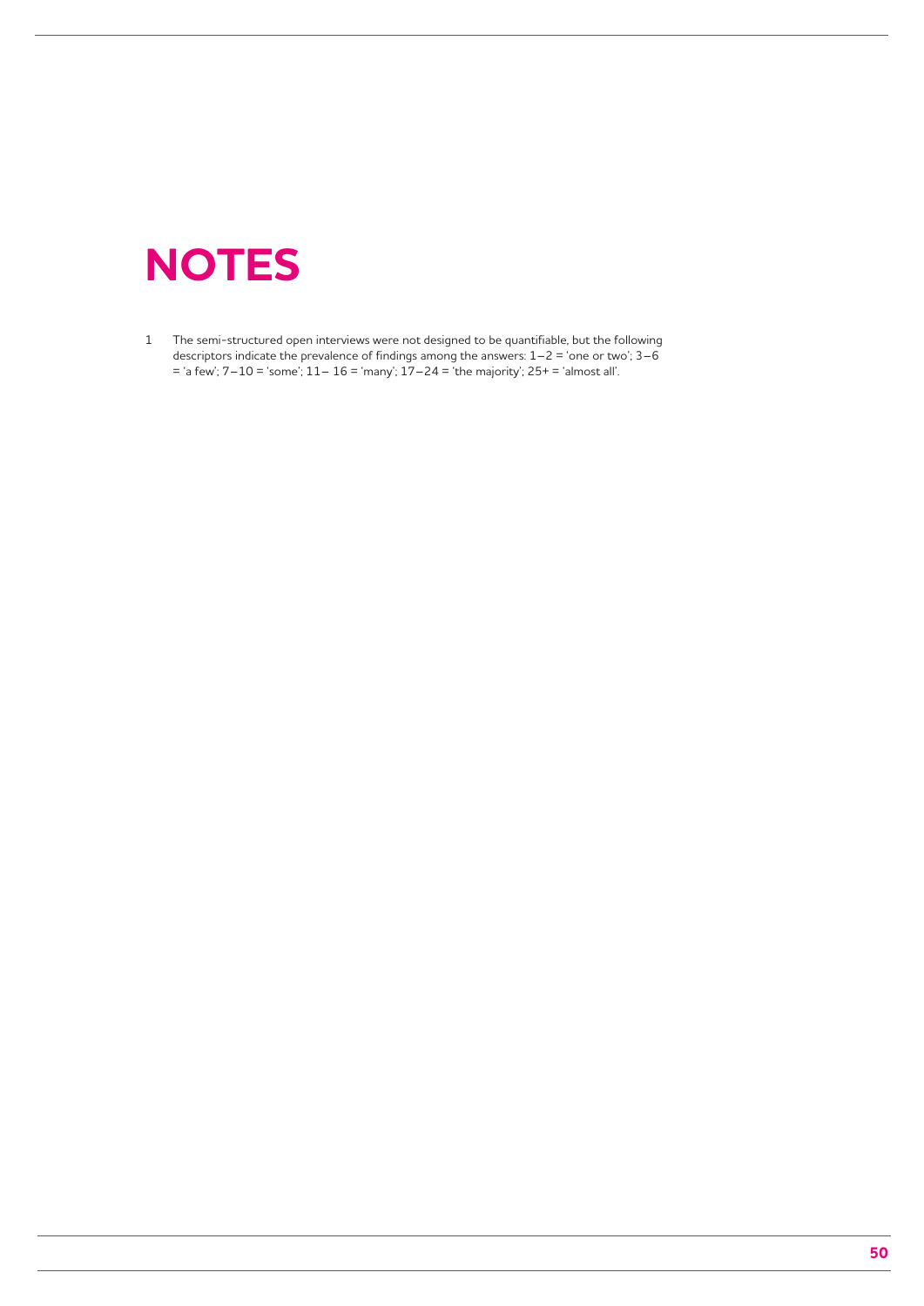# NOTES

1 The semi-structured open interviews were not designed to be quantifiable, but the following descriptors indicate the prevalence of findings among the answers: 1–2 = 'one or two'; 3–6 = 'a few'; 7–10 = 'some'; 11– 16 = 'many'; 17–24 = 'the majority'; 25+ = 'almost all'.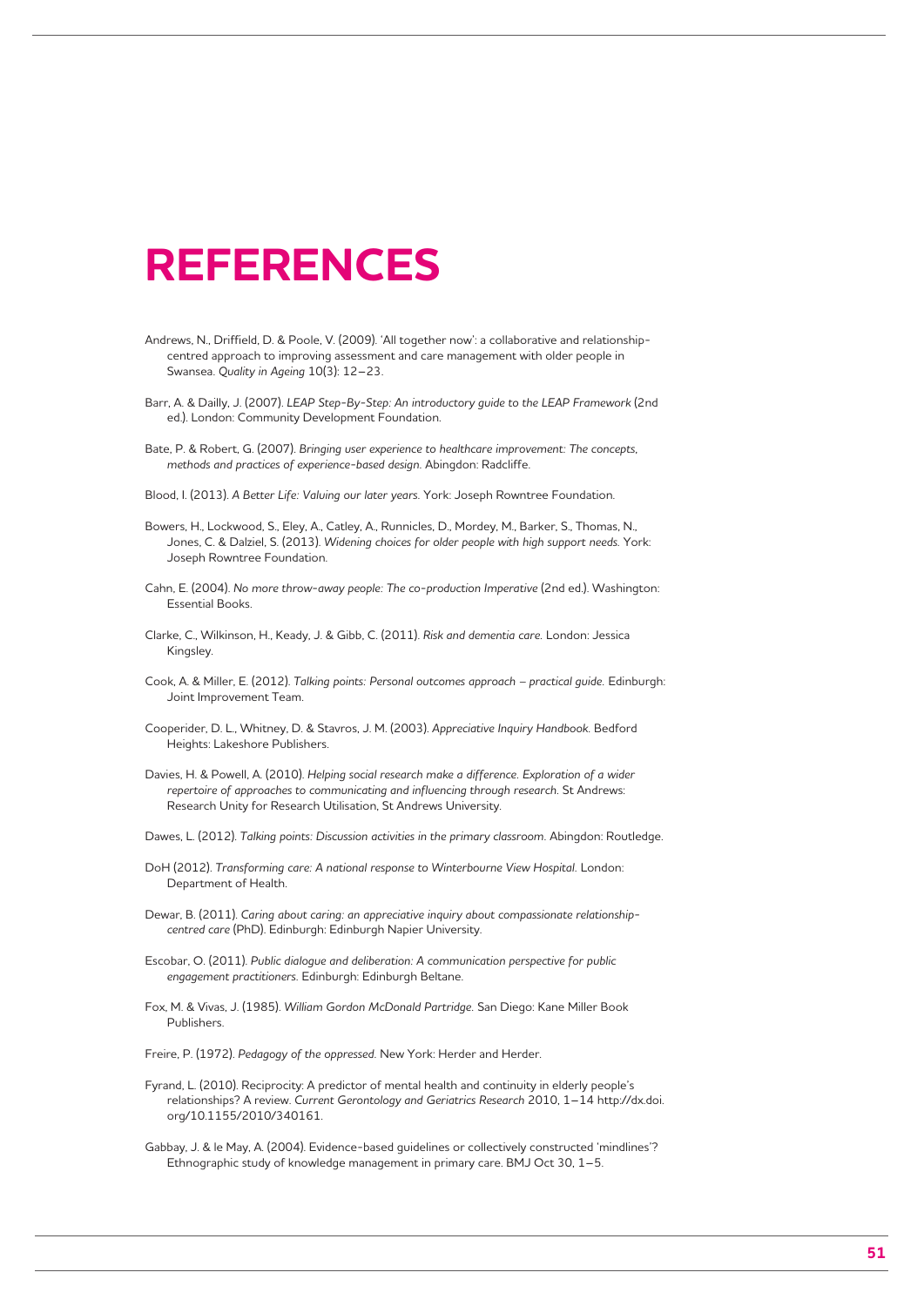# REFERENCES

Andrews, N., Driffield, D. & Poole, V. (2009). 'All together now': a collaborative and relationship-centred approach to improving assessment and care management with older people in Swansea. *Quality in Ageing* 10(3): 12–23.

Barr, A. & Dailly, J. (2007). *LEAP Step-By-Step: An introductory guide to the LEAP Framework* (2nd ed.). London: Community Development Foundation.

Bate, P. & Robert, G. (2007). *Bringing user experience to healthcare improvement: The concepts, methods and practices of experience-based design.* Abingdon: Radcliffe.

Blood, I. (2013). *A Better Life: Valuing our later years.* York: Joseph Rowntree Foundation.

Bowers, H., Lockwood, S., Eley, A., Catley, A., Runnicles, D., Mordey, M., Barker, S., Thomas, N., Jones, C. & Dalziel, S. (2013). *Widening choices for older people with high support needs.* York: Joseph Rowntree Foundation.

Cahn, E. (2004). *No more throw-away people: The co-production Imperative* (2nd ed.). Washington: Essential Books.

Clarke, C., Wilkinson, H., Keady, J. & Gibb, C. (2011). *Risk and dementia care.* London: Jessica Kingsley.

Cook, A. & Miller, E. (2012). *Talking points: Personal outcomes approach – practical guide.* Edinburgh: Joint Improvement Team.

Cooperider, D. L., Whitney, D. & Stavros, J. M. (2003). *Appreciative Inquiry Handbook.* Bedford Heights: Lakeshore Publishers.

Davies, H. & Powell, A. (2010). *Helping social research make a difference. Exploration of a wider repertoire of approaches to communicating and influencing through research.* St Andrews: Research Unity for Research Utilisation, St Andrews University.

Dawes, L. (2012). *Talking points: Discussion activities in the primary classroom.* Abingdon: Routledge.

DoH (2012). *Transforming care: A national response to Winterbourne View Hospital.* London: Department of Health.

Dewar, B. (2011). *Caring about caring: an appreciative inquiry about compassionate relationship-centred care* (PhD). Edinburgh: Edinburgh Napier University.

Escobar, O. (2011). *Public dialogue and deliberation: A communication perspective for public engagement practitioners.* Edinburgh: Edinburgh Beltane.

Fox, M. & Vivas, J. (1985). *William Gordon McDonald Partridge.* San Diego: Kane Miller Book Publishers.

Freire, P. (1972). *Pedagogy of the oppressed.* New York: Herder and Herder.

Fyrand, L. (2010). Reciprocity: A predictor of mental health and continuity in elderly people's relationships? A review. *Current Gerontology and Geriatrics Research* 2010, 1–14 http://dx.doi.org/10.1155/2010/340161.

Gabbay, J. & le May, A. (2004). Evidence-based guidelines or collectively constructed 'mindlines'? Ethnographic study of knowledge management in primary care. BMJ Oct 30, 1–5.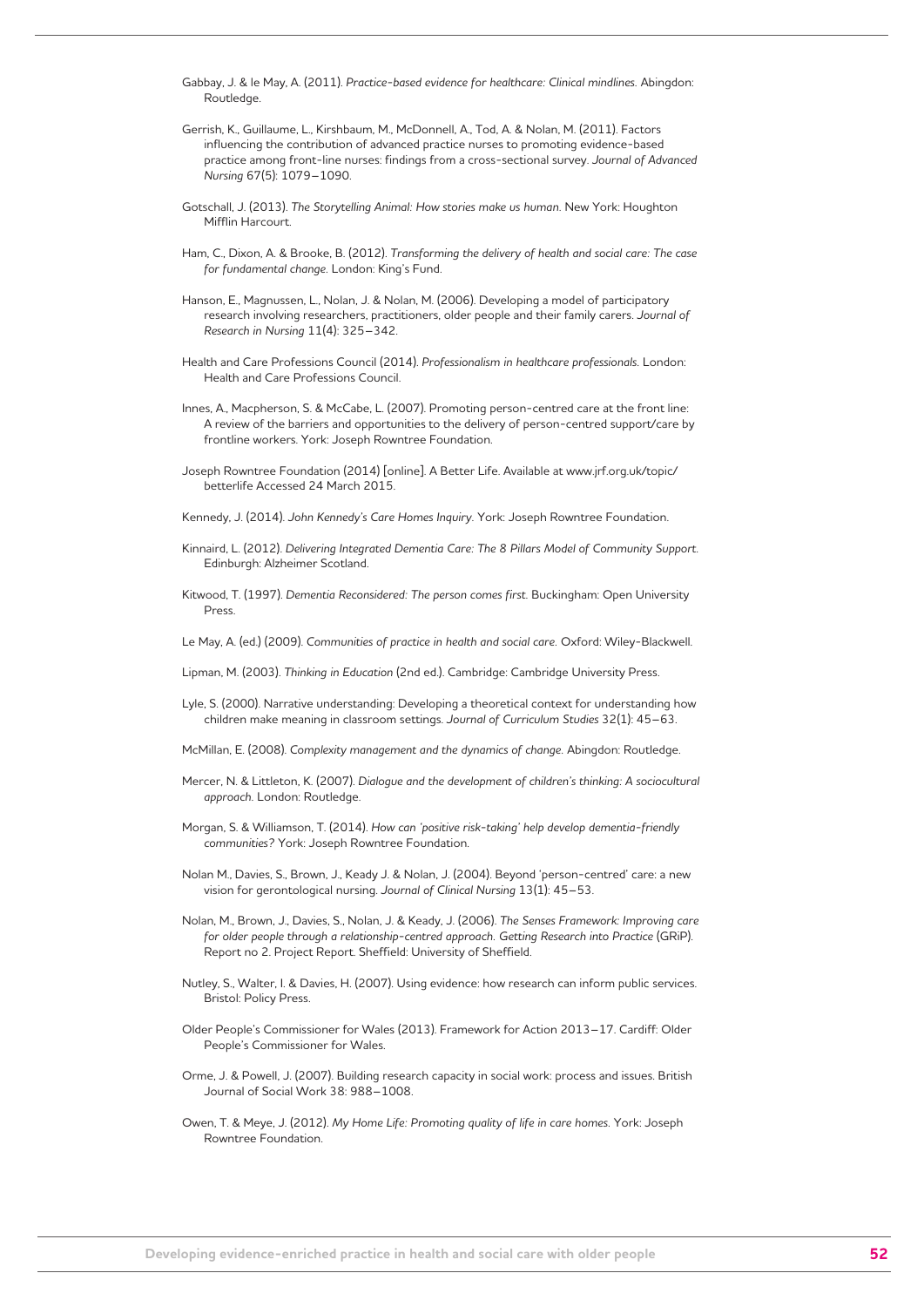Gabbay, J. & le May, A. (2011). *Practice-based evidence for healthcare: Clinical mindlines.* Abingdon: Routledge.

Gerrish, K., Guillaume, L., Kirshbaum, M., McDonnell, A., Tod, A. & Nolan, M. (2011). Factors influencing the contribution of advanced practice nurses to promoting evidence-based practice among front-line nurses: findings from a cross-sectional survey. *Journal of Advanced Nursing* 67(5): 1079–1090.

Gotschall, J. (2013). *The Storytelling Animal: How stories make us human.* New York: Houghton Mifflin Harcourt.

Ham, C., Dixon, A. & Brooke, B. (2012). *Transforming the delivery of health and social care: The case for fundamental change.* London: King's Fund.

Hanson, E., Magnussen, L., Nolan, J. & Nolan, M. (2006). Developing a model of participatory research involving researchers, practitioners, older people and their family carers. *Journal of Research in Nursing* 11(4): 325–342.

Health and Care Professions Council (2014). *Professionalism in healthcare professionals.* London: Health and Care Professions Council.

Innes, A., Macpherson, S. & McCabe, L. (2007). Promoting person-centred care at the front line: A review of the barriers and opportunities to the delivery of person-centred support/care by frontline workers. York: Joseph Rowntree Foundation.

Joseph Rowntree Foundation (2014) [online]. A Better Life. Available at www.jrf.org.uk/topic/betterlife Accessed 24 March 2015.

Kennedy, J. (2014). *John Kennedy's Care Homes Inquiry*. York: Joseph Rowntree Foundation.

Kinnaird, L. (2012). *Delivering Integrated Dementia Care: The 8 Pillars Model of Community Support.* Edinburgh: Alzheimer Scotland.

Kitwood, T. (1997). *Dementia Reconsidered: The person comes first.* Buckingham: Open University Press.

Le May, A. (ed.) (2009). *Communities of practice in health and social care.* Oxford: Wiley-Blackwell.

Lipman, M. (2003). *Thinking in Education* (2nd ed.). Cambridge: Cambridge University Press.

Lyle, S. (2000). Narrative understanding: Developing a theoretical context for understanding how children make meaning in classroom settings. *Journal of Curriculum Studies* 32(1): 45–63.

McMillan, E. (2008). *Complexity management and the dynamics of change.* Abingdon: Routledge.

Mercer, N. & Littleton, K. (2007). *Dialogue and the development of children's thinking: A sociocultural approach.* London: Routledge.

Morgan, S. & Williamson, T. (2014). *How can 'positive risk-taking' help develop dementia-friendly communities?* York: Joseph Rowntree Foundation.

Nolan M., Davies, S., Brown, J., Keady J. & Nolan, J. (2004). Beyond 'person-centred' care: a new vision for gerontological nursing. *Journal of Clinical Nursing* 13(1): 45–53.

Nolan, M., Brown, J., Davies, S., Nolan, J. & Keady, J. (2006). *The Senses Framework: Improving care for older people through a relationship-centred approach. Getting Research into Practice* (GRiP). Report no 2. Project Report. Sheffield: University of Sheffield.

Nutley, S., Walter, I. & Davies, H. (2007). Using evidence: how research can inform public services. Bristol: Policy Press.

Older People's Commissioner for Wales (2013). Framework for Action 2013–17. Cardiff: Older People's Commissioner for Wales.

Orme, J. & Powell, J. (2007). Building research capacity in social work: process and issues. British Journal of Social Work 38: 988–1008.

Owen, T. & Meye, J. (2012). *My Home Life: Promoting quality of life in care homes.* York: Joseph Rowntree Foundation.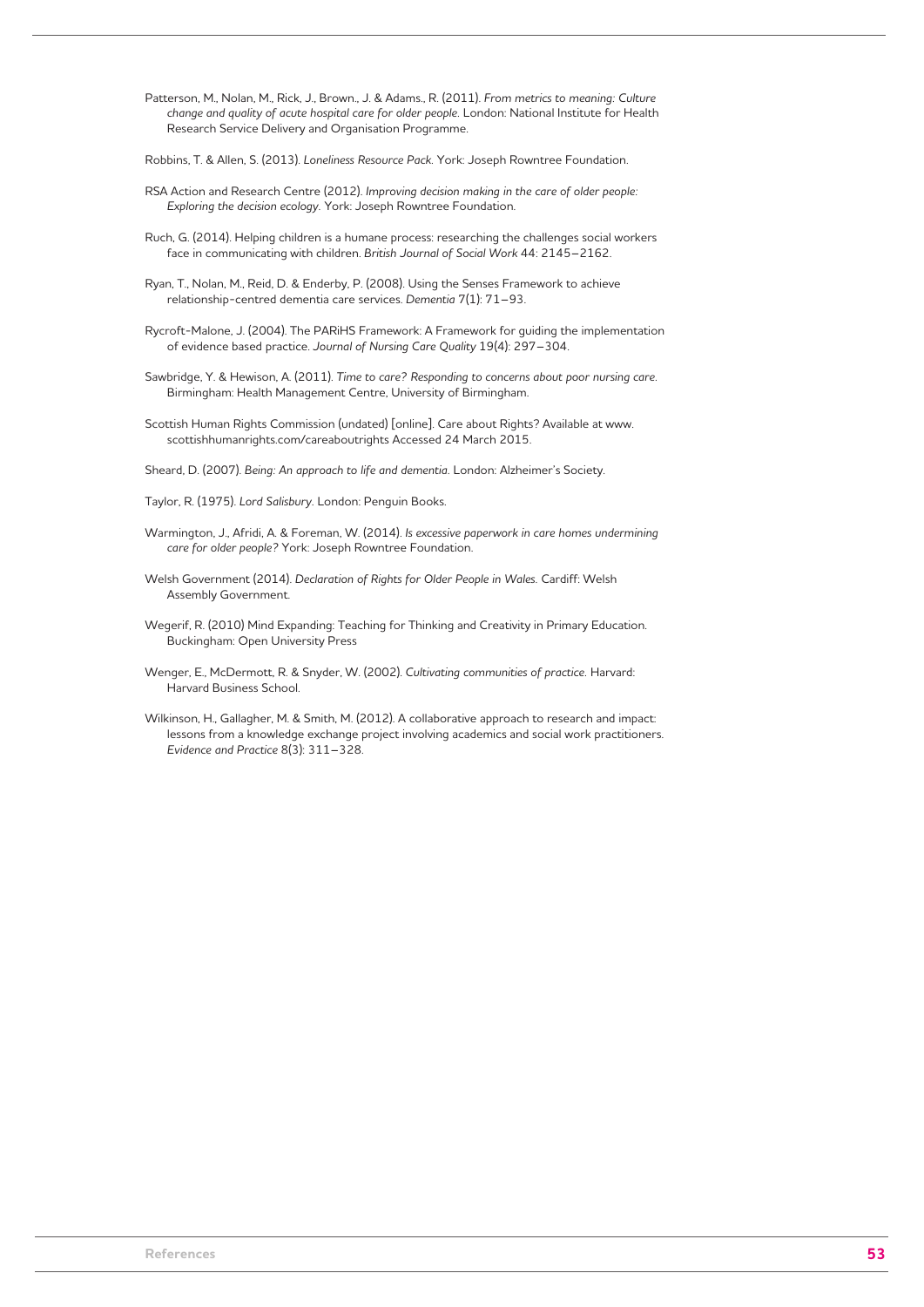Patterson, M., Nolan, M., Rick, J., Brown., J. & Adams., R. (2011). *From metrics to meaning: Culture change and quality of acute hospital care for older people*. London: National Institute for Health Research Service Delivery and Organisation Programme.

Robbins, T. & Allen, S. (2013). *Loneliness Resource Pack.* York: Joseph Rowntree Foundation.

RSA Action and Research Centre (2012). *Improving decision making in the care of older people: Exploring the decision ecology.* York: Joseph Rowntree Foundation.

Ruch, G. (2014). Helping children is a humane process: researching the challenges social workers face in communicating with children. *British Journal of Social Work* 44: 2145–2162.

Ryan, T., Nolan, M., Reid, D. & Enderby, P. (2008). Using the Senses Framework to achieve relationship-centred dementia care services. *Dementia* 7(1): 71–93.

Rycroft-Malone, J. (2004). The PARiHS Framework: A Framework for guiding the implementation of evidence based practice. *Journal of Nursing Care Quality* 19(4): 297–304.

Sawbridge, Y. & Hewison, A. (2011). *Time to care? Responding to concerns about poor nursing care.* Birmingham: Health Management Centre, University of Birmingham.

Scottish Human Rights Commission (undated) [online]. Care about Rights? Available at www.scottishhumanrights.com/careaboutrights Accessed 24 March 2015.

Sheard, D. (2007). *Being: An approach to life and dementia.* London: Alzheimer's Society.

Taylor, R. (1975). *Lord Salisbury*. London: Penguin Books.

Warmington, J., Afridi, A. & Foreman, W. (2014). *Is excessive paperwork in care homes undermining care for older people?* York: Joseph Rowntree Foundation.

Welsh Government (2014). *Declaration of Rights for Older People in Wales.* Cardiff: Welsh Assembly Government.

Wegerif, R. (2010) Mind Expanding: Teaching for Thinking and Creativity in Primary Education. Buckingham: Open University Press

Wenger, E., McDermott, R. & Snyder, W. (2002). *Cultivating communities of practice.* Harvard: Harvard Business School.

Wilkinson, H., Gallagher, M. & Smith, M. (2012). A collaborative approach to research and impact: lessons from a knowledge exchange project involving academics and social work practitioners. *Evidence and Practice* 8(3): 311–328.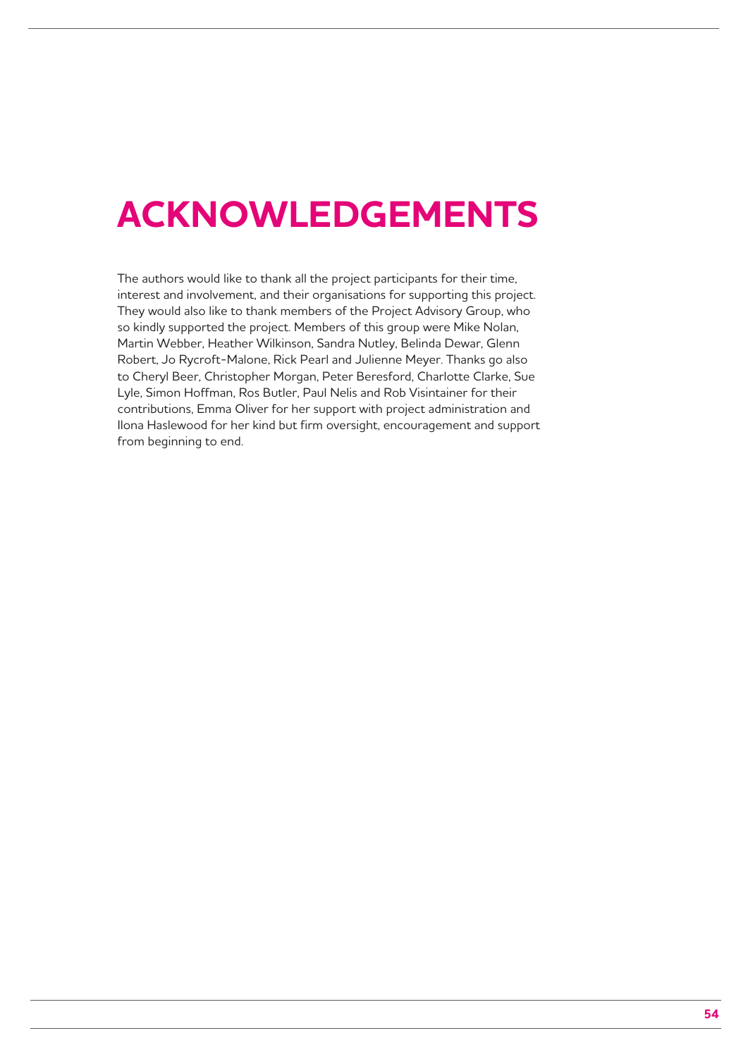# ACKNOWLEDGEMENTS

The authors would like to thank all the project participants for their time, interest and involvement, and their organisations for supporting this project. They would also like to thank members of the Project Advisory Group, who so kindly supported the project. Members of this group were Mike Nolan, Martin Webber, Heather Wilkinson, Sandra Nutley, Belinda Dewar, Glenn Robert, Jo Rycroft-Malone, Rick Pearl and Julienne Meyer. Thanks go also to Cheryl Beer, Christopher Morgan, Peter Beresford, Charlotte Clarke, Sue Lyle, Simon Hoffman, Ros Butler, Paul Nelis and Rob Visintainer for their contributions, Emma Oliver for her support with project administration and Ilona Haslewood for her kind but firm oversight, encouragement and support from beginning to end.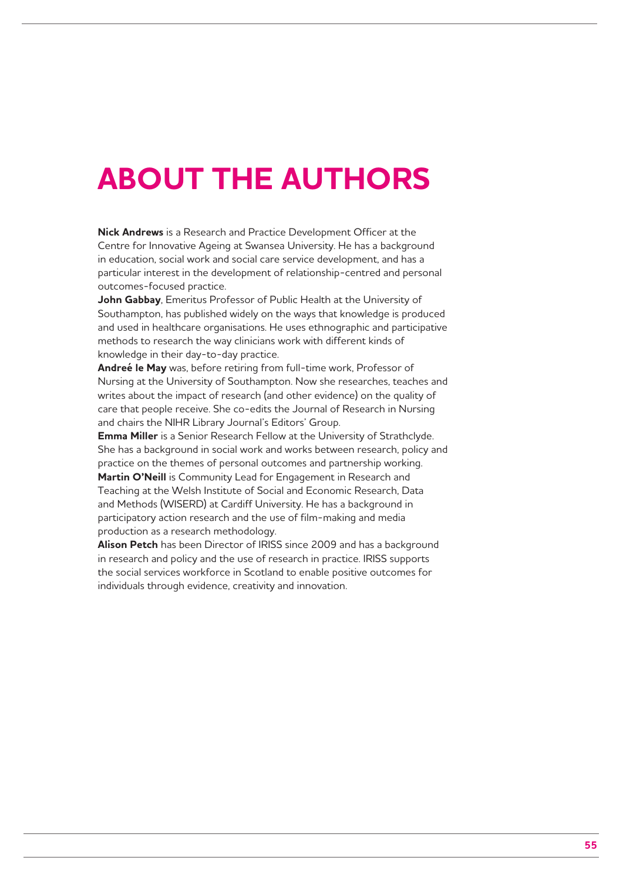# ABOUT THE AUTHORS

**Nick Andrews** is a Research and Practice Development Officer at the Centre for Innovative Ageing at Swansea University. He has a background in education, social work and social care service development, and has a particular interest in the development of relationship-centred and personal outcomes-focused practice.

**John Gabbay**, Emeritus Professor of Public Health at the University of Southampton, has published widely on the ways that knowledge is produced and used in healthcare organisations. He uses ethnographic and participative methods to research the way clinicians work with different kinds of knowledge in their day-to-day practice.

**Andreé le May** was, before retiring from full-time work, Professor of Nursing at the University of Southampton. Now she researches, teaches and writes about the impact of research (and other evidence) on the quality of care that people receive. She co-edits the Journal of Research in Nursing and chairs the NIHR Library Journal's Editors' Group.

**Emma Miller** is a Senior Research Fellow at the University of Strathclyde. She has a background in social work and works between research, policy and practice on the themes of personal outcomes and partnership working.

**Martin O'Neill** is Community Lead for Engagement in Research and Teaching at the Welsh Institute of Social and Economic Research, Data and Methods (WISERD) at Cardiff University. He has a background in participatory action research and the use of film-making and media production as a research methodology.

**Alison Petch** has been Director of IRISS since 2009 and has a background in research and policy and the use of research in practice. IRISS supports the social services workforce in Scotland to enable positive outcomes for individuals through evidence, creativity and innovation.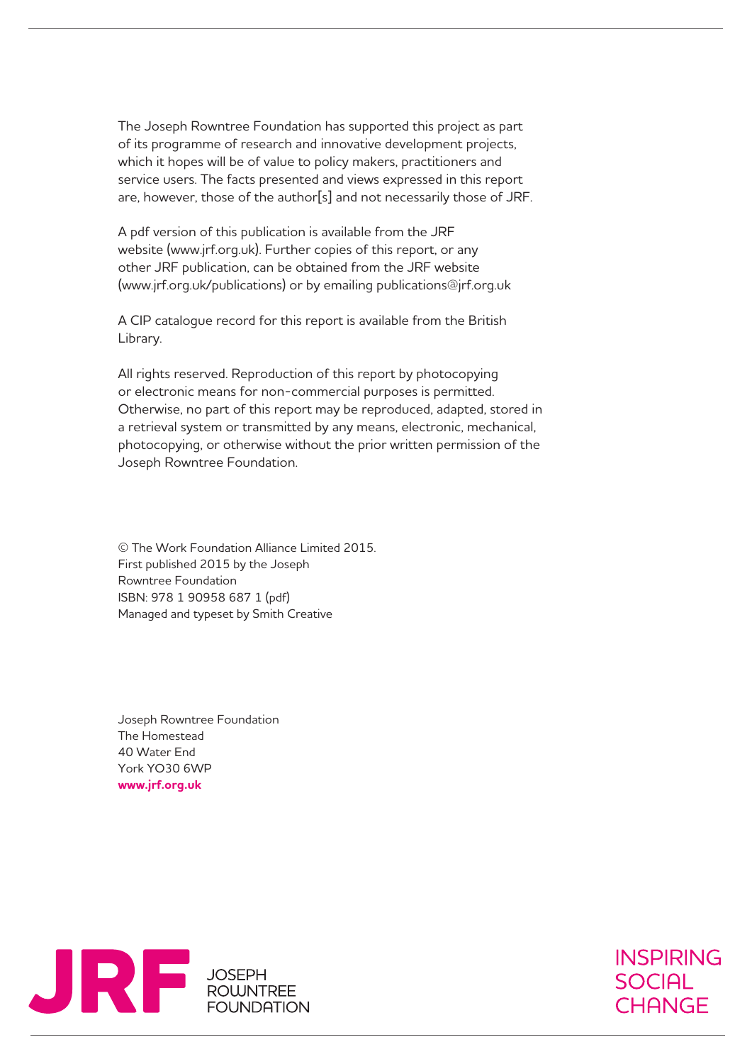The Joseph Rowntree Foundation has supported this project as part of its programme of research and innovative development projects, which it hopes will be of value to policy makers, practitioners and service users. The facts presented and views expressed in this report are, however, those of the author[s] and not necessarily those of JRF.

A pdf version of this publication is available from the JRF website (www.jrf.org.uk). Further copies of this report, or any other JRF publication, can be obtained from the JRF website (www.jrf.org.uk/publications) or by emailing publications@jrf.org.uk

A CIP catalogue record for this report is available from the British Library.

All rights reserved. Reproduction of this report by photocopying or electronic means for non-commercial purposes is permitted. Otherwise, no part of this report may be reproduced, adapted, stored in a retrieval system or transmitted by any means, electronic, mechanical, photocopying, or otherwise without the prior written permission of the Joseph Rowntree Foundation.

© The Work Foundation Alliance Limited 2015.
First published 2015 by the Joseph Rowntree Foundation
ISBN: 978 1 90958 687 1 (pdf)
Managed and typeset by Smith Creative

Joseph Rowntree Foundation
The Homestead
40 Water End
York YO30 6WP
**www.jrf.org.uk**

JRF JOSEPH ROWNTREE FOUNDATION

INSPIRING SOCIAL CHANGE